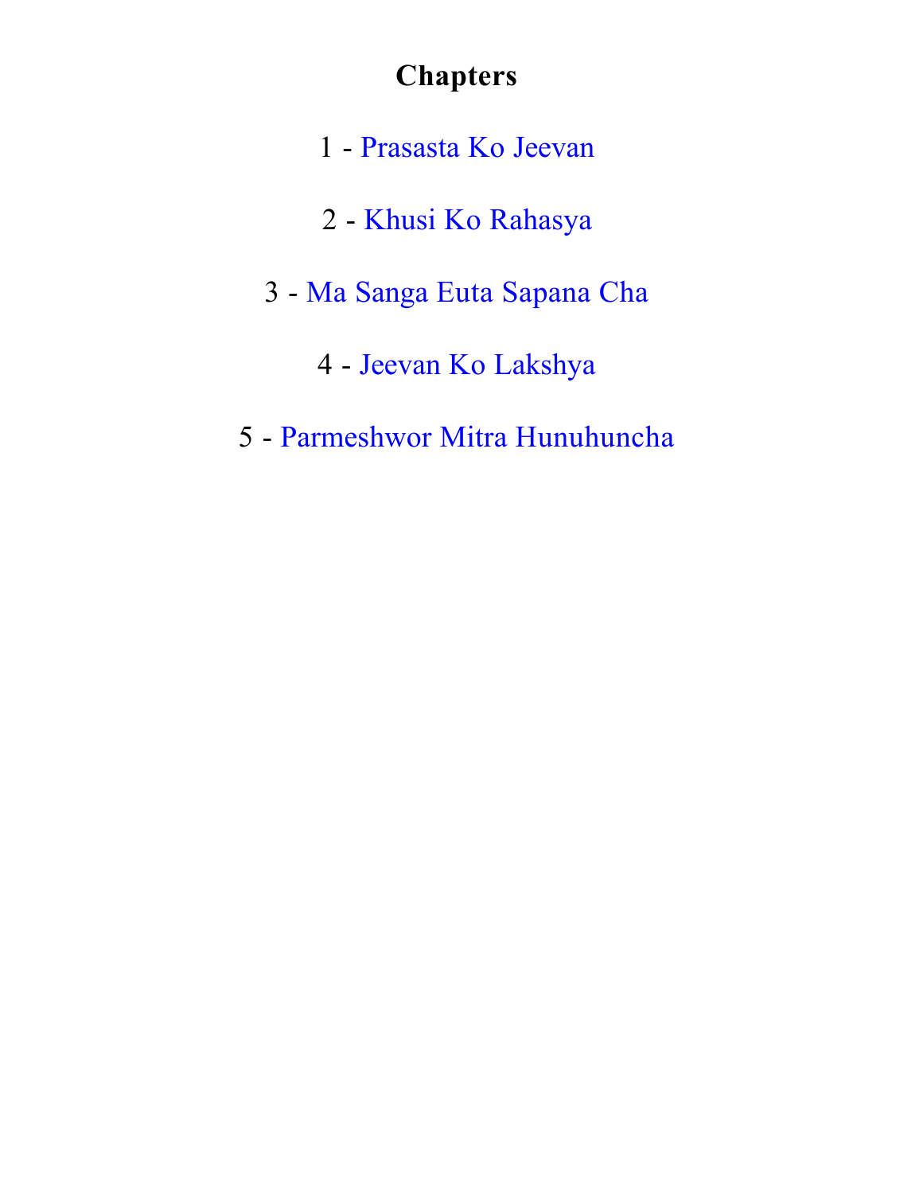# Chapters

1 - Prasasta Ko Jeevan

2 - Khusi Ko Rahasya

3 - Ma Sanga Euta Sapana Cha

4 - Jeevan Ko Lakshya

5 - Parmeshwor Mitra Hunuhuncha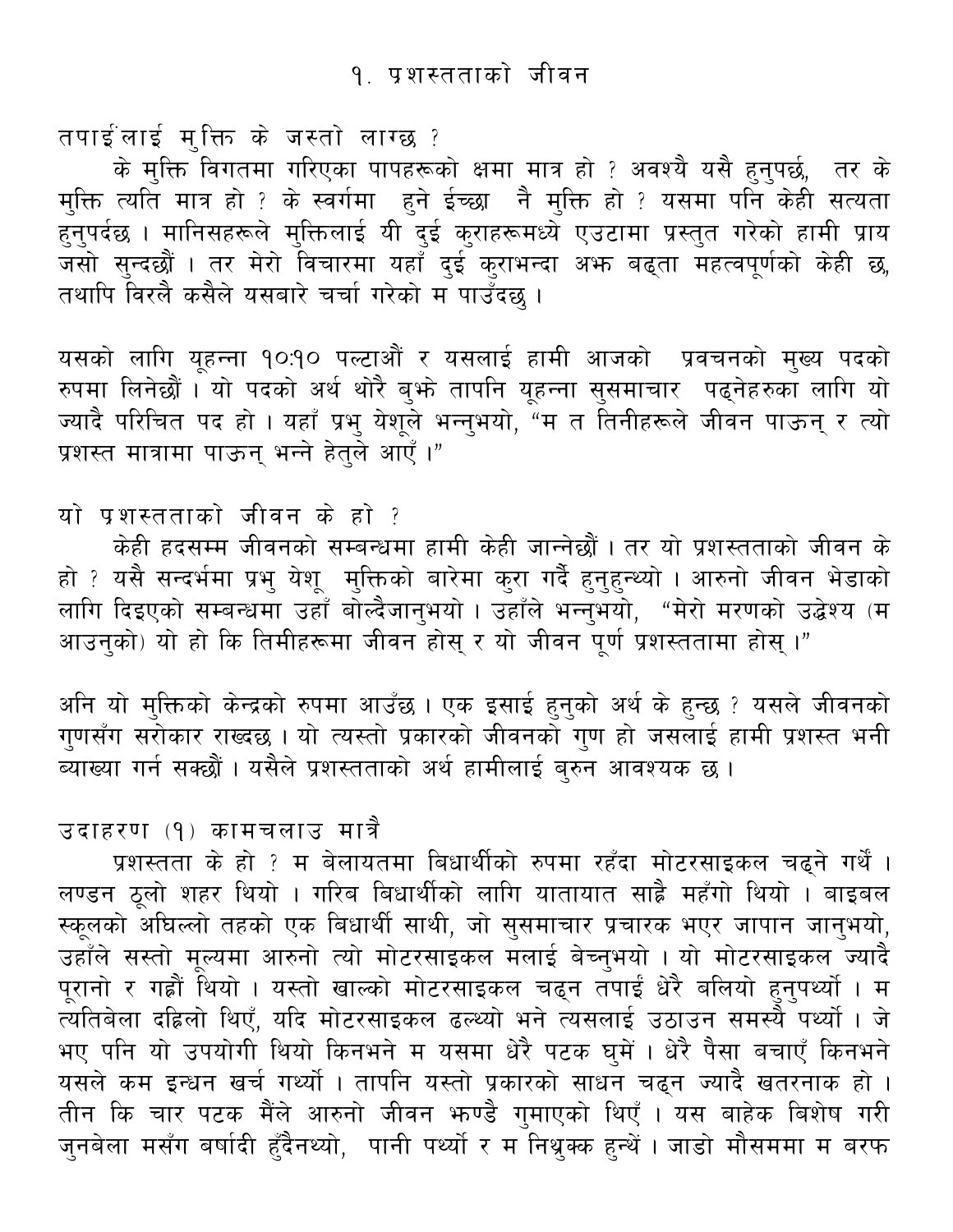# १. प्रशस्तताको जीवन

### तपाईंलाई मुक्ति के जस्तो लाग्छ ?

के मुक्ति विगतमा गरिएका पापहरूको क्षमा मात्र हो ? अवश्यै यसै हुनुपर्छ, तर के मुक्ति त्यति मात्र हो ? के स्वर्गमा हुने ईच्छा नै मुक्ति हो ? यसमा पनि केही सत्यता हुनुपर्दछ । मानिसहरूले मुक्तिलाई यी दुई कुराहरूमध्ये एउटामा प्रस्तुत गरेको हामी प्राय जसो सुन्दछौं । तर मेरो विचारमा यहाँ दुई कुराभन्दा अझ बढ्ता महत्वपूर्णको केही छ, तथापि विरलै कसैले यसबारे चर्चा गरेको म पाउँदछु ।

यसको लागि यूहन्ना १०:१० पल्टाऔं र यसलाई हामी आजको प्रवचनको मुख्य पदको रुपमा लिनेछौं । यो पदको अर्थ थोरै बुझे तापनि यूहन्ना सुसमाचार पढ्नेहरुका लागि यो ज्यादै परिचित पद हो । यहाँ प्रभु येशूले भन्नुभयो, “म त तिनीहरूले जीवन पाऊन् र त्यो प्रशस्त मात्रामा पाऊन् भन्ने हेतुले आएँ ।”

### यो प्रशस्तताको जीवन के हो ?

केही हदसम्म जीवनको सम्बन्धमा हामी केही जान्नेछौं । तर यो प्रशस्तताको जीवन के हो ? यसै सन्दर्भमा प्रभु येशू मुक्तिको बारेमा कुरा गर्दै हुनुहुन्थ्यो । आरुनो जीवन भेडाको लागि दिइएको सम्बन्धमा उहाँ बोल्दैजानुभयो । उहाँले भन्नुभयो, “मेरो मरणको उद्धेश्य (म आउनुको) यो हो कि तिमीहरूमा जीवन होस् र यो जीवन पूर्ण प्रशस्ततामा होस् ।”

अनि यो मुक्तिको केन्द्रको रुपमा आउँछ । एक इसाई हुनुको अर्थ के हुन्छ ? यसले जीवनको गुणसँग सरोकार राख्दछ । यो त्यस्तो प्रकारको जीवनको गुण हो जसलाई हामी प्रशस्त भनी ब्याख्या गर्न सक्छौं । यसैले प्रशस्तताको अर्थ हामीलाई बुरुन आवश्यक छ ।

### उदाहरण (१) कामचलाउ मात्रै

प्रशस्तता के हो ? म बेलायतमा बिधार्थीको रुपमा रहँदा मोटरसाइकल चढ्ने गर्थें । लण्डन ठूलो शहर थियो । गरिब बिधार्थीको लागि यातायात साह्रै महँगो थियो । बाइबल स्कूलको अघिल्लो तहको एक बिधार्थी साथी, जो सुसमाचार प्रचारक भएर जापान जानुभयो, उहाँले सस्तो मूल्यमा आरुनो त्यो मोटरसाइकल मलाई बेच्नुभयो । यो मोटरसाइकल ज्यादै पूरानो र गह्रौं थियो । यस्तो खाल्को मोटरसाइकल चढ्न तपाईं धेरै बलियो हुनुपर्थ्यो । म त्यतिबेला दह्रिलो थिएँ, यदि मोटरसाइकल ढल्थ्यो भने त्यसलाई उठाउन समस्यै पर्थ्यो । जे भए पनि यो उपयोगी थियो किनभने म यसमा धेरै पटक घुमें । धेरै पैसा बचाएँ किनभने यसले कम इन्धन खर्च गर्थ्यो । तापनि यस्तो प्रकारको साधन चढ्न ज्यादै खतरनाक हो । तीन कि चार पटक मैंले आरुनो जीवन झण्डै गुमाएको थिएँ । यस बाहेक बिशेष गरी जुनबेला मसँग बर्षादी हुँदैनथ्यो, पानी पर्थ्यो र म निथ्रुक्क हुन्थें । जाडो मौसममा म बरफ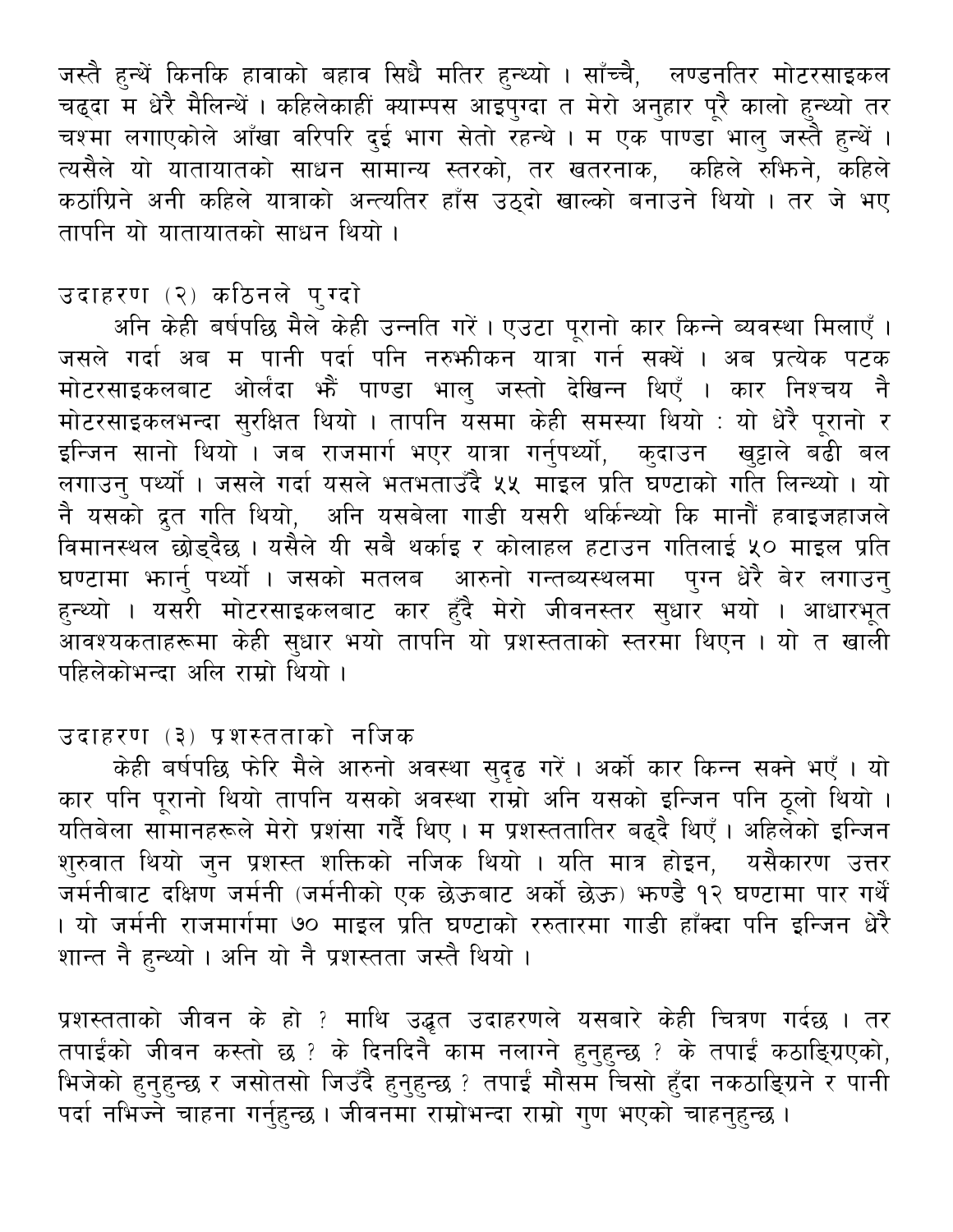जस्तै हुन्थें किनकि हावाको बहाव सिधै मतिर हुन्थ्यो । साँच्चै, लण्डनतिर मोटरसाइकल चढ्दा म धेरै मैलिन्थें । कहिलेकाहीं क्याम्पस आइपुग्दा त मेरो अनुहार पूरै कालो हुन्थ्यो तर चश्मा लगाएकोले आँखा वरिपरि दुई भाग सेतो रहन्थे । म एक पाण्डा भालु जस्तै हुन्थें । त्यसैले यो यातायातको साधन सामान्य स्तरको, तर खतरनाक, कहिले रुझिने, कहिले कठांग्रिने अनी कहिले यात्राको अन्त्यतिर हाँस उठ्दो खाल्को बनाउने थियो । तर जे भए तापनि यो यातायातको साधन थियो ।

### उदाहरण (२) कठिनले पुग्दो

अनि केही बर्षपछि मैले केही उन्नति गरें । एउटा पूरानो कार किन्ने ब्यवस्था मिलाएँ । जसले गर्दा अब म पानी पर्दा पनि नरुझीकन यात्रा गर्न सक्थें । अब प्रत्येक पटक मोटरसाइकलबाट ओर्लंदा झैं पाण्डा भालु जस्तो देखिन्न थिएँ । कार निश्चय नै मोटरसाइकलभन्दा सुरक्षित थियो । तापनि यसमा केही समस्या थियो : यो धेरै पूरानो र इन्जिन सानो थियो । जब राजमार्ग भएर यात्रा गर्नुपर्थ्यो, कुदाउन खुट्टाले बढी बल लगाउनु पर्थ्यो । जसले गर्दा यसले भतभताउँदै ५५ माइल प्रति घण्टाको गति लिन्थ्यो । यो नै यसको द्रुत गति थियो, अनि यसबेला गाडी यसरी थर्किन्थ्यो कि मानौं हवाइजहाजले विमानस्थल छोड्दैछ । यसैले यी सबै थर्काइ र कोलाहल हटाउन गतिलाई ५० माइल प्रति घण्टामा झार्नु पर्थ्यो । जसको मतलब आरुनो गन्तब्यस्थलमा पुग्न धेरै बेर लगाउनु हुन्थ्यो । यसरी मोटरसाइकलबाट कार हुँदै मेरो जीवनस्तर सुधार भयो । आधारभूत आवश्यकताहरूमा केही सुधार भयो तापनि यो प्रशस्तताको स्तरमा थिएन । यो त खाली पहिलेकोभन्दा अलि राम्रो थियो ।

### उदाहरण (३) प्रशस्तताको नजिक

केही बर्षपछि फेरि मैले आरुनो अवस्था सुदृढ गरें । अर्को कार किन्न सक्ने भएँ । यो कार पनि पूरानो थियो तापनि यसको अवस्था राम्रो अनि यसको इन्जिन पनि ठूलो थियो । यतिबेला सामानहरूले मेरो प्रशंसा गर्दै थिए । म प्रशस्ततातिर बढ्दै थिएँ । अहिलेको इन्जिन शुरुवात थियो जुन प्रशस्त शक्तिको नजिक थियो । यति मात्र होइन, यसैकारण उत्तर जर्मनीबाट दक्षिण जर्मनी (जर्मनीको एक छेऊबाट अर्को छेऊ) झण्डै १२ घण्टामा पार गर्थें । यो जर्मनी राजमार्गमा ७० माइल प्रति घण्टाको ररुतारमा गाडी हाँक्दा पनि इन्जिन धेरै शान्त नै हुन्थ्यो । अनि यो नै प्रशस्तता जस्तै थियो ।

प्रशस्तताको जीवन के हो ? माथि उद्धृत उदाहरणले यसबारे केही चित्रण गर्दछ । तर तपाईंको जीवन कस्तो छ ? के दिनदिनै काम नलाग्ने हुनुहुन्छ ? के तपाईं कठाङ्ग्रिएको, भिजेको हुनुहुन्छ र जसोतसो जिउँदै हुनुहुन्छ ? तपाईं मौसम चिसो हुँदा नकठाङ्ग्रिने र पानी पर्दा नभिज्ने चाहना गर्नुहुन्छ । जीवनमा राम्रोभन्दा राम्रो गुण भएको चाहनुहुन्छ ।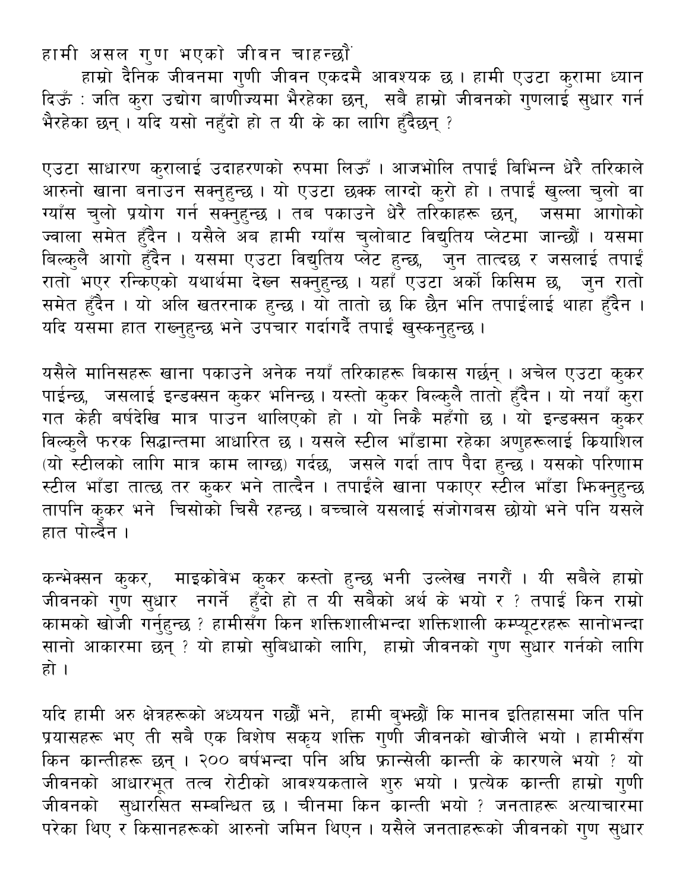# हामी असल गुण भएको जीवन चाहन्छौं

हाम्रो दैनिक जीवनमा गुणी जीवन एकदमै आवश्यक छ । हामी एउटा कुरामा ध्यान दिऊँ : जति कुरा उद्योग बाणीज्यमा भैरहेका छन्, सबै हाम्रो जीवनको गुणलाई सुधार गर्न भैरहेका छन् । यदि यसो नहुँदो हो त यी के का लागि हुँदैछन् ?

एउटा साधारण कुरालाई उदाहरणको रुपमा लिऊँ । आजभोलि तपाईं बिभिन्न धेरै तरिकाले आफ्नो खाना बनाउन सक्नुहुन्छ । यो एउटा छक्क लाग्दो कुरो हो । तपाईं खुल्ला चुलो वा ग्याँस चुलो प्रयोग गर्न सक्नुहुन्छ । तब पकाउने धेरै तरिकाहरू छन्, जसमा आगोको ज्वाला समेत हुँदैन । यसैले अब हामी ग्याँस चुलोबाट विद्युतिय प्लेटमा जान्छौं । यसमा बिल्कुलै आगो हुँदैन । यसमा एउटा विद्युतिय प्लेट हुन्छ, जुन तात्दछ र जसलाई तपाईं रातो भएर रन्किएको यथार्थमा देख्न सक्नुहुन्छ । यहाँ एउटा अर्को किसिम छ, जुन रातो समेत हुँदैन । यो अलि खतरनाक हुन्छ । यो तातो छ कि छैन भनि तपाईंलाई थाहा हुँदैन । यदि यसमा हात राख्नुहुन्छ भने उपचार गर्दागर्दै तपाईं खुस्कनुहुन्छ ।

यसैले मानिसहरू खाना पकाउने अनेक नयाँ तरिकाहरू बिकास गर्छन् । अचेल एउटा कुकर पाईन्छ, जसलाई इन्डक्सन कुकर भनिन्छ । यस्तो कुकर विल्कुलै तातो हुँदैन । यो नयाँ कुरा गत केही बर्षदेखि मात्र पाउन थालिएको हो । यो निकै महँगो छ । यो इन्डक्सन कुकर विल्कुलै फरक सिद्धान्तमा आधारित छ । यसले स्टील भाँडामा रहेका अणुहरूलाई क्रियाशिल (यो स्टीलको लागि मात्र काम लाग्छ) गर्दछ, जसले गर्दा ताप पैदा हुन्छ । यसको परिणाम स्टील भाँडा तात्छ तर कुकर भने तात्दैन । तपाईंले खाना पकाएर स्टील भाँडा झिक्नुहुन्छ तापनि कुकर भने चिसोको चिसै रहन्छ । बच्चाले यसलाई संजोगबस छोयो भने पनि यसले हात पोल्दैन ।

कन्भेक्सन कुकर, माइक्रोवेभ कुकर कस्तो हुन्छ भनी उल्लेख नगरौं । यी सबैले हाम्रो जीवनको गुण सुधार नगर्ने हुँदो हो त यी सबैको अर्थ के भयो र ? तपाईं किन राम्रो कामको खोजी गर्नुहुन्छ ? हामीसँग किन शक्तिशालीभन्दा शक्तिशाली कम्प्युटरहरू सानोभन्दा सानो आकारमा छन् ? यो हाम्रो सुबिधाको लागि, हाम्रो जीवनको गुण सुधार गर्नको लागि हो ।

यदि हामी अरु क्षेत्रहरूको अध्ययन गर्छौं भने, हामी बुझ्छौं कि मानव इतिहासमा जति पनि प्रयासहरू भए ती सबै एक बिशेष सकृय शक्ति गुणी जीवनको खोजीले भयो । हामीसँग किन क्रान्तीहरू छन् । २०० बर्षभन्दा पनि अघि फ्रान्सेली क्रान्ती के कारणले भयो ? यो जीवनको आधारभूत तत्व रोटीको आवश्यकताले शुरु भयो । प्रत्येक क्रान्ती हाम्रो गुणी जीवनको सुधारसित सम्बन्धित छ । चीनमा किन क्रान्ती भयो ? जनताहरू अत्याचारमा परेका थिए र किसानहरूको आफ्नो जमिन थिएन । यसैले जनताहरूको जीवनको गुण सुधार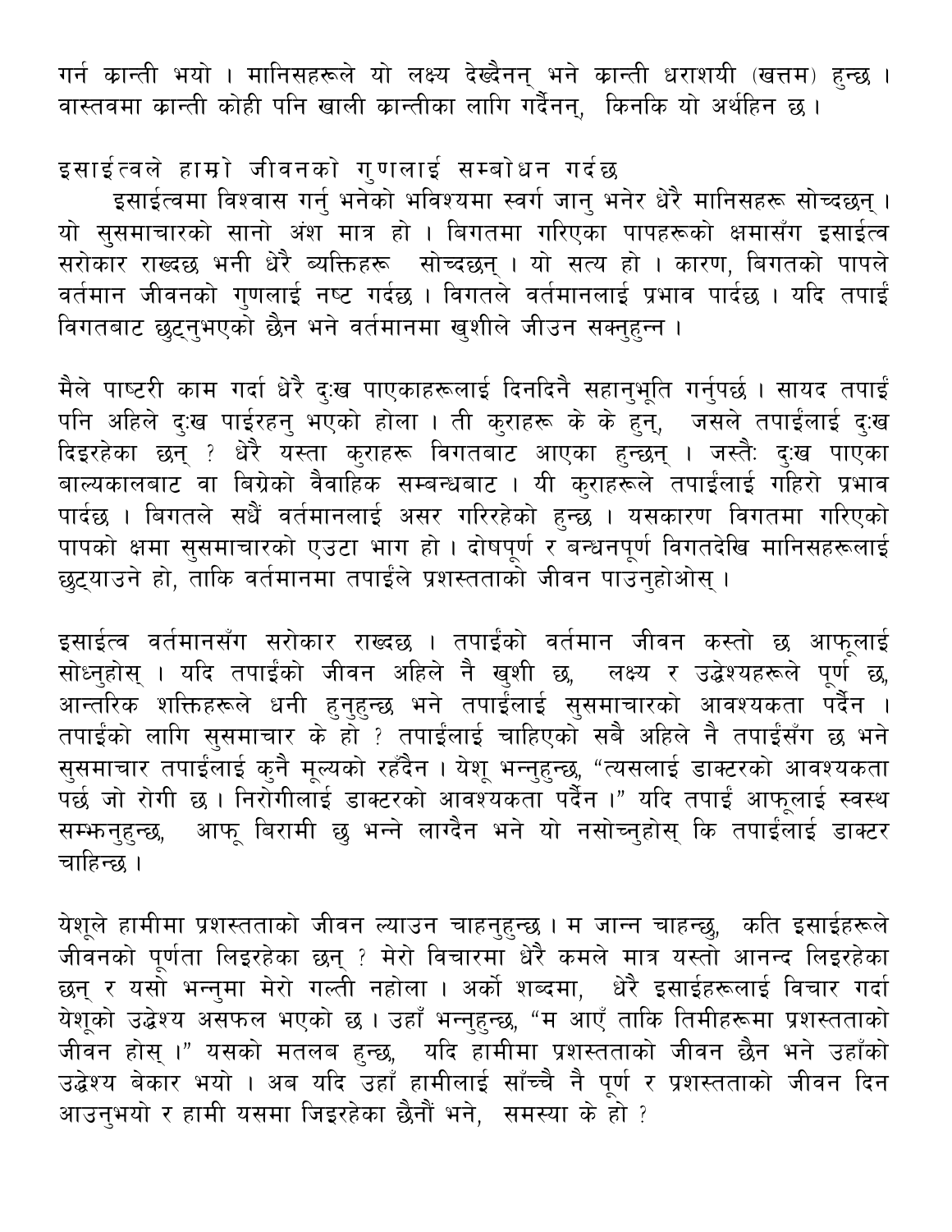गर्न कान्ती भयो । मानिसहरूले यो लक्ष्य देख्दैनन् भने कान्ती धराशयी (खत्तम) हुन्छ । वास्तवमा कान्ती कोही पनि खाली कान्तीका लागि गर्दैनन्, किनकि यो अर्थहिन छ ।

## इसाईत्वले हाम्रो जीवनको गुणलाई सम्बोधन गर्दछ

इसाईत्वमा विश्वास गर्नु भनेको भविश्यमा स्वर्ग जानु भनेर धेरै मानिसहरू सोच्दछन् । यो सुसमाचारको सानो अंश मात्र हो । बिगतमा गरिएका पापहरूको क्षमासँग इसाईत्व सरोकार राख्दछ भनी धेरै व्यक्तिहरू सोच्दछन् । यो सत्य हो । कारण, बिगतको पापले वर्तमान जीवनको गुणलाई नष्ट गर्दछ । विगतले वर्तमानलाई प्रभाव पार्दछ । यदि तपाईं विगतबाट छुट्नुभएको छैन भने वर्तमानमा खुशीले जीउन सक्नुहुन्न ।

मैले पाष्टरी काम गर्दा धेरै दुःख पाएकाहरूलाई दिनदिनै सहानुभूति गर्नुपर्छ । सायद तपाईं पनि अहिले दुःख पाईरहनु भएको होला । ती कुराहरू के के हुन्, जसले तपाईंलाई दुःख दिइरहेका छन् ? धेरै यस्ता कुराहरू विगतबाट आएका हुन्छन् । जस्तैः दुःख पाएका बाल्यकालबाट वा बिग्रेको वैवाहिक सम्बन्धबाट । यी कुराहरूले तपाईंलाई गहिरो प्रभाव पार्दछ । बिगतले सधैं वर्तमानलाई असर गरिरहेको हुन्छ । यसकारण विगतमा गरिएको पापको क्षमा सुसमाचारको एउटा भाग हो । दोषपूर्ण र बन्धनपूर्ण विगतदेखि मानिसहरूलाई छुट्याउने हो, ताकि वर्तमानमा तपाईंले प्रशस्तताको जीवन पाउनुहोओस् ।

इसाईत्व वर्तमानसँग सरोकार राख्दछ । तपाईंको वर्तमान जीवन कस्तो छ आफूलाई सोध्नुहोस् । यदि तपाईंको जीवन अहिले नै खुशी छ, लक्ष्य र उद्धेश्यहरूले पूर्ण छ, आन्तरिक शक्तिहरूले धनी हुनुहुन्छ भने तपाईंलाई सुसमाचारको आवश्यकता पर्दैन । तपाईंको लागि सुसमाचार के हो ? तपाईंलाई चाहिएको सबै अहिले नै तपाईंसँग छ भने सुसमाचार तपाईंलाई कुनै मूल्यको रहँदैन । येशू भन्नुहुन्छ, "त्यसलाई डाक्टरको आवश्यकता पर्छ जो रोगी छ । निरोगीलाई डाक्टरको आवश्यकता पर्दैन ।" यदि तपाईं आफूलाई स्वस्थ सम्झनुहुन्छ, आफू बिरामी छु भन्ने लाग्दैन भने यो नसोच्नुहोस् कि तपाईंलाई डाक्टर चाहिन्छ ।

येशूले हामीमा प्रशस्तताको जीवन ल्याउन चाहनुहुन्छ । म जान्न चाहन्छु, कति इसाईहरूले जीवनको पूर्णता लिइरहेका छन् ? मेरो विचारमा धेरै कमले मात्र यस्तो आनन्द लिइरहेका छन् र यसो भन्नुमा मेरो गल्ती नहोला । अर्को शब्दमा, धेरै इसाईहरूलाई विचार गर्दा येशूको उद्धेश्य असफल भएको छ । उहाँ भन्नुहुन्छ, "म आएँ ताकि तिमीहरूमा प्रशस्तताको जीवन होस् ।" यसको मतलब हुन्छ, यदि हामीमा प्रशस्तताको जीवन छैन भने उहाँको उद्धेश्य बेकार भयो । अब यदि उहाँ हामीलाई साँच्चै नै पूर्ण र प्रशस्तताको जीवन दिन आउनुभयो र हामी यसमा जिइरहेका छैनौं भने, समस्या के हो ?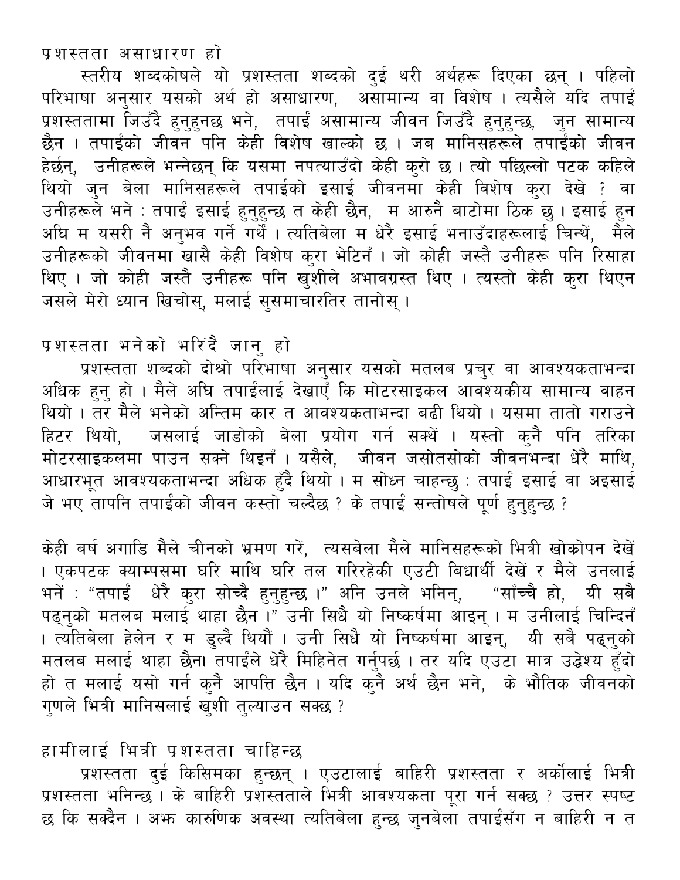## प्रशस्तता असाधारण हो

स्तरीय शब्दकोषले यो प्रशस्तता शब्दको दुई थरी अर्थहरू दिएका छन् । पहिलो परिभाषा अनुसार यसको अर्थ हो असाधारण, असामान्य वा विशेष । त्यसैले यदि तपाईं प्रशस्ततामा जिउँदै हुनुहुनछ भने, तपाईं असामान्य जीवन जिउँदै हुनुहुन्छ, जुन सामान्य छैन । तपाईंको जीवन पनि केही विशेष खाल्को छ । जब मानिसहरूले तपाईंको जीवन हेर्छन्, उनीहरूले भन्नेछन् कि यसमा नपत्याउँदो केही कुरो छ । त्यो पछिल्लो पटक कहिले थियो जुन बेला मानिसहरूले तपाईको इसाई जीवनमा केही विशेष कुरा देखे ? वा उनीहरूले भने : तपाईं इसाई हुनुहुन्छ त केही छैन, म आरुनै बाटोमा ठिक छु । इसाई हुन अघि म यसरी नै अनुभव गर्ने गर्थें । त्यतिबेला म धेरै इसाई भनाउँदाहरूलाई चिन्थें, मैले उनीहरूको जीवनमा खासै केही विशेष कुरा भेटिनँ । जो कोही जस्तै उनीहरू पनि रिसाहा थिए । जो कोही जस्तै उनीहरू पनि खुशीले अभावग्रस्त थिए । त्यस्तो केही कुरा थिएन जसले मेरो ध्यान खिचोस्, मलाई सुसमाचारतिर तानोस् ।

## प्रशस्तता भनेको भरिंदै जानु हो

प्रशस्तता शब्दको दोश्रो परिभाषा अनुसार यसको मतलब प्रचुर वा आवश्यकताभन्दा अधिक हुनु हो । मैले अघि तपाईंलाई देखाएँ कि मोटरसाइकल आवश्यकीय सामान्य वाहन थियो । तर मैले भनेको अन्तिम कार त आवश्यकताभन्दा बढी थियो । यसमा तातो गराउने हिटर थियो, जसलाई जाडोको बेला प्रयोग गर्न सक्थें । यस्तो कुनै पनि तरिका मोटरसाइकलमा पाउन सक्ने थिइनँ । यसैले, जीवन जसोतसोको जीवनभन्दा धेरै माथि, आधारभूत आवश्यकताभन्दा अधिक हुँदै थियो । म सोध्न चाहन्छु : तपाईं इसाई वा अइसाई जे भए तापनि तपाईंको जीवन कस्तो चल्दैछ ? के तपाईं सन्तोषले पूर्ण हुनुहुन्छ ?

केही बर्ष अगाडि मैले चीनको भ्रमण गरें, त्यसबेला मैले मानिसहरूको भित्री खोक्रोपन देखें । एकपटक क्याम्पसमा घरि माथि घरि तल गरिरहेकी एउटी बिधार्थी देखें र मैले उनलाई भनें : "तपाईं धेरै कुरा सोच्दै हुनुहुन्छ ।" अनि उनले भनिन्, "साँच्चै हो, यी सबै पढ्नुको मतलब मलाई थाहा छैन ।" उनी सिधै यो निष्कर्षमा आइन् । म उनीलाई चिन्दिनँ । त्यतिबेला हेलेन र म डुल्दै थियौं । उनी सिधै यो निष्कर्षमा आइन्, यी सबै पढ्नुको मतलब मलाई थाहा छैन। तपाईंले धेरै मिहिनेत गर्नुपर्छ । तर यदि एउटा मात्र उद्धेश्य हुँदो हो त मलाई यसो गर्न कुनै आपत्ति छैन । यदि कुनै अर्थ छैन भने, के भौतिक जीवनको गुणले भित्री मानिसलाई खुशी तुल्याउन सक्छ ?

## हामीलाई भित्री प्रशस्तता चाहिन्छ

प्रशस्तता दुई किसिमका हुन्छन् । एउटालाई बाहिरी प्रशस्तता र अर्कोलाई भित्री प्रशस्तता भनिन्छ । के बाहिरी प्रशस्तताले भित्री आवश्यकता पूरा गर्न सक्छ ? उत्तर स्पष्ट छ कि सक्दैन । अझ कारुणिक अवस्था त्यतिबेला हुन्छ जुनबेला तपाईंसँग न बाहिरी न त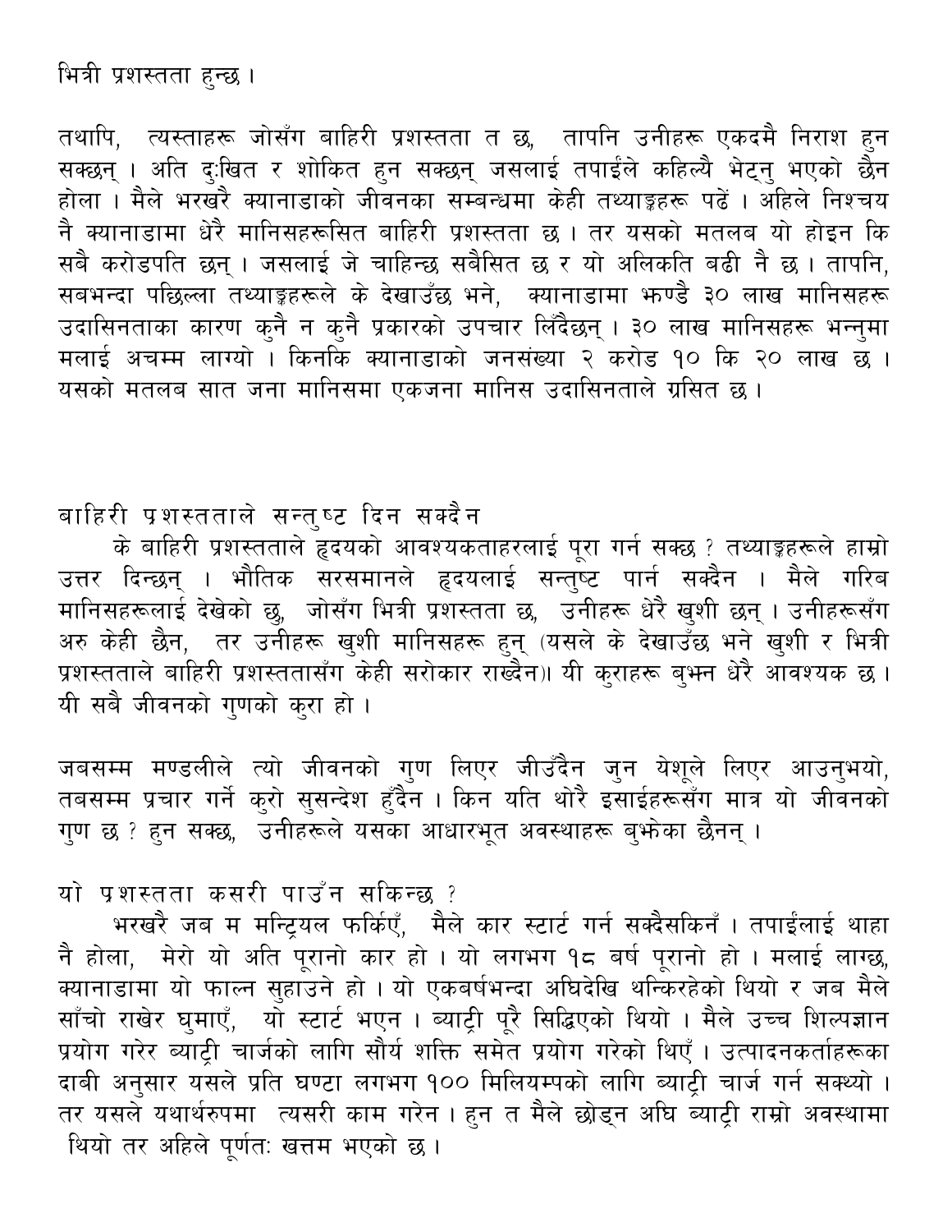भित्री प्रशस्तता हुन्छ ।

तथापि, त्यस्ताहरू जोसँग बाहिरी प्रशस्तता त छ, तापनि उनीहरू एकदमै निराश हुन सक्छन् । अति दुःखित र शोकित हुन सक्छन् जसलाई तपाईंले कहिल्यै भेट्नु भएको छैन होला । मैले भरखरै क्यानाडाको जीवनका सम्बन्धमा केही तथ्याङ्कहरू पढें । अहिले निश्चय नै क्यानाडामा धेरै मानिसहरूसित बाहिरी प्रशस्तता छ । तर यसको मतलब यो होइन कि सबै करोडपति छन् । जसलाई जे चाहिन्छ सबैसित छ र यो अलिकति बढी नै छ । तापनि, सबभन्दा पछिल्ला तथ्याङ्कहरूले के देखाउँछ भने, क्यानाडामा झण्डै ३० लाख मानिसहरू उदासिनताका कारण कुनै न कुनै प्रकारको उपचार लिँदैछन् । ३० लाख मानिसहरू भन्नुमा मलाई अचम्म लाग्यो । किनकि क्यानाडाको जनसंख्या २ करोड १० कि २० लाख छ । यसको मतलब सात जना मानिसमा एकजना मानिस उदासिनताले ग्रसित छ ।

## बाहिरी प्रशस्तताले सन्तुष्ट दिन सक्दैन

के बाहिरी प्रशस्तताले हृदयको आवश्यकताहरलाई पूरा गर्न सक्छ ? तथ्याङ्कहरूले हाम्रो उत्तर दिन्छन् । भौतिक सरसमानले हृदयलाई सन्तुष्ट पार्न सक्दैन । मैले गरिब मानिसहरूलाई देखेको छु, जोसँग भित्री प्रशस्तता छ, उनीहरू धेरै खुशी छन् । उनीहरूसँग अरु केही छैन, तर उनीहरू खुशी मानिसहरू हुन् (यसले के देखाउँछ भने खुशी र भित्री प्रशस्तताले बाहिरी प्रशस्ततासँग केही सरोकार राख्दैन)। यी कुराहरू बुझ्न धेरै आवश्यक छ । यी सबै जीवनको गुणको कुरा हो ।

जबसम्म मण्डलीले त्यो जीवनको गुण लिएर जीउँदैन जुन येशूले लिएर आउनुभयो, तबसम्म प्रचार गर्ने कुरो सुसन्देश हुँदैन । किन यति थोरै इसाईहरूसँग मात्र यो जीवनको गुण छ ? हुन सक्छ, उनीहरूले यसका आधारभूत अवस्थाहरू बुझेका छैनन् ।

## यो प्रशस्तता कसरी पाउँन सकिन्छ ?

भरखरै जब म मन्ट्रियल फर्किएँ, मैले कार स्टार्ट गर्न सक्दैसकिनँ । तपाईंलाई थाहा नै होला, मेरो यो अति पूरानो कार हो । यो लगभग १८ बर्ष पूरानो हो । मलाई लाग्छ, क्यानाडामा यो फाल्न सुहाउने हो । यो एकबर्षभन्दा अघिदेखि थन्किरहेको थियो र जब मैले साँचो राखेर घुमाएँ, यो स्टार्ट भएन । ब्याट्री पूरै सिद्धिएको थियो । मैले उच्च शिल्पज्ञान प्रयोग गरेर ब्याट्री चार्जको लागि सौर्य शक्ति समेत प्रयोग गरेको थिएँ । उत्पादनकर्ताहरूका दाबी अनुसार यसले प्रति घण्टा लगभग १०० मिलियम्पको लागि ब्याट्री चार्ज गर्न सक्थ्यो । तर यसले यथार्थरुपमा त्यसरी काम गरेन । हुन त मैले छोड्न अघि ब्याट्री राम्रो अवस्थामा थियो तर अहिले पूर्णतः खत्तम भएको छ ।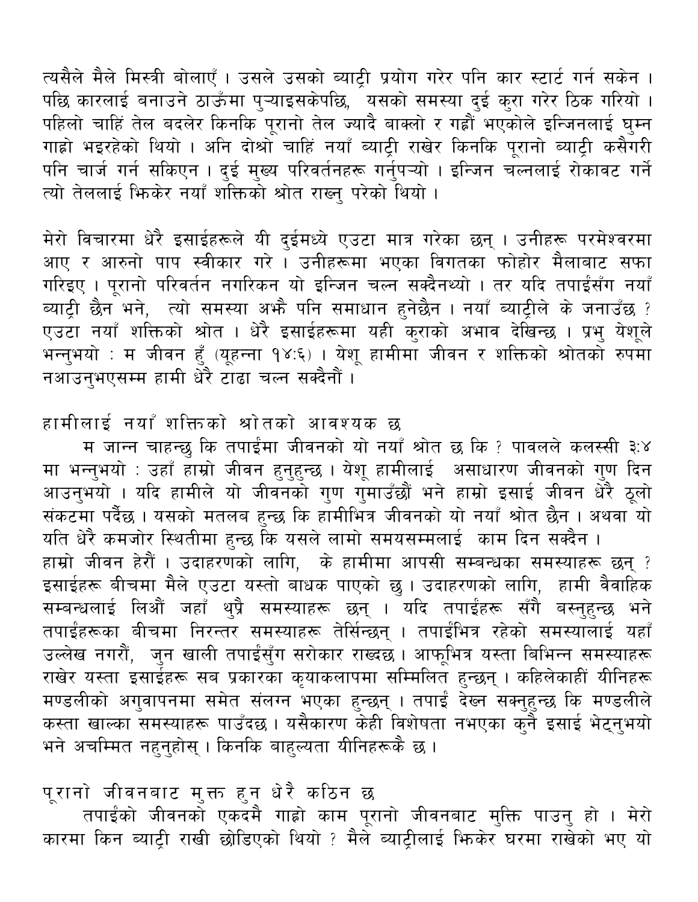त्यसैले मैले मिस्त्री बोलाएँ । उसले उसको ब्याट्री प्रयोग गरेर पनि कार स्टार्ट गर्न सकेन । पछि कारलाई बनाउने ठाउँमा पुर्‍याइसकेपछि, यसको समस्या दुई कुरा गरेर ठिक गरियो । पहिलो चाहिं तेल बदलेर किनकि पुरानो तेल ज्यादै बाक्लो र गह्रौं भएकोले इन्जिनलाई घुम्न गाह्रो भइरहेको थियो । अनि दोश्रो चाहिं नयाँ ब्याट्री राखेर किनकि पुरानो ब्याट्री कसैगरी पनि चार्ज गर्न सकिएन । दुई मुख्य परिवर्तनहरू गर्नुपर्‍यो । इन्जिन चल्नलाई रोकावट गर्ने त्यो तेललाई झिकेर नयाँ शक्तिको श्रोत राख्नु परेको थियो ।

मेरो विचारमा धेरै इसाईहरूले यी दुईमध्ये एउटा मात्र गरेका छन् । उनीहरू परमेश्वरमा आए र आरुनो पाप स्वीकार गरे । उनीहरूमा भएका विगतका फोहोर मैलाबाट सफा गरिइए । पुरानो परिवर्तन नगरिकन यो इन्जिन चल्न सक्दैनथ्यो । तर यदि तपाईंसँग नयाँ ब्याट्री छैन भने, त्यो समस्या अझै पनि समाधान हुनेछैन । नयाँ ब्याट्रीले के जनाउँछ ? एउटा नयाँ शक्तिको श्रोत । धेरै इसाईहरूमा यही कुराको अभाव देखिन्छ । प्रभु येशूले भन्नुभयो : म जीवन हुँ (यूहन्ना १४:६) । येशू हामीमा जीवन र शक्तिको श्रोतको रुपमा नआउनुभएसम्म हामी धेरै टाढा चल्न सक्दैनौं ।

## हामीलाई नयाँ शक्तिको श्रोतको आवश्यक छ

म जान्न चाहन्छु कि तपाईंमा जीवनको यो नयाँ श्रोत छ कि ? पावलले कलस्सी ३:४ मा भन्नुभयो : उहाँ हाम्रो जीवन हुनुहुन्छ । येशू हामीलाई असाधारण जीवनको गुण दिन आउनुभयो । यदि हामीले यो जीवनको गुण गुमाउँछौं भने हाम्रो इसाई जीवन धेरै ठूलो संकटमा पर्दैछ । यसको मतलब हुन्छ कि हामीभित्र जीवनको यो नयाँ श्रोत छैन । अथवा यो यति धेरै कमजोर स्थितीमा हुन्छ कि यसले लामो समयसम्मलाई काम दिन सक्दैन ।

हाम्रो जीवन हेरौं । उदाहरणको लागि, के हामीमा आपसी सम्बन्धका समस्याहरू छन् ? इसाईहरू बीचमा मैले एउटा यस्तो बाधक पाएको छु । उदाहरणको लागि, हामी वैवाहिक सम्बन्धलाई लिऔं जहाँ थुप्रै समस्याहरू छन् । यदि तपाईंहरू सँगै बस्नुहुन्छ भने तपाईंहरूका बीचमा निरन्तर समस्याहरू तेर्सिन्छन् । तपाईंभित्र रहेको समस्यालाई यहाँ उल्लेख नगरौं, जुन खाली तपाईंसुँग सरोकार राख्दछ । आफूभित्र यस्ता बिभिन्न समस्याहरू राखेर यस्ता इसाईहरू सब प्रकारका कृयाकलापमा सम्मिलित हुन्छन् । कहिलेकाहीं यीनिहरू मण्डलीको अगुवापनमा समेत संलग्न भएका हुन्छन् । तपाईं देख्न सक्नुहुन्छ कि मण्डलीले कस्ता खाल्का समस्याहरू पाउँदछ । यसैकारण केही विशेषता नभएका कुनै इसाई भेट्नुभयो भने अचम्मित नहुनुहोस् । किनकि बाहुल्यता यीनिहरूकै छ ।

## पूरानो जीवनबाट मुक्त हुन धेरै कठिन छ

तपाईंको जीवनको एकदमै गाह्रो काम पूरानो जीवनबाट मुक्ति पाउनु हो । मेरो कारमा किन ब्याट्री राखी छोडिएको थियो ? मैले ब्याट्रीलाई झिकेर घरमा राखेको भए यो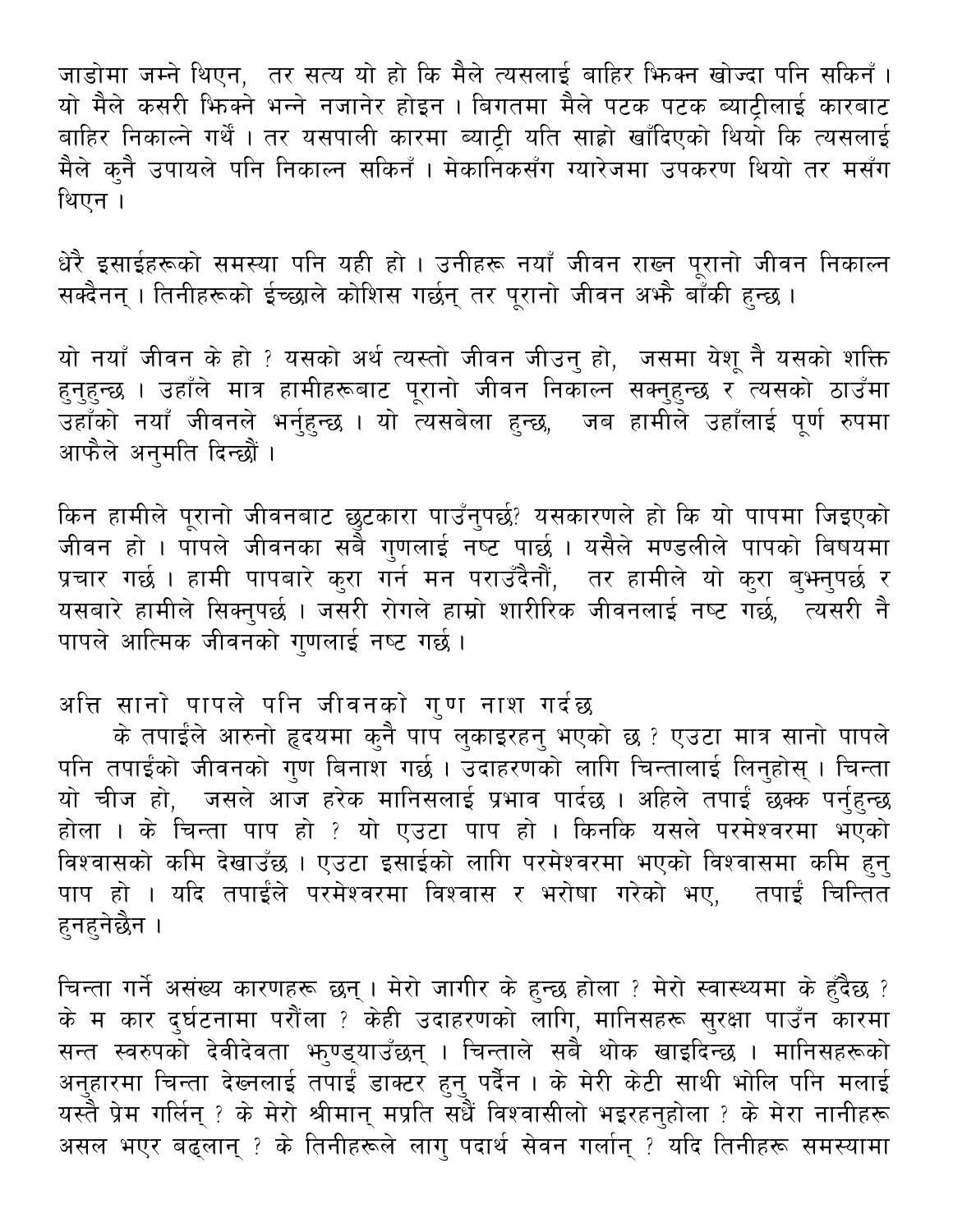जाडोमा जम्ने थिएन, तर सत्य यो हो कि मैले त्यसलाई बाहिर झिक्न खोज्दा पनि सकिनँ । यो मैले कसरी झिक्ने भन्ने नजानेर होइन । बिगतमा मैले पटक पटक ब्याट्रीलाई कारबाट बाहिर निकाल्ने गर्थें । तर यसपाली कारमा ब्याट्री यति साह्रो खाँदिएको थियो कि त्यसलाई मैले कुनै उपायले पनि निकाल्न सकिनँ । मेकानिकसँग ग्यारेजमा उपकरण थियो तर मसँग थिएन ।

धेरै इसाईहरूको समस्या पनि यही हो । उनीहरू नयाँ जीवन राख्न पूरानो जीवन निकाल्न सक्दैनन् । तिनीहरूको ईच्छाले कोशिस गर्छन् तर पूरानो जीवन अझै बाँकी हुन्छ ।

यो नयाँ जीवन के हो ? यसको अर्थ त्यस्तो जीवन जीउनु हो, जसमा येशू नै यसको शक्ति हुनुहुन्छ । उहाँले मात्र हामीहरूबाट पूरानो जीवन निकाल्न सक्नुहुन्छ र त्यसको ठाउँमा उहाँको नयाँ जीवनले भर्नुहुन्छ । यो त्यसबेला हुन्छ, जब हामीले उहाँलाई पूर्ण रुपमा आफैले अनुमति दिन्छौं ।

किन हामीले पूरानो जीवनबाट छुटकारा पाउँनुपर्छ? यसकारणले हो कि यो पापमा जिइएको जीवन हो । पापले जीवनका सबै गुणलाई नष्ट पार्छ । यसैले मण्डलीले पापको बिषयमा प्रचार गर्छ । हामी पापबारे कुरा गर्न मन पराउँदैनौं, तर हामीले यो कुरा बुझ्नुपर्छ र यसबारे हामीले सिक्नुपर्छ । जसरी रोगले हाम्रो शारीरिक जीवनलाई नष्ट गर्छ, त्यसरी नै पापले आत्मिक जीवनको गुणलाई नष्ट गर्छ ।

## अत्ति सानो पापले पनि जीवनको गुण नाश गर्दछ

के तपाईंले आरुनो हृदयमा कुनै पाप लुकाइरहनु भएको छ ? एउटा मात्र सानो पापले पनि तपाईंको जीवनको गुण बिनाश गर्छ । उदाहरणको लागि चिन्तालाई लिनुहोस् । चिन्ता यो चीज हो, जसले आज हरेक मानिसलाई प्रभाव पार्दछ । अहिले तपाईं छक्क पर्नुहुन्छ होला । के चिन्ता पाप हो ? यो एउटा पाप हो । किनकि यसले परमेश्वरमा भएको विश्वासको कमि देखाउँछ । एउटा इसाईको लागि परमेश्वरमा भएको विश्वासमा कमि हुनु पाप हो । यदि तपाईंले परमेश्वरमा विश्वास र भरोषा गरेको भए, तपाईं चिन्तित हुनहुनेछैन ।

चिन्ता गर्ने असंख्य कारणहरू छन् । मेरो जागीर के हुन्छ होला ? मेरो स्वास्थ्यमा के हुँदैछ ? के म कार दुर्घटनामा परौंला ? केही उदाहरणको लागि, मानिसहरू सुरक्षा पाउँन कारमा सन्त स्वरुपको देवीदेवता झुण्ड्याउँछन् । चिन्ताले सबै थोक खाइदिन्छ । मानिसहरूको अनुहारमा चिन्ता देख्नलाई तपाईं डाक्टर हुनु पर्दैन । के मेरी केटी साथी भोलि पनि मलाई यस्तै प्रेम गर्लिन् ? के मेरो श्रीमान् मप्रति सधैं विश्वासीलो भइरहनुहोला ? के मेरा नानीहरू असल भएर बढ्लान् ? के तिनीहरूले लागु पदार्थ सेवन गर्लान् ? यदि तिनीहरू समस्यामा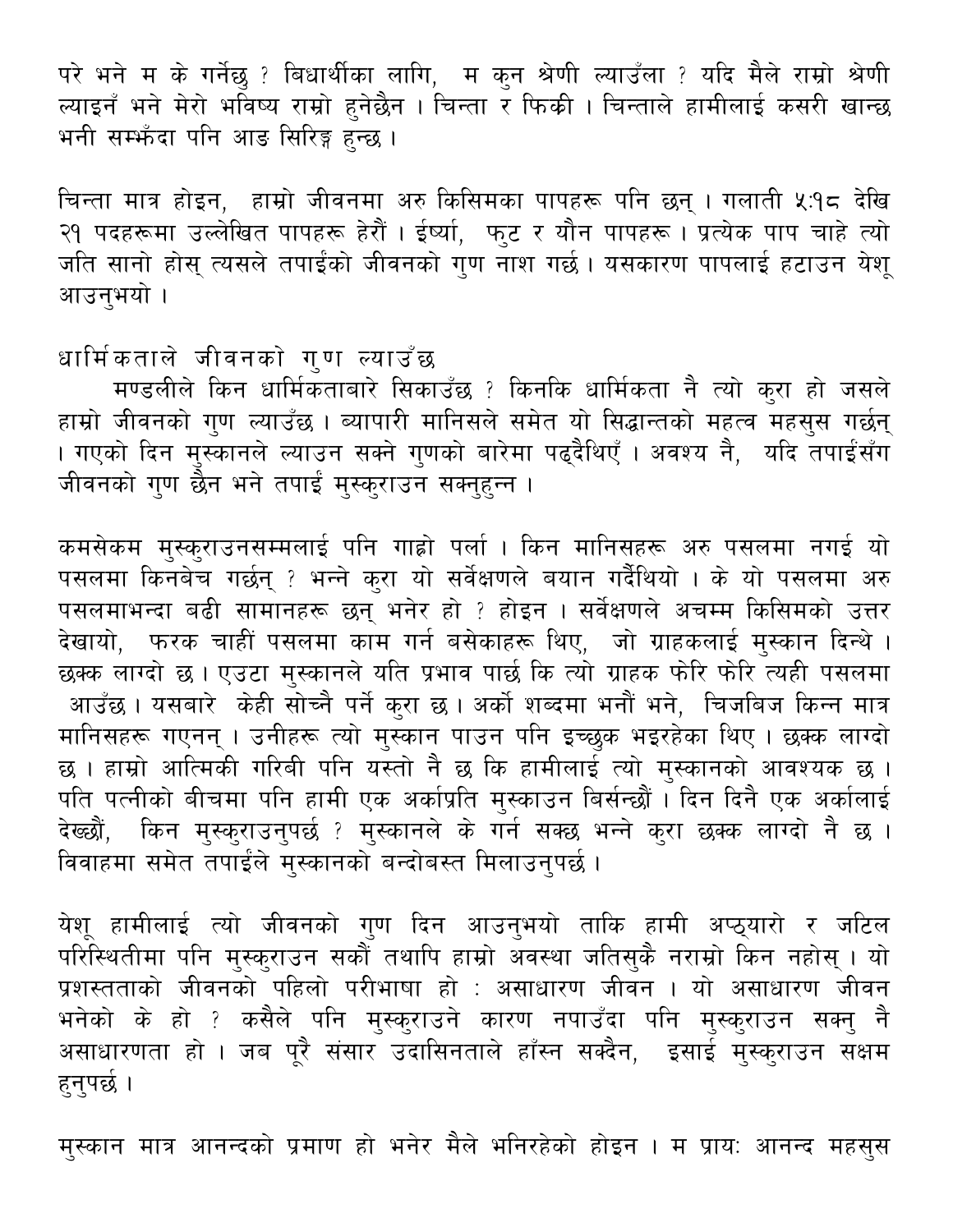परे भने म के गर्नेछु ? बिधार्थीका लागि, म कुन श्रेणी ल्याउँला ? यदि मैले राम्रो श्रेणी ल्याइनँ भने मेरो भविष्य राम्रो हुनेछैन । चिन्ता र फिकी । चिन्ताले हामीलाई कसरी खान्छ भनी सम्झँदा पनि आङ सिरिङ्ग हुन्छ ।

चिन्ता मात्र होइन, हाम्रो जीवनमा अरु किसिमका पापहरू पनि छन् । गलाती ५:१८ देखि २१ पदहरूमा उल्लेखित पापहरू हेरौं । ईर्ष्या, फुट र यौन पापहरू । प्रत्येक पाप चाहे त्यो जति सानो होस् त्यसले तपाईंको जीवनको गुण नाश गर्छ । यसकारण पापलाई हटाउन येशू आउनुभयो ।

## धार्मिकताले जीवनको गुण ल्याउँछ

मण्डलीले किन धार्मिकताबारे सिकाउँछ ? किनकि धार्मिकता नै त्यो कुरा हो जसले हाम्रो जीवनको गुण ल्याउँछ । व्यापारी मानिसले समेत यो सिद्धान्तको महत्व महसुस गर्छन् । गएको दिन मुस्कानले ल्याउन सक्ने गुणको बारेमा पढ्दैथिएँ । अवश्य नै, यदि तपाईसँग जीवनको गुण छैन भने तपाईं मुस्कुराउन सक्नुहुन्न ।

कमसेकम मुस्कुराउनसम्मलाई पनि गाह्रो पर्ला । किन मानिसहरू अरु पसलमा नगई यो पसलमा किनबेच गर्छन् ? भन्ने कुरा यो सर्वेक्षणले बयान गर्दैथियो । के यो पसलमा अरु पसलमाभन्दा बढी सामानहरू छन् भनेर हो ? होइन । सर्वेक्षणले अचम्म किसिमको उत्तर देखायो, फरक चाहीं पसलमा काम गर्न बसेकाहरू थिए, जो ग्राहकलाई मुस्कान दिन्थे । छक्क लाग्दो छ । एउटा मुस्कानले यति प्रभाव पार्छ कि त्यो ग्राहक फेरि फेरि त्यही पसलमा आउँछ । यसबारे केही सोच्नै पर्ने कुरा छ । अर्को शब्दमा भनौं भने, चिजबिज किन्न मात्र मानिसहरू गएनन् । उनीहरू त्यो मुस्कान पाउन पनि इच्छुक भइरहेका थिए । छक्क लाग्दो छ । हाम्रो आत्मिकी गरिबी पनि यस्तो नै छ कि हामीलाई त्यो मुस्कानको आवश्यक छ । पति पत्नीको बीचमा पनि हामी एक अर्काप्रति मुस्काउन बिर्सन्छौं । दिन दिनै एक अर्कालाई देख्छौं, किन मुस्कुराउनुपर्छ ? मुस्कानले के गर्न सक्छ भन्ने कुरा छक्क लाग्दो नै छ । विवाहमा समेत तपाईंले मुस्कानको बन्दोबस्त मिलाउनुपर्छ ।

येशू हामीलाई त्यो जीवनको गुण दिन आउनुभयो ताकि हामी अप्ठ्यारो र जटिल परिस्थितीमा पनि मुस्कुराउन सकौं तथापि हाम्रो अवस्था जतिसुकै नराम्रो किन नहोस् । यो प्रशस्तताको जीवनको पहिलो परीभाषा हो : असाधारण जीवन । यो असाधारण जीवन भनेको के हो ? कसैले पनि मुस्कुराउने कारण नपाउँदा पनि मुस्कुराउन सक्नु नै असाधारणता हो । जब पूरै संसार उदासिनताले हाँस्न सक्दैन, इसाई मुस्कुराउन सक्षम हुनुपर्छ ।

मुस्कान मात्र आनन्दको प्रमाण हो भनेर मैले भनिरहेको होइन । म प्रायः आनन्द महसुस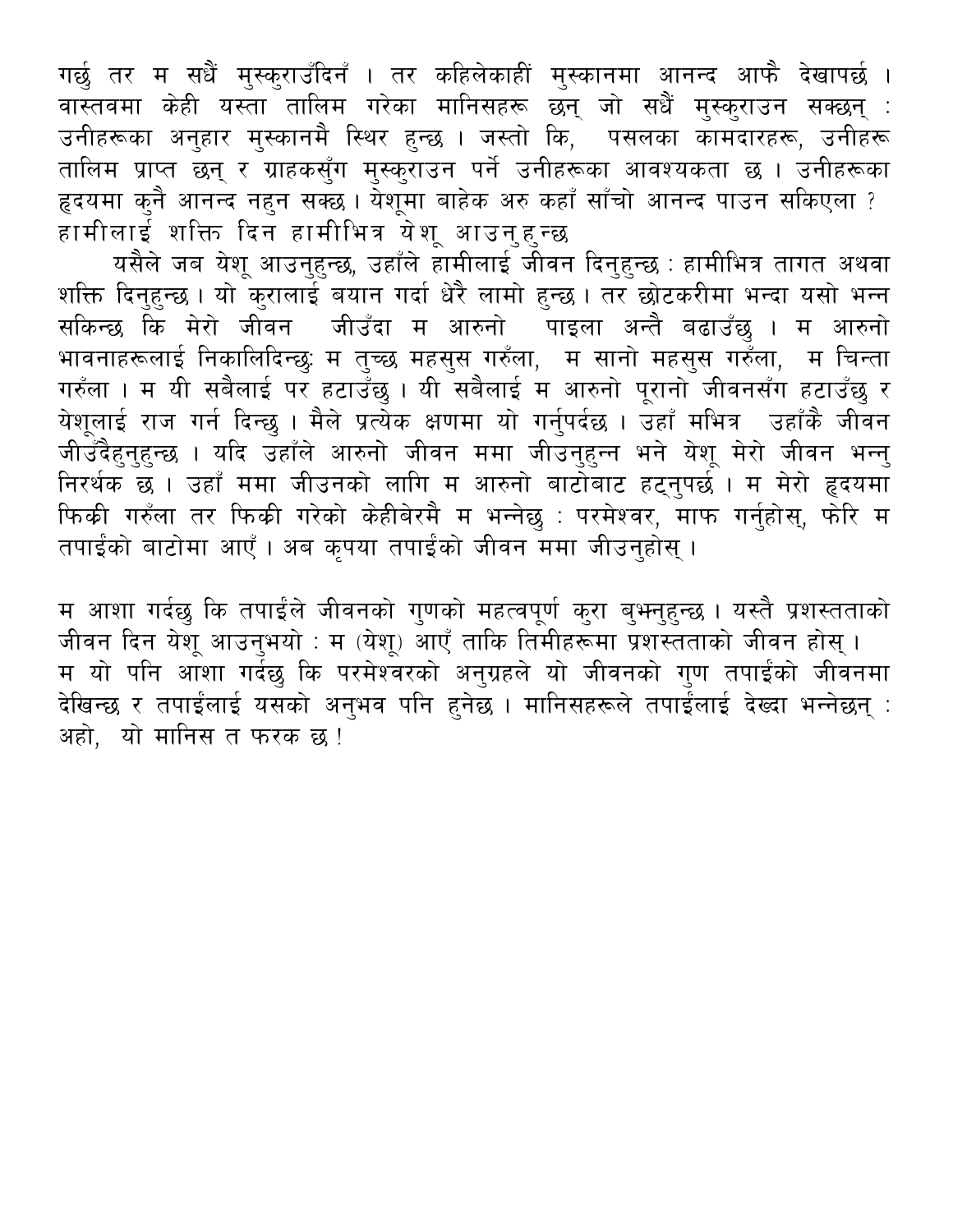गर्छु तर म सधैं मुस्कुराउँदिनँ । तर कहिलेकाहीं मुस्कानमा आनन्द आफै देखापर्छ । वास्तवमा केही यस्ता तालिम गरेका मानिसहरू छन् जो सधैं मुस्कुराउन सक्छन् : उनीहरूका अनुहार मुस्कानमै स्थिर हुन्छ । जस्तो कि, पसलका कामदारहरू, उनीहरू तालिम प्राप्त छन् र ग्राहकसुँग मुस्कुराउन पर्ने उनीहरूका आवश्यकता छ । उनीहरूका हृदयमा कुनै आनन्द नहुन सक्छ । येशूमा बाहेक अरु कहाँ साँचो आनन्द पाउन सकिएला ?

## हामीलाई शक्ति दिन हामीभित्र येशू आउनुहुन्छ

यसैले जब येशू आउनुहुन्छ, उहाँले हामीलाई जीवन दिनुहुन्छ : हामीभित्र तागत अथवा शक्ति दिनुहुन्छ । यो कुरालाई बयान गर्दा धेरै लामो हुन्छ । तर छोटकरीमा भन्दा यसो भन्न सकिन्छ कि मेरो जीवन जीउँदा म आफ्नो पाइला अन्तै बढाउँछु । म आफ्नो भावनाहरूलाई निकालिदिन्छु: म तुच्छ महसुस गरुँला, म सानो महसुस गरुँला, म चिन्ता गरुँला । म यी सबैलाई पर हटाउँछु । यी सबैलाई म आफ्नो पूरानो जीवनसँग हटाउँछु र येशूलाई राज गर्न दिन्छु । मैले प्रत्येक क्षणमा यो गर्नुपर्दछ । उहाँ मभित्र उहाँकै जीवन जीउँदैहुनुहुन्छ । यदि उहाँले आफ्नो जीवन ममा जीउनुहुन्न भने येशू मेरो जीवन भन्नु निरर्थक छ । उहाँ ममा जीउनको लागि म आफ्नो बाटोबाट हट्नुपर्छ । म मेरो हृदयमा फिकी गरुँला तर फिकी गरेको केहीबेरमै म भन्नेछु : परमेश्वर, माफ गर्नुहोस्, फेरि म तपाईंको बाटोमा आएँ । अब कृपया तपाईंको जीवन ममा जीउनुहोस् ।

म आशा गर्दछु कि तपाईंले जीवनको गुणको महत्वपूर्ण कुरा बुझ्नुहुन्छ । यस्तै प्रशस्तताको जीवन दिन येशू आउनुभयो : म (येशू) आएँ ताकि तिमीहरूमा प्रशस्तताको जीवन होस् । म यो पनि आशा गर्दछु कि परमेश्वरको अनुग्रहले यो जीवनको गुण तपाईंको जीवनमा देखिन्छ र तपाईंलाई यसको अनुभव पनि हुनेछ । मानिसहरूले तपाईंलाई देख्दा भन्नेछन् : अहो, यो मानिस त फरक छ !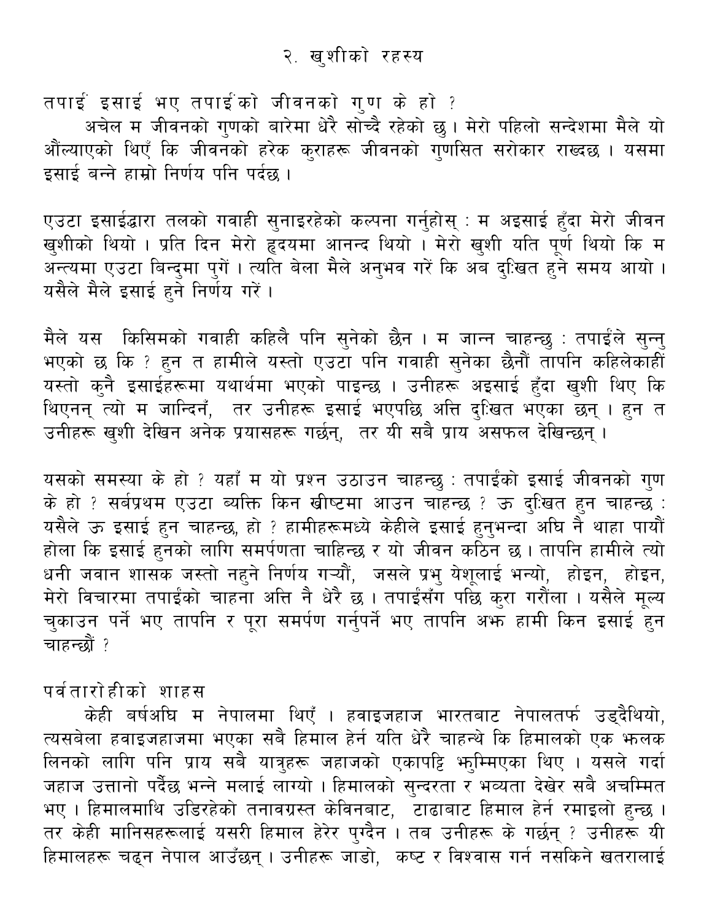## २. खुशीको रहस्य

### तपाईं इसाई भए तपाईंको जीवनको गुण के हो ?

अचेल म जीवनको गुणको बारेमा धेरै सोच्दै रहेको छु। मेरो पहिलो सन्देशमा मैले यो औंल्याएको थिएँ कि जीवनको हरेक कुराहरू जीवनको गुणसित सरोकार राख्दछ । यसमा इसाई बन्ने हाम्रो निर्णय पनि पर्दछ ।

एउटा इसाईद्धारा तलको गवाही सुनाइरहेको कल्पना गर्नुहोस् : म अइसाई हुँदा मेरो जीवन खुशीको थियो । प्रति दिन मेरो हृदयमा आनन्द थियो । मेरो खुशी यति पूर्ण थियो कि म अन्त्यमा एउटा बिन्दुमा पुगें । त्यति बेला मैले अनुभव गरें कि अब दुःखित हुने समय आयो । यसैले मैले इसाई हुने निर्णय गरें ।

मैले यस किसिमको गवाही कहिलै पनि सुनेको छैन । म जान्न चाहन्छु : तपाईंले सुन्नु भएको छ कि ? हुन त हामीले यस्तो एउटा पनि गवाही सुनेका छैनौं तापनि कहिलेकाहीं यस्तो कुनै इसाईहरूमा यथार्थमा भएको पाइन्छ । उनीहरू अइसाई हुँदा खुशी थिए कि थिएनन् त्यो म जान्दिनँ, तर उनीहरू इसाई भएपछि अत्ति दुःखित भएका छन् । हुन त उनीहरू खुशी देखिन अनेक प्रयासहरू गर्छन्, तर यी सबै प्राय असफल देखिन्छन् ।

यसको समस्या के हो ? यहाँ म यो प्रश्न उठाउन चाहन्छु : तपाईंको इसाई जीवनको गुण के हो ? सर्बप्रथम एउटा ब्यक्ति किन ख्रीष्टमा आउन चाहन्छ ? ऊ दुःखित हुन चाहन्छ : यसैले ऊ इसाई हुन चाहन्छ, हो ? हामीहरूमध्ये केहीले इसाई हुनुभन्दा अघि नै थाहा पायौं होला कि इसाई हुनको लागि समर्पणता चाहिन्छ र यो जीवन कठिन छ । तापनि हामीले त्यो धनी जवान शासक जस्तो नहुने निर्णय गर्‍यौं, जसले प्रभु येशूलाई भन्यो, होइन, होइन, मेरो विचारमा तपाईंको चाहना अत्ति नै धेरै छ । तपाईंसँग पछि कुरा गरौंला । यसैले मूल्य चुकाउन पर्ने भए तापनि र पूरा समर्पण गर्नुपर्ने भए तापनि अझ हामी किन इसाई हुन चाहन्छौं ?

### पर्वतारोहीको शाहस

केही बर्षअघि म नेपालमा थिएँ । हवाइजहाज भारतबाट नेपालतर्फ उड्दैथियो, त्यसबेला हवाइजहाजमा भएका सबै हिमाल हेर्न यति धेरै चाहन्थे कि हिमालको एक झलक लिनको लागि पनि प्राय सबै यात्रुहरू जहाजको एकापट्टि झुम्मिएका थिए । यसले गर्दा जहाज उत्तानो पर्दैछ भन्ने मलाई लाग्यो । हिमालको सुन्दरता र भव्यता देखेर सबै अचम्मित भए । हिमालमाथि उडिरहेको तनावग्रस्त केबिनबाट, टाढाबाट हिमाल हेर्न रमाइलो हुन्छ । तर केही मानिसहरूलाई यसरी हिमाल हेरेर पुग्दैन । तब उनीहरू के गर्छन् ? उनीहरू यी हिमालहरू चढ्न नेपाल आउँछन् । उनीहरू जाडो, कष्ट र विश्वास गर्न नसकिने खतरालाई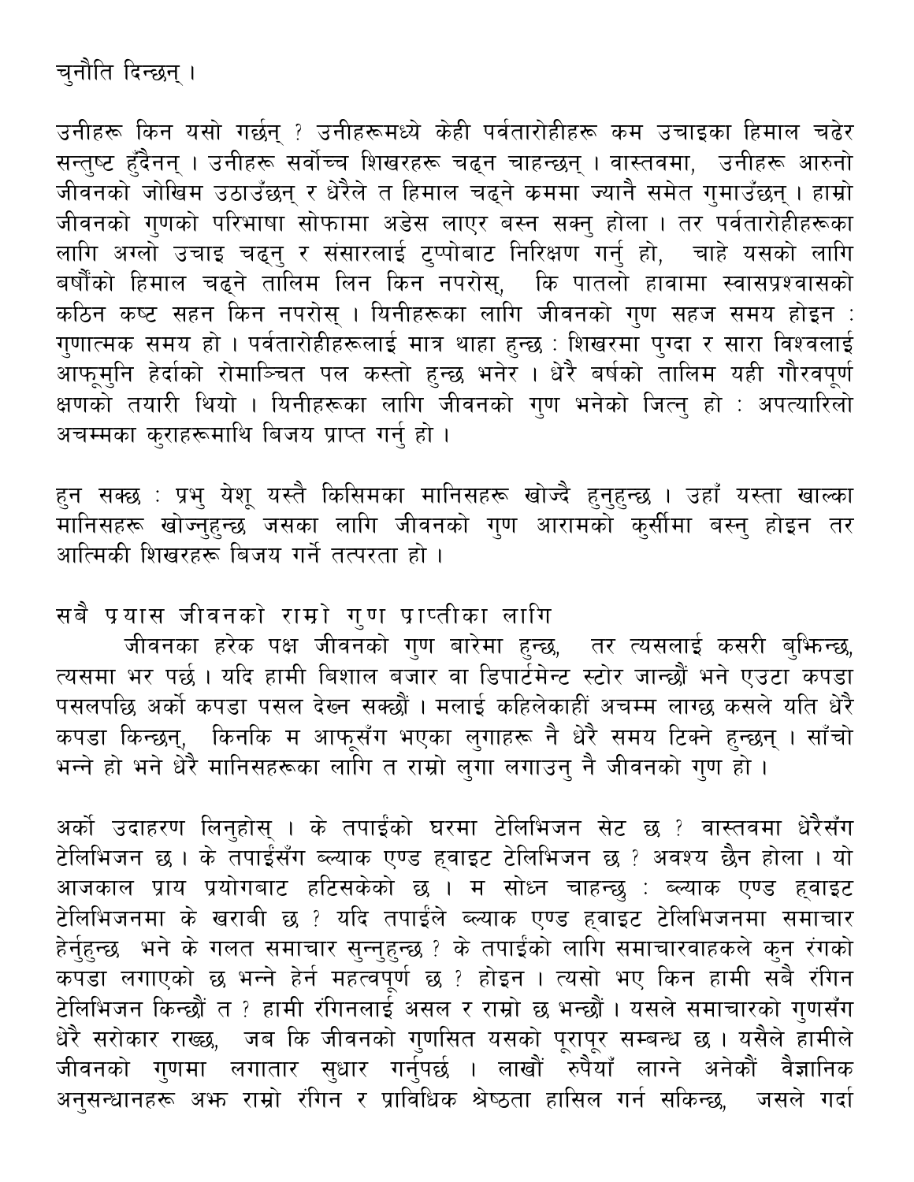चुनौति दिन्छन् ।

उनीहरू किन यसो गर्छन् ? उनीहरूमध्ये केही पर्वतारोहीहरू कम उचाइका हिमाल चढेर सन्तुष्ट हुँदैनन् । उनीहरू सर्वोच्च शिखरहरू चढ्न चाहन्छन् । वास्तवमा, उनीहरू आरुनो जीवनको जोखिम उठाउँछन् र धेरैले त हिमाल चढ्ने क्रममा ज्यानै समेत गुमाउँछन् । हाम्रो जीवनको गुणको परिभाषा सोफामा अडेस लाएर बस्न सक्नु होला । तर पर्वतारोहीहरूका लागि अग्लो उचाइ चढ्नु र संसारलाई टुप्पोबाट निरिक्षण गर्नु हो, चाहे यसको लागि बर्षौंको हिमाल चढ्ने तालिम लिन किन नपरोस्, कि पातलो हावामा स्वासप्रश्वासको कठिन कष्ट सहन किन नपरोस् । यिनीहरूका लागि जीवनको गुण सहज समय होइन : गुणात्मक समय हो । पर्वतारोहीहरूलाई मात्र थाहा हुन्छ : शिखरमा पुग्दा र सारा विश्वलाई आफूमुनि हेर्दाको रोमाञ्चित पल कस्तो हुन्छ भनेर । धेरै बर्षको तालिम यही गौरवपूर्ण क्षणको तयारी थियो । यिनीहरूका लागि जीवनको गुण भनेको जित्नु हो : अपत्यारिलो अचम्मका कुराहरूमाथि बिजय प्राप्त गर्नु हो ।

हुन सक्छ : प्रभु येशू यस्तै किसिमका मानिसहरू खोज्दै हुनुहुन्छ । उहाँ यस्ता खाल्का मानिसहरू खोज्नुहुन्छ जसका लागि जीवनको गुण आरामको कुर्सीमा बस्नु होइन तर आत्मिकी शिखरहरू बिजय गर्ने तत्परता हो ।

## सबै प्रयास जीवनको राम्रो गुण प्राप्तीका लागि

जीवनका हरेक पक्ष जीवनको गुण बारेमा हुन्छ, तर त्यसलाई कसरी बुझिन्छ, त्यसमा भर पर्छ । यदि हामी बिशाल बजार वा डिपार्टमेन्ट स्टोर जान्छौं भने एउटा कपडा पसलपछि अर्को कपडा पसल देख्न सक्छौं । मलाई कहिलेकाहीं अचम्म लाग्छ कसले यति धेरै कपडा किन्छन्, किनकि म आफूसँग भएका लुगाहरू नै धेरै समय टिक्ने हुन्छन् । साँचो भन्ने हो भने धेरै मानिसहरूका लागि त राम्रो लुगा लगाउनु नै जीवनको गुण हो ।

अर्को उदाहरण लिनुहोस् । के तपाईंको घरमा टेलिभिजन सेट छ ? वास्तवमा धेरैसँग टेलिभिजन छ । के तपाईंसँग ब्ल्याक एण्ड ह्वाइट टेलिभिजन छ ? अवश्य छैन होला । यो आजकाल प्राय प्रयोगबाट हटिसकेको छ । म सोध्न चाहन्छु : ब्ल्याक एण्ड ह्वाइट टेलिभिजनमा के खराबी छ ? यदि तपाईंले ब्ल्याक एण्ड ह्वाइट टेलिभिजनमा समाचार हेर्नुहुन्छ भने के गलत समाचार सुन्नुहुन्छ ? के तपाईंको लागि समाचारवाहकले कुन रंगको कपडा लगाएको छ भन्ने हेर्न महत्वपूर्ण छ ? होइन । त्यसो भए किन हामी सबै रंगिन टेलिभिजन किन्छौं त ? हामी रंगिनलाई असल र राम्रो छ भन्छौं । यसले समाचारको गुणसँग धेरै सरोकार राख्छ, जब कि जीवनको गुणसित यसको पूरापूर सम्बन्ध छ । यसैले हामीले जीवनको गुणमा लगातार सुधार गर्नुपर्छ । लाखौं रुपैयाँ लाग्ने अनेकौं वैज्ञानिक अनुसन्धानहरू अझ राम्रो रंगिन र प्राविधिक श्रेष्ठता हासिल गर्न सकिन्छ, जसले गर्दा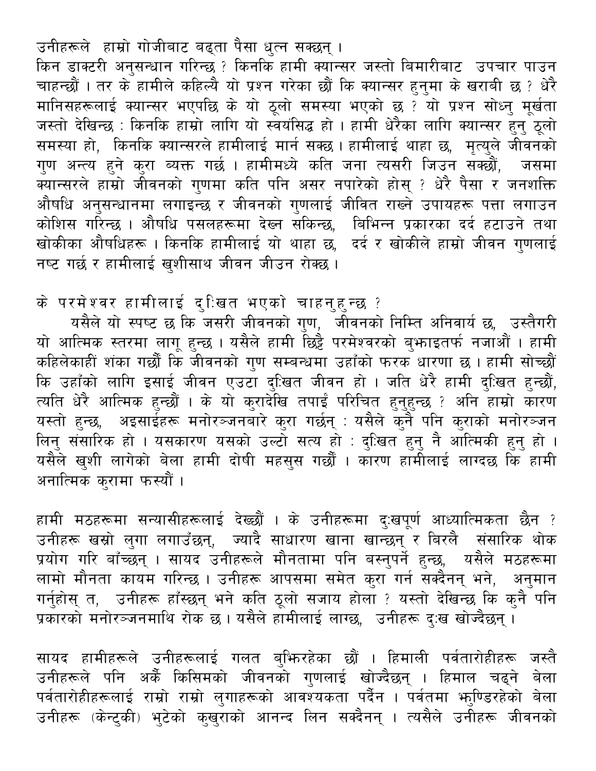उनीहरूले हाम्रो गोजीबाट बढ्ता पैसा धुत्न सक्छन् ।

किन डाक्टरी अनुसन्धान गरिन्छ ? किनकि हामी क्यान्सर जस्तो बिमारीबाट उपचार पाउन चाहन्छौं । तर के हामीले कहिल्यै यो प्रश्न गरेका छौं कि क्यान्सर हुनुमा के खराबी छ ? धेरै मानिसहरूलाई क्यान्सर भएपछि के यो ठूलो समस्या भएको छ ? यो प्रश्न सोध्नु मूर्खता जस्तो देखिन्छ : किनकि हाम्रो लागि यो स्वयंसिद्ध हो । हामी धेरैका लागि क्यान्सर हुनु ठूलो समस्या हो, किनकि क्यान्सरले हामीलाई मार्न सक्छ । हामीलाई थाहा छ, मृत्युले जीवनको गुण अन्त्य हुने कुरा ब्यक्त गर्छ । हामीमध्ये कति जना त्यसरी जिउन सक्छौं, जसमा क्यान्सरले हाम्रो जीवनको गुणमा कति पनि असर नपारेको होस् ? धेरै पैसा र जनशक्ति औषधि अनुसन्धानमा लगाइन्छ र जीवनको गुणलाई जीवित राख्ने उपायहरू पत्ता लगाउन कोशिस गरिन्छ । औषधि पसलहरूमा देख्न सकिन्छ, बिभिन्न प्रकारका दर्द हटाउने तथा खोकीका औषधिहरू । किनकि हामीलाई यो थाहा छ, दर्द र खोकीले हाम्रो जीवन गुणलाई नष्ट गर्छ र हामीलाई खुशीसाथ जीवन जीउन रोक्छ ।

## के परमेश्वर हामीलाई दुःखित भएको चाहनुहुन्छ ?

यसैले यो स्पष्ट छ कि जसरी जीवनको गुण, जीवनको निम्ति अनिवार्य छ, उस्तैगरी यो आत्मिक स्तरमा लागू हुन्छ । यसैले हामी छिट्टै परमेश्वरको बुझाइतर्फ नजाऔं । हामी कहिलेकाहीं शंका गर्छौं कि जीवनको गुण सम्बन्धमा उहाँको फरक धारणा छ । हामी सोच्छौं कि उहाँको लागि इसाई जीवन एउटा दुःखित जीवन हो । जति धेरै हामी दुःखित हुन्छौं, त्यति धेरै आत्मिक हुन्छौं । के यो कुरादेखि तपाईं परिचित हुनुहुन्छ ? अनि हाम्रो कारण यस्तो हुन्छ, अइसाईहरू मनोरञ्जनबारे कुरा गर्छन् : यसैले कुनै पनि कुराको मनोरञ्जन लिनु संसारिक हो । यसकारण यसको उल्टो सत्य हो : दुःखित हुनु नै आत्मिकी हुनु हो । यसैले खुशी लागेको बेला हामी दोषी महसुस गर्छौं । कारण हामीलाई लाग्दछ कि हामी अनात्मिक कुरामा फस्यौं ।

हामी मठहरूमा सन्यासीहरूलाई देख्छौं । के उनीहरूमा दुःखपूर्ण आध्यात्मिकता छैन ? उनीहरू खस्रो लुगा लगाउँछन्, ज्यादै साधारण खाना खान्छन् र बिरलै संसारिक थोक प्रयोग गरि बाँच्छन् । सायद उनीहरूले मौनतामा पनि बस्नुपर्ने हुन्छ, यसैले मठहरूमा लामो मौनता कायम गरिन्छ । उनीहरू आपसमा समेत कुरा गर्न सक्दैनन् भने, अनुमान गर्नुहोस् त, उनीहरू हाँस्छन् भने कति ठूलो सजाय होला ? यस्तो देखिन्छ कि कुनै पनि प्रकारको मनोरञ्जनमाथि रोक छ । यसैले हामीलाई लाग्छ, उनीहरू दुःख खोज्दैछन् ।

सायद हामीहरूले उनीहरूलाई गलत बुझिरहेका छौं । हिमाली पर्वतारोहीहरू जस्तै उनीहरूले पनि अर्कै किसिमको जीवनको गुणलाई खोज्दैछन् । हिमाल चढ्ने बेला पर्वतारोहीहरूलाई राम्रो राम्रो लुगाहरूको आवश्यकता पर्दैन । पर्वतमा झुण्डिरहेको बेला उनीहरू (केन्टुकी) भुटेको कुखुराको आनन्द लिन सक्दैनन् । त्यसैले उनीहरू जीवनको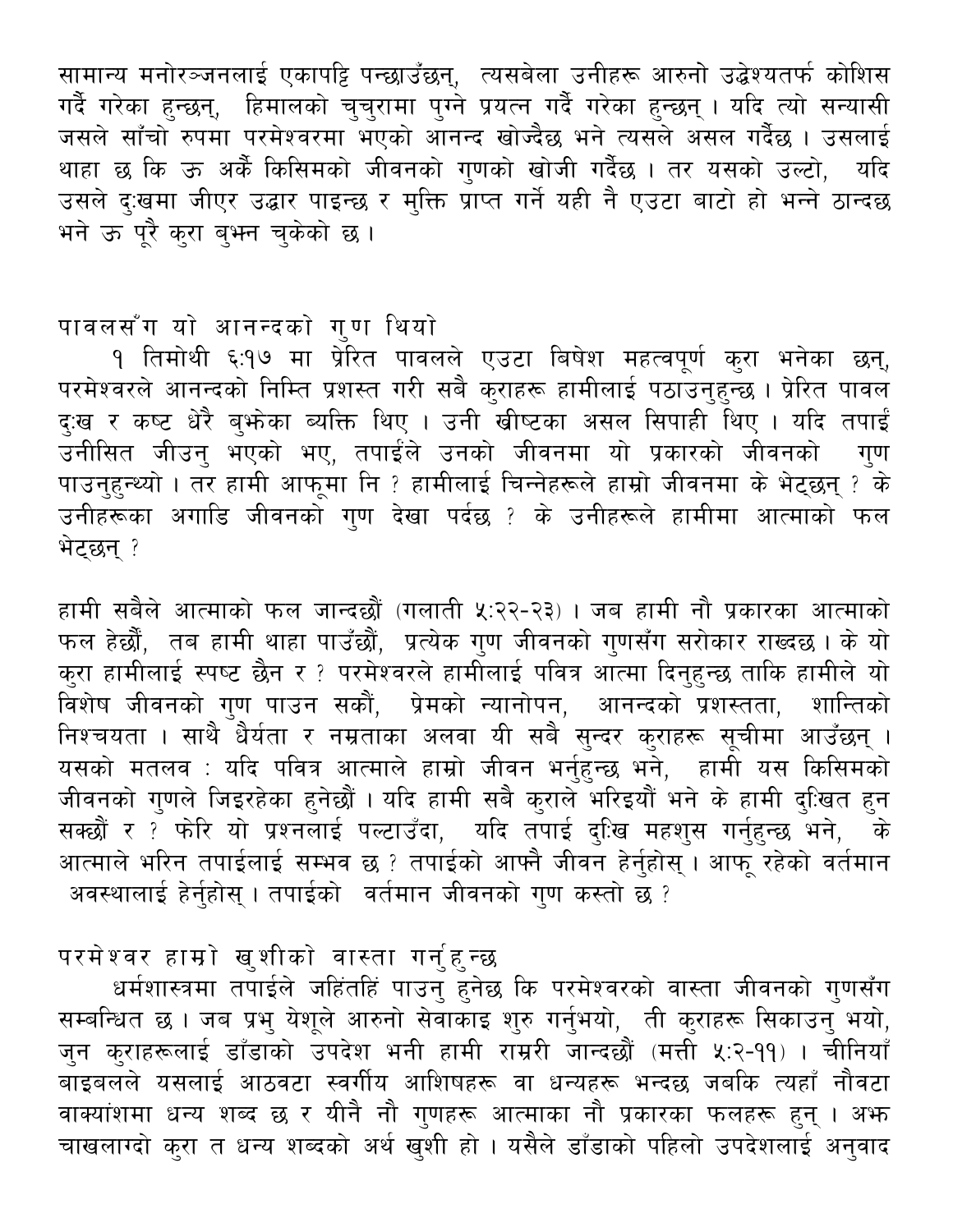सामान्य मनोरञ्जनलाई एकापट्टि पन्छाउँछन्, त्यसबेला उनीहरू आरुनो उद्धेश्यतर्फ कोशिस गर्दै गरेका हुन्छन्, हिमालको चुचुरामा पुग्ने प्रयत्न गर्दै गरेका हुन्छन् । यदि त्यो सन्यासी जसले साँचो रुपमा परमेश्वरमा भएको आनन्द खोज्दैछ भने त्यसले असल गर्दैछ । उसलाई थाहा छ कि ऊ अर्कै किसिमको जीवनको गुणको खोजी गर्दैछ । तर यसको उल्टो, यदि उसले दुःखमा जीएर उद्धार पाइन्छ र मुक्ति प्राप्त गर्ने यही नै एउटा बाटो हो भन्ने ठान्दछ भने ऊ पूरै कुरा बुझ्न चुकेको छ ।

## पावलसँग यो आनन्दको गुण थियो

१ तिमोथी ६:१७ मा प्रेरित पावलले एउटा बिषेश महत्वपूर्ण कुरा भनेका छन्, परमेश्वरले आनन्दको निम्ति प्रशस्त गरी सबै कुराहरू हामीलाई पठाउनुहुन्छ । प्रेरित पावल दुःख र कष्ट धेरै बुझेका व्यक्ति थिए । उनी ख्रीष्टका असल सिपाही थिए । यदि तपाईं उनीसित जीउनु भएको भए, तपाईंले उनको जीवनमा यो प्रकारको जीवनको गुण पाउनुहुन्थ्यो । तर हामी आफूमा नि ? हामीलाई चिन्नेहरूले हाम्रो जीवनमा के भेट्छन् ? के उनीहरूका अगाडि जीवनको गुण देखा पर्दछ ? के उनीहरूले हामीमा आत्माको फल भेट्छन् ?

हामी सबैले आत्माको फल जान्दछौं (गलाती ५:२२-२३) । जब हामी नौ प्रकारका आत्माको फल हेर्छौं, तब हामी थाहा पाउँछौं, प्रत्येक गुण जीवनको गुणसँग सरोकार राख्दछ । के यो कुरा हामीलाई स्पष्ट छैन र ? परमेश्वरले हामीलाई पवित्र आत्मा दिनुहुन्छ ताकि हामीले यो विशेष जीवनको गुण पाउन सकौं, प्रेमको न्यानोपन, आनन्दको प्रशस्तता, शान्तिको निश्चयता । साथै धैर्यता र नम्रताका अलवा यी सबै सुन्दर कुराहरू सूचीमा आउँछन् । यसको मतलव : यदि पवित्र आत्माले हाम्रो जीवन भर्नुहुन्छ भने, हामी यस किसिमको जीवनको गुणले जिइरहेका हुनेछौं । यदि हामी सबै कुराले भरिइयौं भने के हामी दुःखित हुन सक्छौं र ? फेरि यो प्रश्नलाई पल्टाउँदा, यदि तपाई दुःखि महशुस गर्नुहुन्छ भने, के आत्माले भरिन तपाईलाई सम्भव छ ? तपाईको आफ्नै जीवन हेर्नुहोस् । आफू रहेको वर्तमान अवस्थालाई हेर्नुहोस् । तपाईको वर्तमान जीवनको गुण कस्तो छ ?

## परमेश्वर हाम्रो खुशीको वास्ता गर्नुहुन्छ

धर्मशास्त्रमा तपाईंले जहिंतहिं पाउनु हुनेछ कि परमेश्वरको वास्ता जीवनको गुणसँग सम्बन्धित छ । जब प्रभु येशूले आरुनो सेवाकाइ शुरु गर्नुभयो, ती कुराहरू सिकाउनु भयो, जुन कुराहरूलाई डाँडाको उपदेश भनी हामी राम्ररी जान्दछौं (मत्ती ५:२-११) । चीनियाँ बाइबलले यसलाई आठवटा स्वर्गीय आशिषहरू वा धन्यहरू भन्दछ जबकि त्यहाँ नौवटा वाक्यांशमा धन्य शब्द छ र यीनै नौ गुणहरू आत्माका नौ प्रकारका फलहरू हुन् । अझ चाखलाग्दो कुरा त धन्य शब्दको अर्थ खुशी हो । यसैले डाँडाको पहिलो उपदेशलाई अनुवाद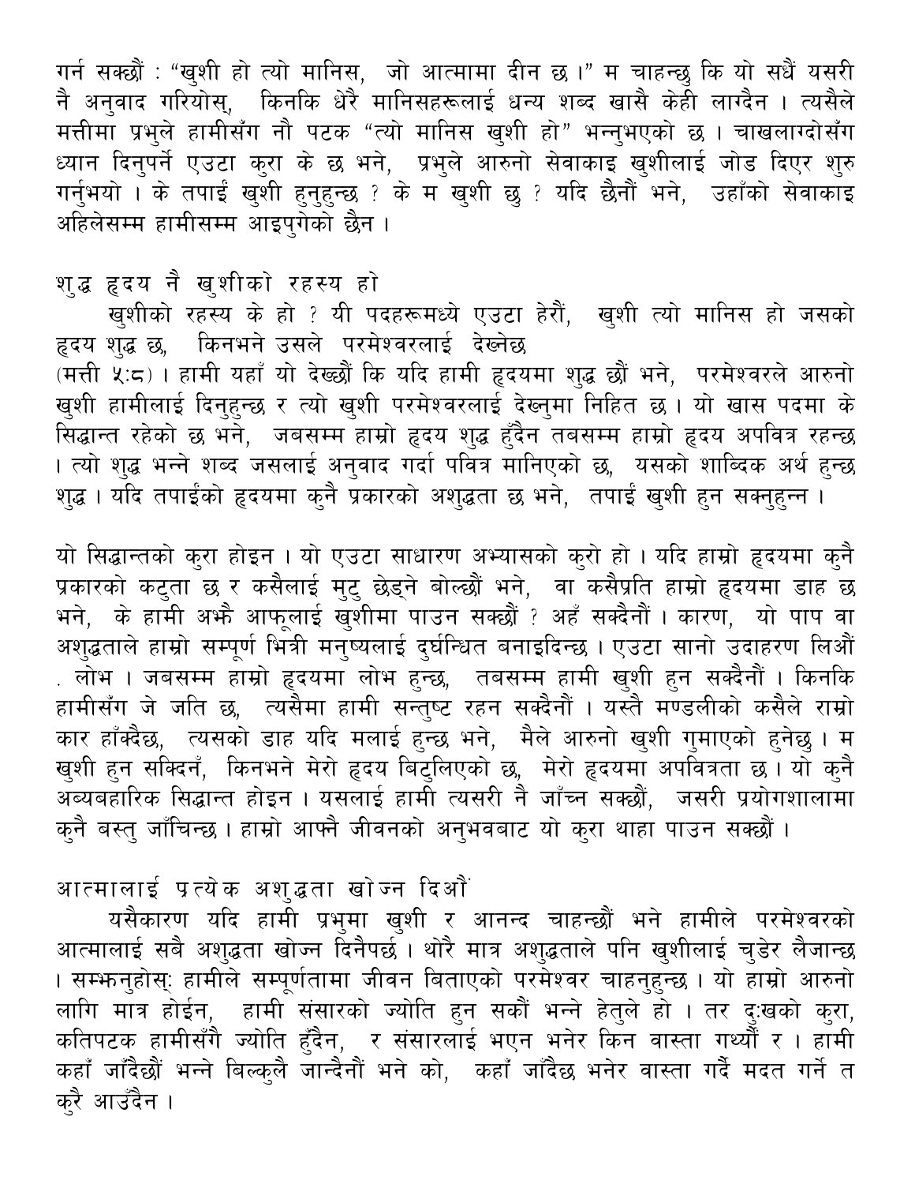गर्न सक्छौं : "खुशी हो त्यो मानिस, जो आत्मामा दीन छ ।" म चाहन्छु कि यो सधैं यसरी नै अनुवाद गरियोस्, किनकि धेरै मानिसहरूलाई धन्य शब्द खासै केही लाग्दैन । त्यसैले मत्तीमा प्रभुले हामीसँग नौ पटक "त्यो मानिस खुशी हो" भन्नुभएको छ । चाखलाग्दोसँग ध्यान दिनुपर्ने एउटा कुरा के छ भने, प्रभुले आरुनो सेवाकाइ खुशीलाई जोड दिएर शुरु गर्नुभयो । के तपाईं खुशी हुनुहुन्छ ? के म खुशी छु ? यदि छैनौं भने, उहाँको सेवाकाइ अहिलेसम्म हामीसम्म आइपुगेको छैन ।

## शुद्ध हृदय नै खुशीको रहस्य हो

खुशीको रहस्य के हो ? यी पदहरूमध्ये एउटा हेरौं, खुशी त्यो मानिस हो जसको हृदय शुद्ध छ, किनभने उसले परमेश्वरलाई देख्नेछ (मत्ती ५:८) । हामी यहाँ यो देख्छौं कि यदि हामी हृदयमा शुद्ध छौं भने, परमेश्वरले आरुनो खुशी हामीलाई दिनुहुन्छ र त्यो खुशी परमेश्वरलाई देख्नुमा निहित छ । यो खास पदमा के सिद्धान्त रहेको छ भने, जबसम्म हाम्रो हृदय शुद्ध हुँदैन तबसम्म हाम्रो हृदय अपवित्र रहन्छ । त्यो शुद्ध भन्ने शब्द जसलाई अनुवाद गर्दा पवित्र मानिएको छ, यसको शाब्दिक अर्थ हुन्छ शुद्ध । यदि तपाईंको हृदयमा कुनै प्रकारको अशुद्धता छ भने, तपाईं खुशी हुन सक्नुहुन्न ।

यो सिद्धान्तको कुरा होइन । यो एउटा साधारण अभ्यासको कुरो हो । यदि हाम्रो हृदयमा कुनै प्रकारको कटुता छ र कसैलाई मुटु छेड्ने बोल्छौं भने, वा कसैप्रति हाम्रो हृदयमा डाह छ भने, के हामी अझै आफूलाई खुशीमा पाउन सक्छौं ? अहँ सक्दैनौं । कारण, यो पाप वा अशुद्धताले हाम्रो सम्पूर्ण भित्री मनुष्यलाई दुर्घन्धित बनाइदिन्छ । एउटा सानो उदाहरण लिऔं . लोभ । जबसम्म हाम्रो हृदयमा लोभ हुन्छ, तबसम्म हामी खुशी हुन सक्दैनौं । किनकि हामीसँग जे जति छ, त्यसैमा हामी सन्तुष्ट रहन सक्दैनौं । यस्तै मण्डलीको कसैले राम्रो कार हाँक्दैछ, त्यसको डाह यदि मलाई हुन्छ भने, मैले आरुनो खुशी गुमाएको हुनेछु । म खुशी हुन सक्दिनँ, किनभने मेरो हृदय बिटुलिएको छ, मेरो हृदयमा अपवित्रता छ । यो कुनै अव्यबहारिक सिद्धान्त होइन । यसलाई हामी त्यसरी नै जाँच्न सक्छौं, जसरी प्रयोगशालामा कुनै बस्तु जाँचिन्छ । हाम्रो आफ्नै जीवनको अनुभवबाट यो कुरा थाहा पाउन सक्छौं ।

## आत्मालाई प्रत्येक अशुद्धता खोज्न दिऔं

यसैकारण यदि हामी प्रभुमा खुशी र आनन्द चाहन्छौं भने हामीले परमेश्वरको आत्मालाई सबै अशुद्धता खोज्न दिनैपर्छ । थोरै मात्र अशुद्धताले पनि खुशीलाई चुँडेर लैजान्छ । सम्झनुहोस्: हामीले सम्पूर्णतामा जीवन बिताएको परमेश्वर चाहनुहुन्छ । यो हाम्रो आरुनो लागि मात्र होईन, हामी संसारको ज्योति हुन सकौं भन्ने हेतुले हो । तर दु:खको कुरा, कतिपटक हामीसँगै ज्योति हुँदैन, र संसारलाई भएन भनेर किन वास्ता गर्थ्यौं र । हामी कहाँ जाँदैछौं भन्ने बिल्कुलै जान्दैनौं भने को, कहाँ जाँदैछ भनेर वास्ता गर्दै मदत गर्ने त कुरै आउँदैन ।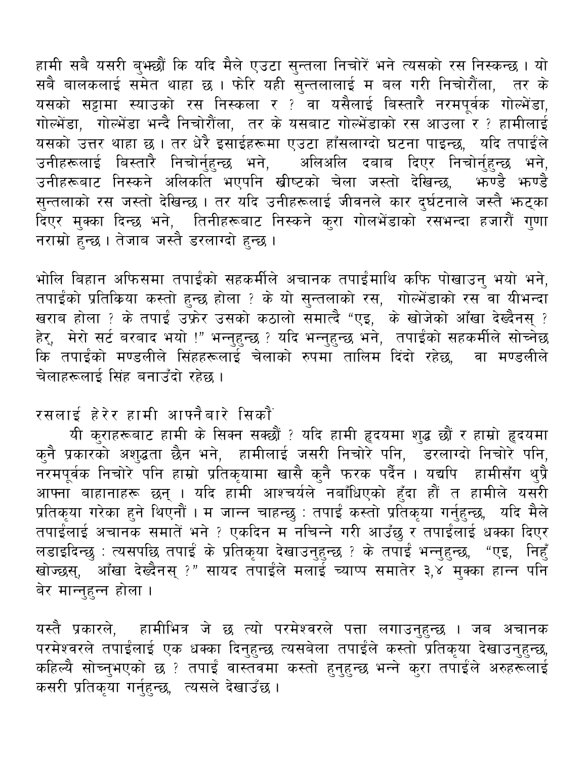हामी सबै यसरी बुझ्छौं कि यदि मैले एउटा सुन्तला निचोरें भने त्यसको रस निस्कन्छ । यो सबै बालकलाई समेत थाहा छ । फेरि यही सुन्तलालाई म बल गरी निचोरौंला, तर के यसको सट्टामा स्याउको रस निस्कला र ? वा यसैलाई बिस्तारै नरमपूर्वक गोल्भेंडा, गोल्भेंडा, गोल्भेंडा भन्दै निचोरौंला, तर के यसबाट गोल्भेंडाको रस आउला र ? हामीलाई यसको उत्तर थाहा छ । तर धेरै इसाईहरूमा एउटा हाँसलाग्दो घटना पाइन्छ, यदि तपाईंले उनीहरूलाई बिस्तारै निचोर्नुहुन्छ भने, अलिअलि दबाब दिएर निचोर्नुहुन्छ भने, उनीहरूबाट निस्कने अलिकति भएपनि ख्रीष्टको चेला जस्तो देखिन्छ, झण्डै झण्डै सुन्तलाको रस जस्तो देखिन्छ । तर यदि उनीहरूलाई जीवनले कार दुर्घटनाले जस्तै झट्का दिएर मुक्का दिन्छ भने, तिनीहरूबाट निस्कने कुरा गोलभेंडाको रसभन्दा हजारौं गुणा नराम्रो हुन्छ । तेजाब जस्तै डरलाग्दो हुन्छ ।

भोलि बिहान अफिसमा तपाईंको सहकर्मीले अचानक तपाईंमाथि कफि पोखाउनु भयो भने, तपाईंको प्रतिक्रिया कस्तो हुन्छ होला ? के यो सुन्तलाको रस, गोल्भेंडाको रस वा यीभन्दा खराब होला ? के तपाईं उफ्रेर उसको कठालो समात्दै "एइ, के खोजेको आँखा देख्दैनस् ? हेर्, मेरो सर्ट बरबाद भयो !" भन्नुहुन्छ ? यदि भन्नुहुन्छ भने, तपाईंको सहकर्मीले सोच्नेछ कि तपाईंको मण्डलीले सिंहहरूलाई चेलाको रुपमा तालिम दिंदो रहेछ, वा मण्डलीले चेलाहरूलाई सिंह बनाउँदो रहेछ ।

## रसलाई हेरेर हामी आफ्नैबारे सिकौं

यी कुराहरूबाट हामी के सिक्न सक्छौं ? यदि हामी हृदयमा शुद्ध छौं र हाम्रो हृदयमा कुनै प्रकारको अशुद्धता छैन भने, हामीलाई जसरी निचोरे पनि, डरलाग्दो निचोरे पनि, नरमपूर्वक निचोरे पनि हाम्रो प्रतिकृयामा खासै कुनै फरक पर्दैन । यद्यपि हामीसँग थुप्रै आफ्ना बाहानाहरू छन् । यदि हामी आश्चर्यले नबाँधिएको हुँदा हौं त हामीले यसरी प्रतिकृया गरेका हुने थिएनौं । म जान्न चाहन्छु : तपाईं कस्तो प्रतिकृया गर्नुहुन्छ, यदि मैले तपाईंलाई अचानक समातें भने ? एकदिन म नचिन्ने गरी आउँछु र तपाईंलाई धक्का दिएर लडाइदिन्छु : त्यसपछि तपाईं के प्रतिकृया देखाउनुहुन्छ ? के तपाईं भन्नुहुन्छ, "एइ, निहुँ खोज्छस्, आँखा देख्दैनस् ?" सायद तपाईंले मलाई च्याप्प समातेर ३,४ मुक्का हान्न पनि बेर मान्नुहुन्न होला ।

यस्तै प्रकारले, हामीभित्र जे छ त्यो परमेश्वरले पत्ता लगाउनुहुन्छ । जब अचानक परमेश्वरले तपाईंलाई एक धक्का दिनुहुन्छ त्यसबेला तपाईंले कस्तो प्रतिकृया देखाउनुहुन्छ, कहिल्यै सोच्नुभएको छ ? तपाईं वास्तवमा कस्तो हुनुहुन्छ भन्ने कुरा तपाईंले अरुहरूलाई कसरी प्रतिकृया गर्नुहुन्छ, त्यसले देखाउँछ ।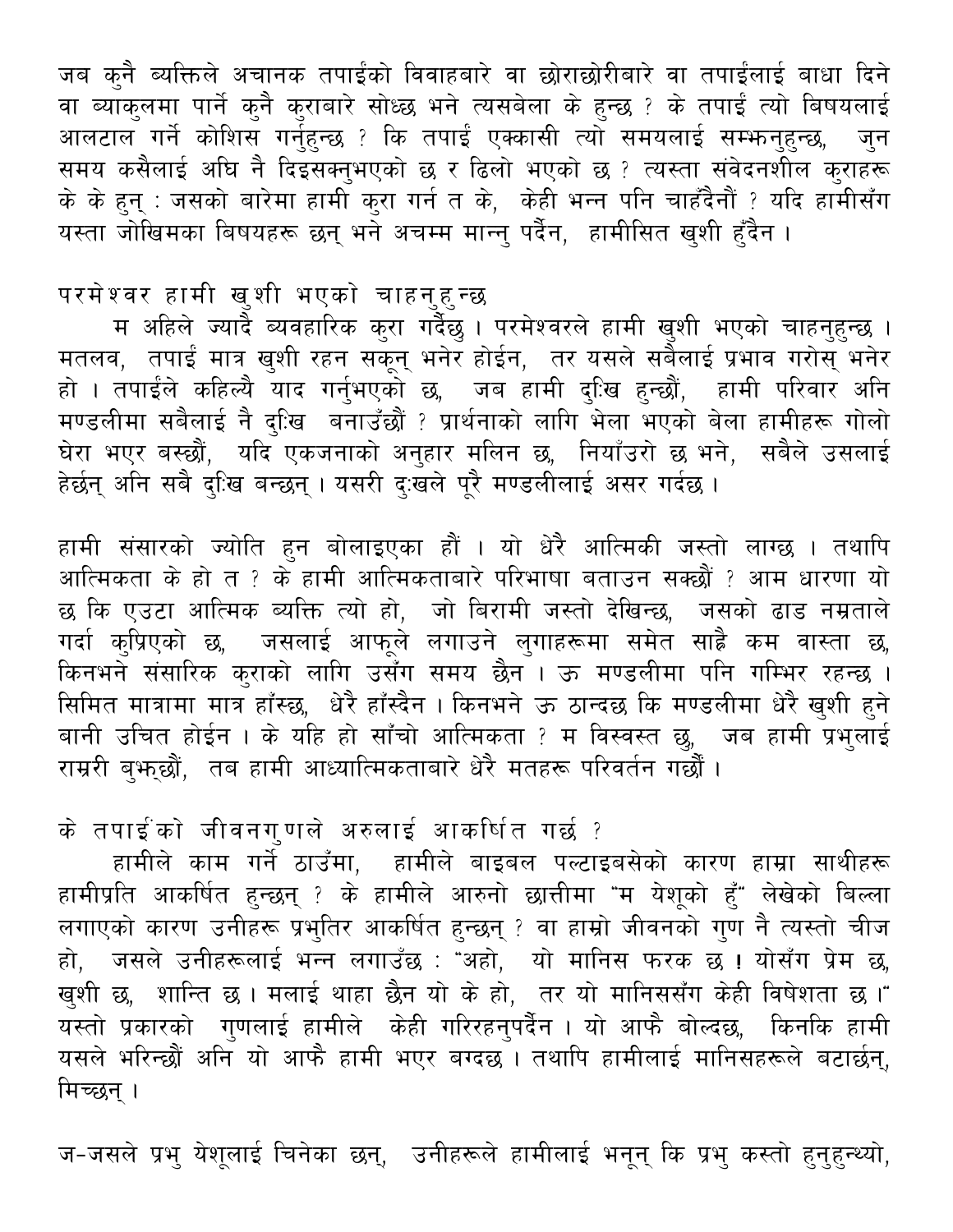जब कुनै ब्यक्तिले अचानक तपाईंको विवाहबारे वा छोराछोरीबारे वा तपाईंलाई बाधा दिने वा ब्याकुलमा पार्ने कुनै कुराबारे सोध्छ भने त्यसबेला के हुन्छ ? के तपाईं त्यो बिषयलाई आलटाल गर्ने कोशिस गर्नुहुन्छ ? कि तपाईं एक्कासी त्यो समयलाई सम्झनुहुन्छ, जुन समय कसैलाई अघि नै दिइसक्नुभएको छ र ढिलो भएको छ ? त्यस्ता संवेदनशील कुराहरू के के हुन् : जसको बारेमा हामी कुरा गर्न त के, केही भन्न पनि चाहँदैनौं ? यदि हामीसँग यस्ता जोखिमका बिषयहरू छन् भने अचम्म मान्नु पर्दैन, हामीसित खुशी हुँदैन ।

## परमेश्वर हामी खुशी भएको चाहनुहुन्छ

म अहिले ज्यादै ब्यवहारिक कुरा गर्दैछु । परमेश्वरले हामी खुशी भएको चाहनुहुन्छ । मतलव, तपाईं मात्र खुशी रहन सकून् भनेर होईन, तर यसले सबैलाई प्रभाव गरोस् भनेर हो । तपाईंले कहिल्यै याद गर्नुभएको छ, जब हामी दुःखि हुन्छौं, हामी परिवार अनि मण्डलीमा सबैलाई नै दुःखि बनाउँछौं ? प्रार्थनाको लागि भेला भएको बेला हामीहरू गोलो घेरा भएर बस्छौं, यदि एकजनाको अनुहार मलिन छ, नियाँउरो छ भने, सबैले उसलाई हेर्छन् अनि सबै दुःखि बन्छन् । यसरी दुःखले पूरै मण्डलीलाई असर गर्दछ ।

हामी संसारको ज्योति हुन बोलाइएका हौं । यो धेरै आत्मिकी जस्तो लाग्छ । तथापि आत्मिकता के हो त ? के हामी आत्मिकताबारे परिभाषा बताउन सक्छौं ? आम धारणा यो छ कि एउटा आत्मिक ब्यक्ति त्यो हो, जो बिरामी जस्तो देखिन्छ, जसको ढाड नम्रताले गर्दा कुप्रिएको छ, जसलाई आफूले लगाउने लुगाहरूमा समेत साह्रै कम वास्ता छ, किनभने संसारिक कुराको लागि उसँग समय छैन । ऊ मण्डलीमा पनि गम्भिर रहन्छ । सिमित मात्रामा मात्र हाँस्छ, धेरै हाँस्दैन । किनभने ऊ ठान्दछ कि मण्डलीमा धेरै खुशी हुने बानी उचित होईन । के यहि हो साँचो आत्मिकता ? म विस्वस्त छु, जब हामी प्रभुलाई राम्ररी बुझ्छौं, तब हामी आध्यात्मिकताबारे धेरै मतहरू परिवर्तन गर्छौं ।

## के तपाईंको जीवनगुणले अरुलाई आकर्षित गर्छ ?

हामीले काम गर्ने ठाउँमा, हामीले बाइबल पल्टाइबसेको कारण हाम्रा साथीहरू हामीप्रति आकर्षित हुन्छन् ? के हामीले आरुनो छात्तीमा "म येशूको हुँ" लेखेको बिल्ला लगाएको कारण उनीहरू प्रभुतिर आकर्षित हुन्छन् ? वा हाम्रो जीवनको गुण नै त्यस्तो चीज हो, जसले उनीहरूलाई भन्न लगाउँछ : "अहो, यो मानिस फरक छ ! योसँग प्रेम छ, खुशी छ, शान्ति छ । मलाई थाहा छैन यो के हो, तर यो मानिससँग केही विषेशता छ ।" यस्तो प्रकारको गुणलाई हामीले केही गरिरहनुपर्दैन । यो आफै बोल्दछ, किनकि हामी यसले भरिन्छौं अनि यो आफै हामी भएर बग्दछ । तथापि हामीलाई मानिसहरूले बटार्छन्, मिच्छन् ।

ज-जसले प्रभु येशूलाई चिनेका छन्, उनीहरूले हामीलाई भनून् कि प्रभु कस्तो हुनुहुन्थ्यो,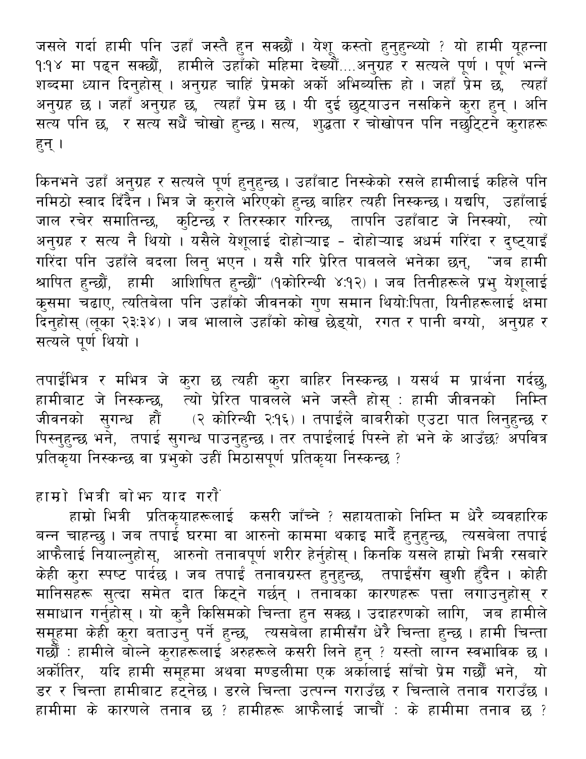जसले गर्दा हामी पनि उहाँ जस्तै हुन सक्छौं । येशू कस्तो हुनुहुन्थ्यो ? यो हामी यूहन्ना १:१४ मा पढ्न सक्छौं, हामीले उहाँको महिमा देख्यौं....अनुग्रह र सत्यले पूर्ण । पूर्ण भन्ने शब्दमा ध्यान दिनुहोस् । अनुग्रह चाहिं प्रेमको अर्को अभिव्यक्ति हो । जहाँ प्रेम छ, त्यहाँ अनुग्रह छ । जहाँ अनुग्रह छ, त्यहाँ प्रेम छ । यी दुई छुट्याउन नसकिने कुरा हुन् । अनि सत्य पनि छ, र सत्य सधैं चोखो हुन्छ । सत्य, शुद्धता र चोखोपन पनि नछुट्टिने कुराहरू हुन् ।

किनभने उहाँ अनुग्रह र सत्यले पूर्ण हुनुहुन्छ । उहाँबाट निस्केको रसले हामीलाई कहिले पनि नमिठो स्वाद दिँदैन । भित्र जे कुराले भरिएको हुन्छ बाहिर त्यही निस्कन्छ । यद्यपि, उहाँलाई जाल रचेर समातिन्छ, कुटिन्छ र तिरस्कार गरिन्छ, तापनि उहाँबाट जे निस्क्यो, त्यो अनुग्रह र सत्य नै थियो । यसैले येशूलाई दोहोऱ्याइ - दोहोऱ्याइ अधर्म गरिंदा र दुष्ट्याइँ गरिंदा पनि उहाँले बदला लिनु भएन । यसै गरि प्रेरित पावलले भनेका छन्, "जब हामी श्रापित हुन्छौं, हामी आशिषित हुन्छौं" (१कोरिन्थी ४:१२) । जब तिनीहरूले प्रभु येशूलाई क्रुसमा चढाए, त्यतिबेला पनि उहाँको जीवनको गुण समान थियो:पिता, यिनीहरूलाई क्षमा दिनुहोस् (लूका २३:३४) । जब भालाले उहाँको कोख छेड्यो, रगत र पानी बग्यो, अनुग्रह र सत्यले पूर्ण थियो ।

तपाईंभित्र र मभित्र जे कुरा छ त्यही कुरा बाहिर निस्कन्छ । यसर्थ म प्रार्थना गर्दछु, हामीबाट जे निस्कन्छ, त्यो प्रेरित पावलले भने जस्तै होस् : हामी जीवनको निम्ति जीवनको सुगन्ध हौं (२ कोरिन्थी २:१६) । तपाईंले बाबरीको एउटा पात लिनुहुन्छ र पिस्नुहुन्छ भने, तपाई सुगन्ध पाउनुहुन्छ । तर तपाईंलाई पिस्ने हो भने के आउँछ? अपवित्र प्रतिकृया निस्कन्छ वा प्रभुको उहीं मिठासपूर्ण प्रतिकृया निस्कन्छ ?

### हाम्रो भित्री बोझ याद गरौं

हाम्रो भित्री प्रतिकृयाहरूलाई कसरी जाँच्ने ? सहायताको निम्ति म धेरै व्यवहारिक बन्न चाहन्छु । जब तपाई घरमा वा आरुनो काममा थकाइ मार्दै हुनुहुन्छ, त्यसबेला तपाई आफैलाई नियाल्नुहोस्, आरुनो तनावपूर्ण शरीर हेर्नुहोस् । किनकि यसले हाम्रो भित्री रसबारे केही कुरा स्पष्ट पार्दछ । जब तपाईं तनावग्रस्त हुनुहुन्छ, तपाईंसँग खुशी हुँदैन । कोही मानिसहरू सुत्दा समेत दात किट्ने गर्छन् । तनावका कारणहरू पत्ता लगाउनुहोस् र समाधान गर्नुहोस् । यो कुनै किसिमको चिन्ता हुन सक्छ । उदाहरणको लागि, जब हामीले समूहमा केही कुरा बताउनु पर्ने हुन्छ, त्यसबेला हामीसँग धेरै चिन्ता हुन्छ । हामी चिन्ता गर्छौं : हामीले बोल्ने कुराहरूलाई अरुहरूले कसरी लिने हुन् ? यस्तो लाग्न स्वभाविक छ । अर्कोतिर, यदि हामी समूहमा अथवा मण्डलीमा एक अर्कालाई साँचो प्रेम गर्छौं भने, यो डर र चिन्ता हामीबाट हट्नेछ । डरले चिन्ता उत्पन्न गराउँछ र चिन्ताले तनाव गराउँछ । हामीमा के कारणले तनाव छ ? हामीहरू आफैलाई जाचौं : के हामीमा तनाव छ ?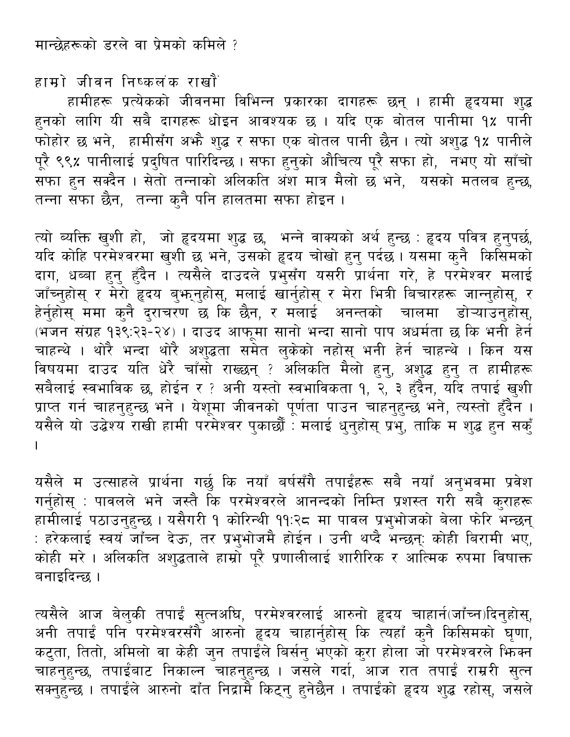मान्छेहरूको डरले वा प्रेमको कमिले ?

## हाम्रो जीवन निष्कलंक राखौं

हामीहरू प्रत्येकको जीवनमा विभिन्न प्रकारका दागहरू छन् । हामी हृदयमा शुद्ध हुनको लागि यी सबै दागहरू धोइन आवश्यक छ । यदि एक बोतल पानीमा १% पानी फोहोर छ भने, हामीसँग अझै शुद्ध र सफा एक बोतल पानी छैन । त्यो अशुद्ध १% पानीले पूरै ९९% पानीलाई प्रदुषित पारिदिन्छ । सफा हुनुको औचित्य पूरै सफा हो, नभए यो साँचो सफा हुन सक्दैन । सेतो तन्नाको अलिकति अंश मात्र मैलो छ भने, यसको मतलब हुन्छ, तन्ना सफा छैन, तन्ना कुनै पनि हालतमा सफा होइन ।

त्यो व्यक्ति खुशी हो, जो हृदयमा शुद्ध छ, भन्ने वाक्यको अर्थ हुन्छ : हृदय पवित्र हुनुपर्छ, यदि कोहि परमेश्वरमा खुशी छ भने, उसको हृदय चोखो हुनु पर्दछ । यसमा कुनै किसिमको दाग, धब्बा हुनु हुँदैन । त्यसैले दाउदले प्रभुसँग यसरी प्रार्थना गरे, हे परमेश्वर मलाई जाँच्नुहोस् र मेरो हृदय बुझ्नुहोस्, मलाई खार्नुहोस् र मेरा भित्री बिचारहरू जान्नुहोस्, र हेर्नुहोस् ममा कुनै दुराचरण छ कि छैन, र मलाई अनन्तको चालमा डोऱ्याउनुहोस्, (भजन संग्रह १३९:२३-२४) । दाउद आफूमा सानो भन्दा सानो पाप अधर्मता छ कि भनी हेर्न चाहन्थे । थोरै भन्दा थोरै अशुद्धता समेत लुकेको नहोस् भनी हेर्न चाहन्थे । किन यस विषयमा दाउद यति धेरै चाँसो राख्छन् ? अलिकति मैलो हुनु, अशुद्ध हुनु त हामीहरू सबैलाई स्वभाविक छ, होईन र ? अनी यस्तो स्वभाविकता १, २, ३ हुँदैन, यदि तपाई खुशी प्राप्त गर्न चाहनुहुन्छ भने । येशूमा जीवनको पूर्णता पाउन चाहनुहुन्छ भने, त्यस्तो हुँदैन । यसैले यो उद्धेश्य राखी हामी परमेश्वर पुकाछौं : मलाई धुनुहोस् प्रभु, ताकि म शुद्ध हुन सकुँ ।

यसैले म उत्साहले प्रार्थना गर्छु कि नयाँ बर्षसँगै तपाईंहरू सबै नयाँ अनुभवमा प्रवेश गर्नुहोस् : पावलले भने जस्तै कि परमेश्वरले आनन्दको निम्ति प्रशस्त गरी सबै कुराहरू हामीलाई पठाउनुहुन्छ । यसैगरी १ कोरिन्थी ११:२८ मा पावल प्रभुभोजको बेला फेरि भन्छन् : हरेकलाई स्वयं जाँच्न देऊ, तर प्रभुभोजमै होईन । उनी थप्दै भन्छन्: कोही बिरामी भए, कोही मरे । अलिकति अशुद्धताले हाम्रो पूरै प्रणालीलाई शारीरिक र आत्मिक रुपमा विषाक्त बनाइदिन्छ ।

त्यसैले आज बेलुकी तपाईं सुत्नअघि, परमेश्वरलाई आरुनो हृदय चाहार्न(जाँच्न)दिनुहोस्, अनी तपाईं पनि परमेश्वरसँगै आरुनो हृदय चाहार्नुहोस् कि त्यहाँ कुनै किसिमको घृणा, कटुता, तितो, अमिलो वा केही जुन तपाईंले बिर्सनु भएको कुरा होला जो परमेश्वरले झिक्न चाहनुहुन्छ, तपाईंबाट निकाल्न चाहनुहुन्छ । जसले गर्दा, आज रात तपाईं राम्ररी सुत्न सक्नुहुन्छ । तपाईंले आरुनो दाँत निद्रामै किट्नु हुनेछैन । तपाईंको हृदय शुद्ध रहोस्, जसले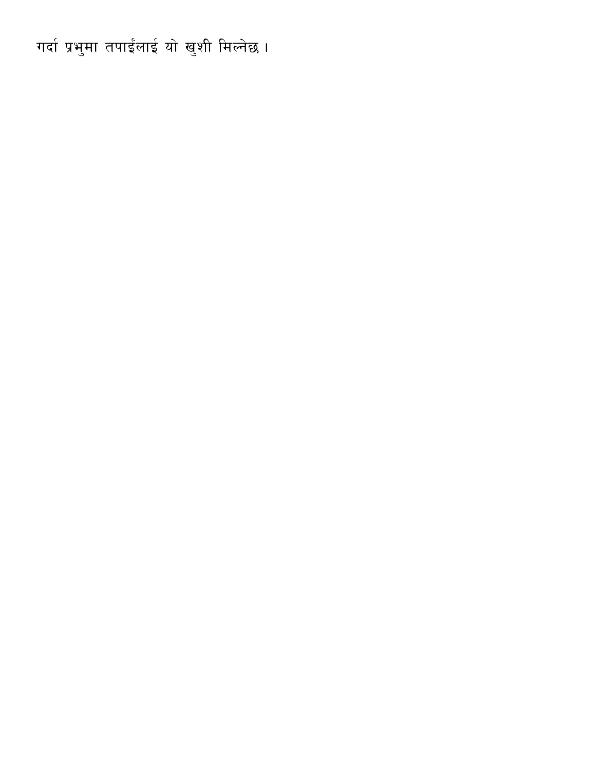गर्दा प्रभुमा तपाईंलाई यो खुशी मिल्नेछ ।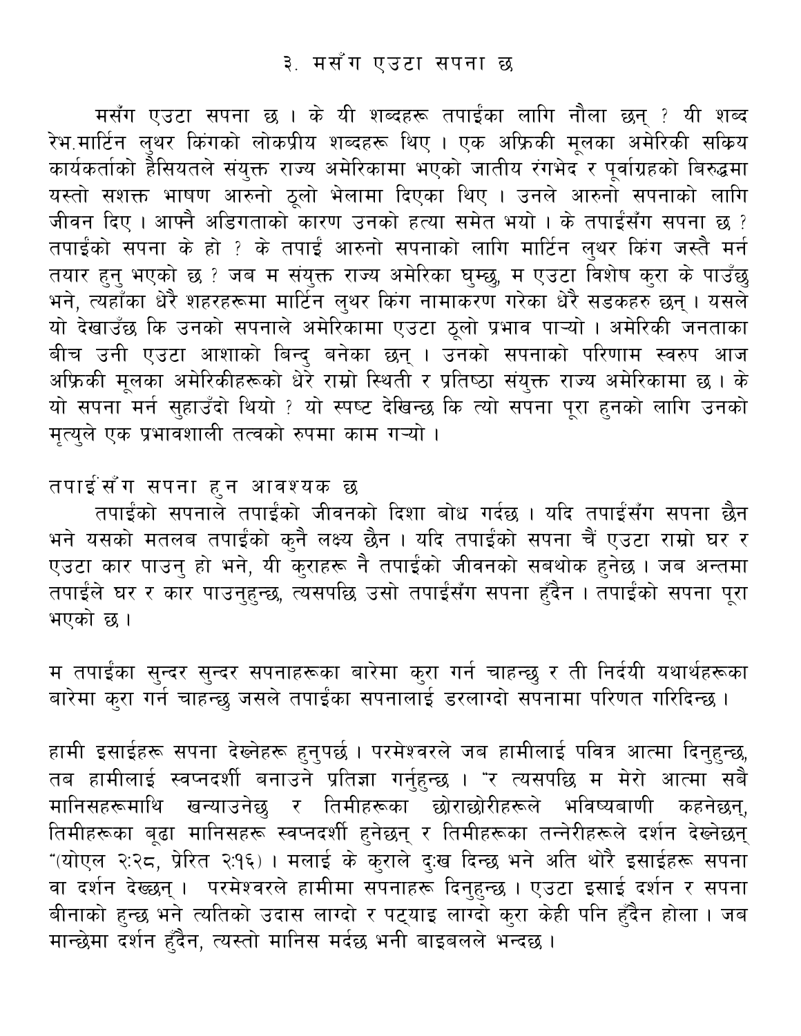# ३. मसँग एउटा सपना छ

मसँग एउटा सपना छ । के यी शब्दहरू तपाईंका लागि नौला छन् ? यी शब्द रेभ.मार्टिन लुथर किंगको लोकप्रीय शब्दहरू थिए । एक अफ्रिकी मूलका अमेरिकी सक्रिय कार्यकर्ताको हैसियतले संयुक्त राज्य अमेरिकामा भएको जातीय रंगभेद र पूर्वाग्रहको बिरुद्धमा यस्तो सशक्त भाषण आरुनो ठूलो भेलामा दिएका थिए । उनले आरुनो सपनाको लागि जीवन दिए । आफ्नै अडिगताको कारण उनको हत्या समेत भयो । के तपाईंसँग सपना छ ? तपाईंको सपना के हो ? के तपाईं आरुनो सपनाको लागि मार्टिन लुथर किंग जस्तै मर्न तयार हुनु भएको छ ? जब म संयुक्त राज्य अमेरिका घुम्छु, म एउटा विशेष कुरा के पाउँछु भने, त्यहाँका धेरै शहरहरूमा मार्टिन लुथर किंग नामाकरण गरेका धेरै सडकहरु छन् । यसले यो देखाउँछ कि उनको सपनाले अमेरिकामा एउटा ठूलो प्रभाव पार्‍यो । अमेरिकी जनताका बीच उनी एउटा आशाको बिन्दु बनेका छन् । उनको सपनाको परिणाम स्वरुप आज अफ्रिकी मूलका अमेरिकीहरूको धेरे राम्रो स्थिती र प्रतिष्ठा संयुक्त राज्य अमेरिकामा छ । के यो सपना मर्न सुहाउँदो थियो ? यो स्पष्ट देखिन्छ कि त्यो सपना पूरा हुनको लागि उनको मृत्युले एक प्रभावशाली तत्वको रुपमा काम गर्‍यो ।

## तपाईंसँग सपना हुन आवश्यक छ

तपाईंको सपनाले तपाईंको जीवनको दिशा बोध गर्दछ । यदि तपाईंसँग सपना छैन भने यसको मतलब तपाईंको कुनै लक्ष्य छैन । यदि तपाईंको सपना चैं एउटा राम्रो घर र एउटा कार पाउनु हो भने, यी कुराहरू नै तपाईंको जीवनको सबथोक हुनेछ । जब अन्तमा तपाईंले घर र कार पाउनुहुन्छ, त्यसपछि उसो तपाईंसँग सपना हुँदैन । तपाईंको सपना पूरा भएको छ ।

म तपाईंका सुन्दर सुन्दर सपनाहरूका बारेमा कुरा गर्न चाहन्छु र ती निर्दयी यथार्थहरूका बारेमा कुरा गर्न चाहन्छु जसले तपाईंका सपनालाई डरलाग्दो सपनामा परिणत गरिदिन्छ ।

हामी इसाईहरू सपना देख्नेहरू हुनुपर्छ । परमेश्वरले जब हामीलाई पवित्र आत्मा दिनुहुन्छ, तब हामीलाई स्वप्नदर्शी बनाउने प्रतिज्ञा गर्नुहुन्छ । "र त्यसपछि म मेरो आत्मा सबै मानिसहरूमाथि खन्याउनेछु र तिमीहरूका छोराछोरीहरूले भविष्यबाणी कहनेछन्, तिमीहरूका बूढा मानिसहरू स्वप्नदर्शी हुनेछन् र तिमीहरूका तन्नेरीहरूले दर्शन देख्नेछन् "(योएल २:२८, प्रेरित २:१६) । मलाई के कुराले दुःख दिन्छ भने अति थोरै इसाईहरू सपना वा दर्शन देख्छन् । परमेश्वरले हामीमा सपनाहरू दिनुहुन्छ । एउटा इसाई दर्शन र सपना बीनाको हुन्छ भने त्यतिको उदास लाग्दो र पट्याइ लाग्दो कुरा केही पनि हुँदैन होला । जब मान्छेमा दर्शन हुँदैन, त्यस्तो मानिस मर्दछ भनी बाइबलले भन्दछ ।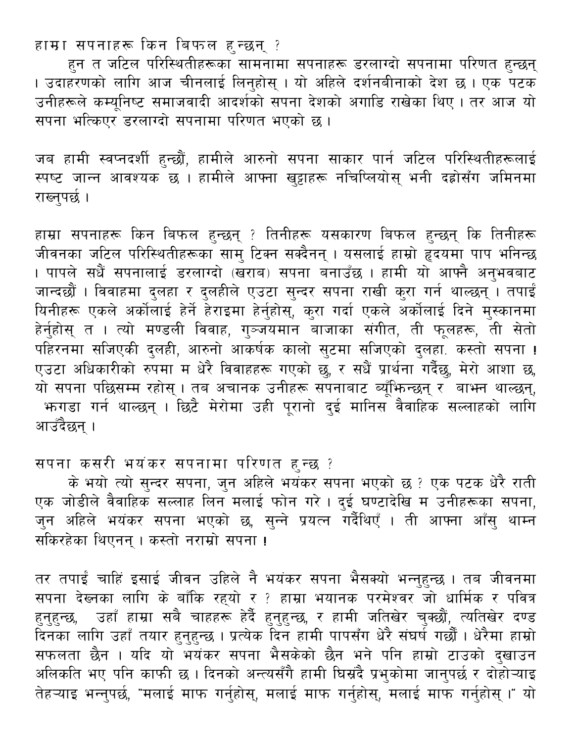## हाम्रा सपनाहरू किन बिफल हुन्छन् ?

हुन त जटिल परिस्थितीहरूका सामनामा सपनाहरू डरलाग्दो सपनामा परिणत हुन्छन् । उदाहरणको लागि आज चीनलाई लिनुहोस् । यो अहिले दर्शनबीनाको देश छ । एक पटक उनीहरूले कम्यूनिष्ट समाजवादी आदर्शको सपना देशको अगाडि राखेका थिए । तर आज यो सपना भत्किएर डरलाग्दो सपनामा परिणत भएको छ ।

जब हामी स्वप्नदर्शी हुन्छौं, हामीले आरुनो सपना साकार पार्न जटिल परिस्थितीहरूलाई स्पष्ट जान्न आवश्यक छ । हामीले आफ्ना खुट्टाहरू नचिप्लियोस् भनी दह्रोसँग जमिनमा राख्नुपर्छ ।

हाम्रा सपनाहरू किन बिफल हुन्छन् ? तिनीहरू यसकारण बिफल हुन्छन् कि तिनीहरू जीवनका जटिल परिस्थितीहरूका सामु टिक्न सक्दैनन् । यसलाई हाम्रो हृदयमा पाप भनिन्छ । पापले सधैं सपनालाई डरलाग्दो (खराब) सपना बनाउँछ । हामी यो आफ्नै अनुभवबाट जान्दछौं । विवाहमा दुलहा र दुलहीले एउटा सुन्दर सपना राखी कुरा गर्न थाल्छन् । तपाईं यिनीहरू एकले अर्कोलाई हेर्ने हेराइमा हेर्नुहोस्, कुरा गर्दा एकले अर्कोलाई दिने मुस्कानमा हेर्नुहोस् त । त्यो मण्डली विवाह, गुञ्जयमान बाजाका संगीत, ती फूलहरू, ती सेतो पहिरनमा सजिएकी दुलही, आरुनो आकर्षक कालो सुटमा सजिएको दुलहा. कस्तो सपना ! एउटा अधिकारीको रुपमा म धेरै विवाहहरू गएको छु, र सधैं प्रार्थना गर्दैछु, मेरो आशा छ, यो सपना पछिसम्म रहोस् । तब अचानक उनीहरू सपनाबाट ब्यूँझिन्छन् र बाझ्न थाल्छन्, झगडा गर्न थाल्छन् । छिटै मेरोमा उही पूरानो दुई मानिस वैवाहिक सल्लाहको लागि आउँदैछन् ।

## सपना कसरी भयंकर सपनामा परिणत हुन्छ ?

के भयो त्यो सुन्दर सपना, जुन अहिले भयंकर सपना भएको छ ? एक पटक धेरै राती एक जोडीले वैवाहिक सल्लाह लिन मलाई फोन गरे । दुई घण्टादेखि म उनीहरूका सपना, जुन अहिले भयंकर सपना भएको छ, सुन्ने प्रयत्न गर्दैथिएँ । ती आफ्ना आँसु थाम्न सकिरहेका थिएनन् । कस्तो नराम्रो सपना !

तर तपाईं चाहिं इसाई जीवन उहिले नै भयंकर सपना भैसक्यो भन्नुहुन्छ । तब जीवनमा सपना देख्नका लागि के बाँकि रह्यो र ? हाम्रा भयानक परमेश्वर जो धार्मिक र पवित्र हुनुहुन्छ, उहाँ हाम्रा सबै चाहहरू हेर्दै हुनुहुन्छ, र हामी जतिखेर चुक्छौं, त्यतिखेर दण्ड दिनका लागि उहाँ तयार हुनुहुन्छ । प्रत्येक दिन हामी पापसँग धेरै संघर्ष गर्छौं । धेरैमा हाम्रो सफलता छैन । यदि यो भयंकर सपना भैसकेको छैन भने पनि हाम्रो टाउको दुखाउन अलिकति भए पनि काफी छ । दिनको अन्त्यसँगै हामी घिस्रँदै प्रभुकोमा जानुपर्छ र दोहोऱ्याइ तेहऱ्याइ भन्नुपर्छ, "मलाई माफ गर्नुहोस्, मलाई माफ गर्नुहोस्, मलाई माफ गर्नुहोस् ।" यो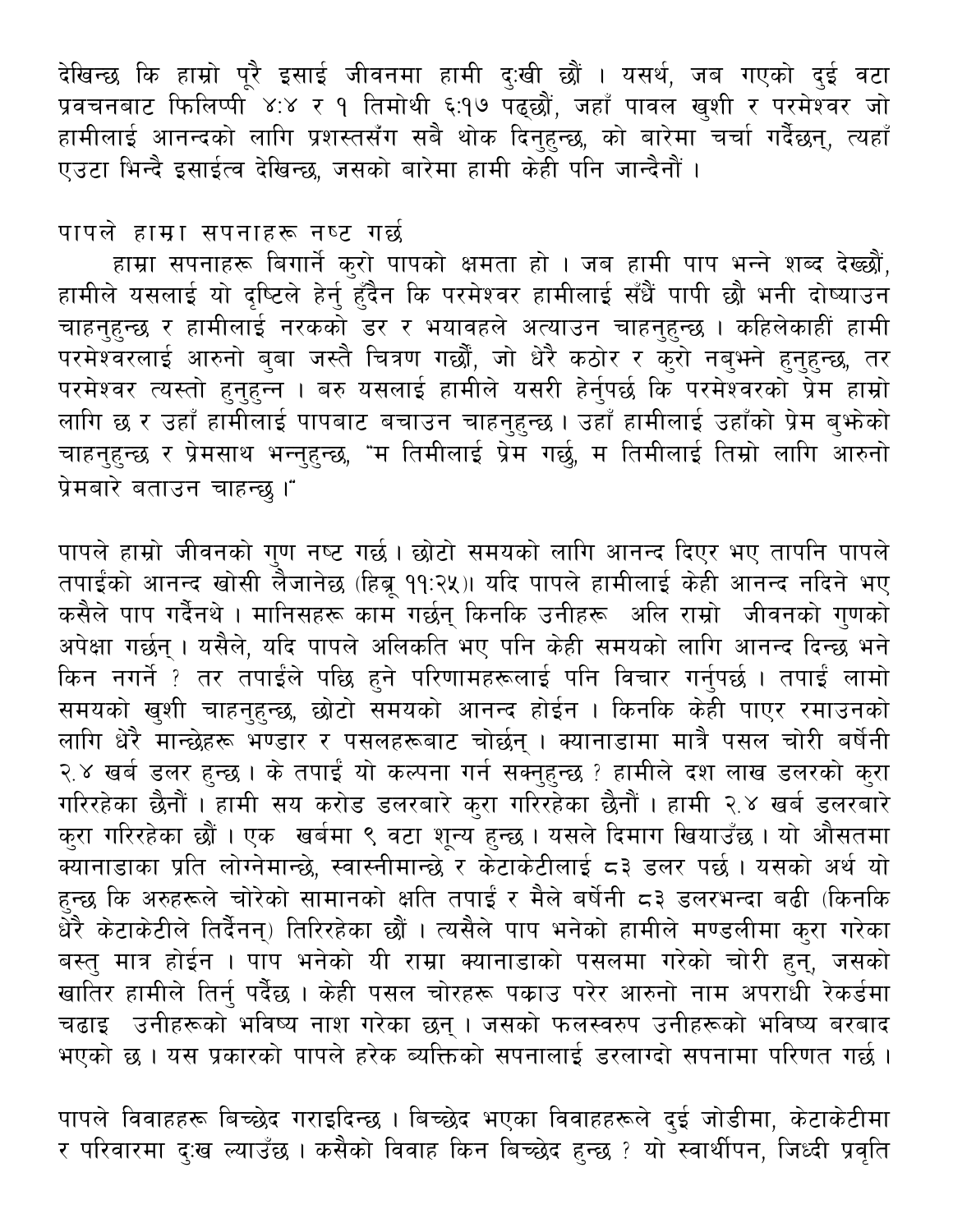देखिन्छ कि हाम्रो पूरै इसाई जीवनमा हामी दुःखी छौं । यसर्थ, जब गएको दुई वटा प्रवचनबाट फिलिप्पी ४:४ र १ तिमोथी ६:१७ पढ्छौं, जहाँ पावल खुशी र परमेश्वर जो हामीलाई आनन्दको लागि प्रशस्तसँग सबै थोक दिनुहुन्छ, को बारेमा चर्चा गर्दैछन्, त्यहाँ एउटा भिन्दै इसाईत्व देखिन्छ, जसको बारेमा हामी केही पनि जान्दैनौं ।

## पापले हाम्रा सपनाहरू नष्ट गर्छ

हाम्रा सपनाहरू बिगार्ने कुरो पापको क्षमता हो । जब हामी पाप भन्ने शब्द देख्छौं, हामीले यसलाई यो दृष्टिले हेर्नु हुँदैन कि परमेश्वर हामीलाई सँधैं पापी छौ भनी दोष्याउन चाहनुहुन्छ र हामीलाई नरकको डर र भयावहले अत्याउन चाहनुहुन्छ । कहिलेकाहीं हामी परमेश्वरलाई आफ्नो बुबा जस्तै चित्रण गर्छौं, जो धेरै कठोर र कुरो नबुझ्ने हुनुहुन्छ, तर परमेश्वर त्यस्तो हुनुहुन्न । बरु यसलाई हामीले यसरी हेर्नुपर्छ कि परमेश्वरको प्रेम हाम्रो लागि छ र उहाँ हामीलाई पापबाट बचाउन चाहनुहुन्छ । उहाँ हामीलाई उहाँको प्रेम बुझेको चाहनुहुन्छ र प्रेमसाथ भन्नुहुन्छ, "म तिमीलाई प्रेम गर्छु, म तिमीलाई तिम्रो लागि आफ्नो प्रेमबारे बताउन चाहन्छु ।"

पापले हाम्रो जीवनको गुण नष्ट गर्छ । छोटो समयको लागि आनन्द दिएर भए तापनि पापले तपाईंको आनन्द खोसी लैजानेछ (हिब्रू ११:२५)। यदि पापले हामीलाई केही आनन्द नदिने भए कसैले पाप गर्दैनथे । मानिसहरू काम गर्छन् किनकि उनीहरू अलि राम्रो जीवनको गुणको अपेक्षा गर्छन् । यसैले, यदि पापले अलिकति भए पनि केही समयको लागि आनन्द दिन्छ भने किन नगर्ने ? तर तपाईंले पछि हुने परिणामहरूलाई पनि विचार गर्नुपर्छ । तपाईं लामो समयको खुशी चाहनुहुन्छ, छोटो समयको आनन्द होईन । किनकि केही पाएर रमाउनको लागि धेरै मान्छेहरू भण्डार र पसलहरूबाट चोर्छन् । क्यानाडामा मात्रै पसल चोरी बर्षेनी २.४ खर्ब डलर हुन्छ । के तपाईं यो कल्पना गर्न सक्नुहुन्छ ? हामीले दश लाख डलरको कुरा गरिरहेका छैनौं । हामी सय करोड डलरबारे कुरा गरिरहेका छैनौं । हामी २.४ खर्ब डलरबारे कुरा गरिरहेका छौं । एक खर्बमा ९ वटा शून्य हुन्छ । यसले दिमाग खियाउँछ । यो औसतमा क्यानाडाका प्रति लोग्नेमान्छे, स्वास्नीमान्छे र केटाकेटीलाई ८३ डलर पर्छ । यसको अर्थ यो हुन्छ कि अरुहरूले चोरेको सामानको क्षति तपाईं र मैले बर्षेनी ८३ डलरभन्दा बढी (किनकि धेरै केटाकेटीले तिर्दैनन्) तिरिरहेका छौं । त्यसैले पाप भनेको हामीले मण्डलीमा कुरा गरेका बस्तु मात्र होईन । पाप भनेको यी राम्रा क्यानाडाको पसलमा गरेको चोरी हुन्, जसको खातिर हामीले तिर्नु पर्दैछ । केही पसल चोरहरू पक्राउ परेर आफ्नो नाम अपराधी रेकर्डमा चढाइ उनीहरूको भविष्य नाश गरेका छन् । जसको फलस्वरुप उनीहरूको भविष्य बरबाद भएको छ । यस प्रकारको पापले हरेक व्यक्तिको सपनालाई डरलाग्दो सपनामा परिणत गर्छ ।

पापले विवाहहरू बिच्छेद गराइदिन्छ । बिच्छेद भएका विवाहहरूले दुई जोडीमा, केटाकेटीमा र परिवारमा दुःख ल्याउँछ । कसैको विवाह किन बिच्छेद हुन्छ ? यो स्वार्थीपन, जिद्धी प्रवृति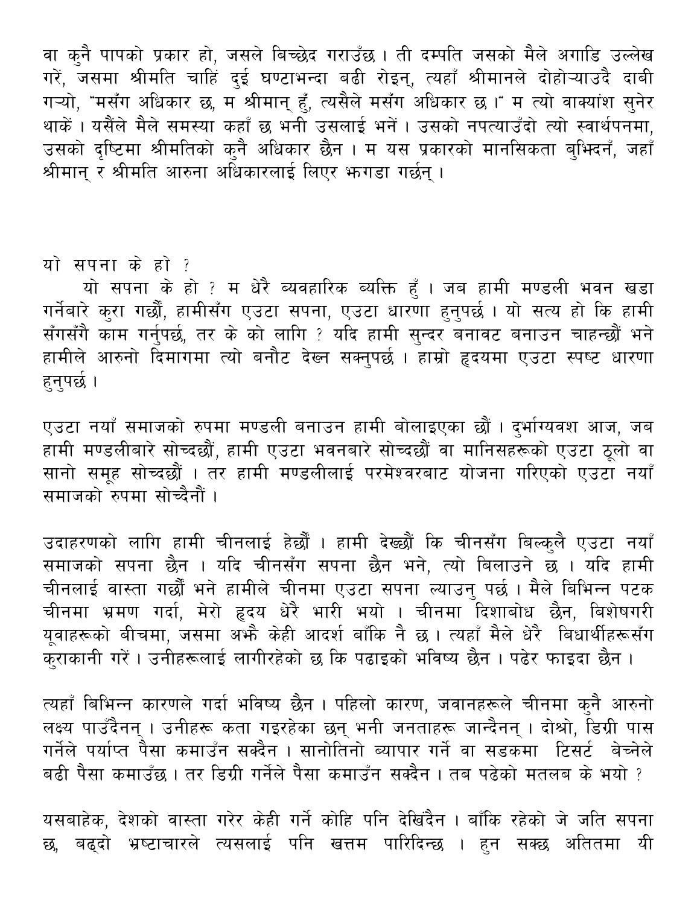वा कुनै पापको प्रकार हो, जसले बिच्छेद गराउँछ । ती दम्पति जसको मैले अगाडि उल्लेख गरें, जसमा श्रीमति चाहिं दुई घण्टाभन्दा बढी रोइन्, त्यहाँ श्रीमानले दोहोऱ्याउदै दाबी गऱ्यो, "मसँग अधिकार छ, म श्रीमान् हुँ, त्यसैले मसँग अधिकार छ ।" म त्यो वाक्यांश सुनेर थाकें । यसैंले मैले समस्या कहाँ छ भनी उसलाई भनें । उसको नपत्याउँदो त्यो स्वार्थपनमा, उसको दृष्टिमा श्रीमतिको कुनै अधिकार छैन । म यस प्रकारको मानसिकता बुभ्दिनँ, जहाँ श्रीमान् र श्रीमति आरुना अधिकारलाई लिएर झगडा गर्छन् ।

## यो सपना के हो ?

यो सपना के हो ? म धेरै व्यवहारिक व्यक्ति हुँ । जब हामी मण्डली भवन खडा गर्नेबारे कुरा गर्छौं, हामीसँग एउटा सपना, एउटा धारणा हुनुपर्छ । यो सत्य हो कि हामी सँगसँगै काम गर्नुपर्छ, तर के को लागि ? यदि हामी सुन्दर बनावट बनाउन चाहन्छौं भने हामीले आरुनो दिमागमा त्यो बनौट देख्न सक्नुपर्छ । हाम्रो हृदयमा एउटा स्पष्ट धारणा हुनुपर्छ ।

एउटा नयाँ समाजको रुपमा मण्डली बनाउन हामी बोलाइएका छौं । दुर्भाग्यवश आज, जब हामी मण्डलीबारे सोच्दछौं, हामी एउटा भवनबारे सोच्दछौं वा मानिसहरूको एउटा ठूलो वा सानो समूह सोच्दछौं । तर हामी मण्डलीलाई परमेश्वरबाट योजना गरिएको एउटा नयाँ समाजको रुपमा सोच्दैनौं ।

उदाहरणको लागि हामी चीनलाई हेर्छौं । हामी देख्छौं कि चीनसँग बिल्कुलै एउटा नयाँ समाजको सपना छैन । यदि चीनसँग सपना छैन भने, त्यो बिलाउने छ । यदि हामी चीनलाई वास्ता गर्छौं भने हामीले चीनमा एउटा सपना ल्याउनु पर्छ । मैले बिभिन्न पटक चीनमा भ्रमण गर्दा, मेरो हृदय धेरै भारी भयो । चीनमा दिशाबोध छैन, बिशेषगरी यूवाहरूको बीचमा, जसमा अझै केही आदर्श बाँकि नै छ । त्यहाँ मैले धेरै बिधार्थीहरूसँग कुराकानी गरें । उनीहरूलाई लागीरहेको छ कि पढाइको भविष्य छैन । पढेर फाइदा छैन ।

त्यहाँ बिभिन्न कारणले गर्दा भविष्य छैन । पहिलो कारण, जवानहरूले चीनमा कुनै आरुनो लक्ष्य पाउँदैनन् । उनीहरू कता गइरहेका छन् भनी जनताहरू जान्दैनन् । दोश्रो, डिग्री पास गर्नेले पर्याप्त पैसा कमाउँन सक्दैन । सानोतिनो ब्यापार गर्ने वा सडकमा टिसर्ट बेच्नेले बढी पैसा कमाउँछ । तर डिग्री गर्नेले पैसा कमाउँन सक्दैन । तब पढेको मतलब के भयो ?

यसबाहेक, देशको वास्ता गरेर केही गर्ने कोहि पनि देखिदैन । बाँकि रहेको जे जति सपना छ, बढ्दो भ्रष्टाचारले त्यसलाई पनि खत्तम पारिदिन्छ । हुन सक्छ अतितमा यी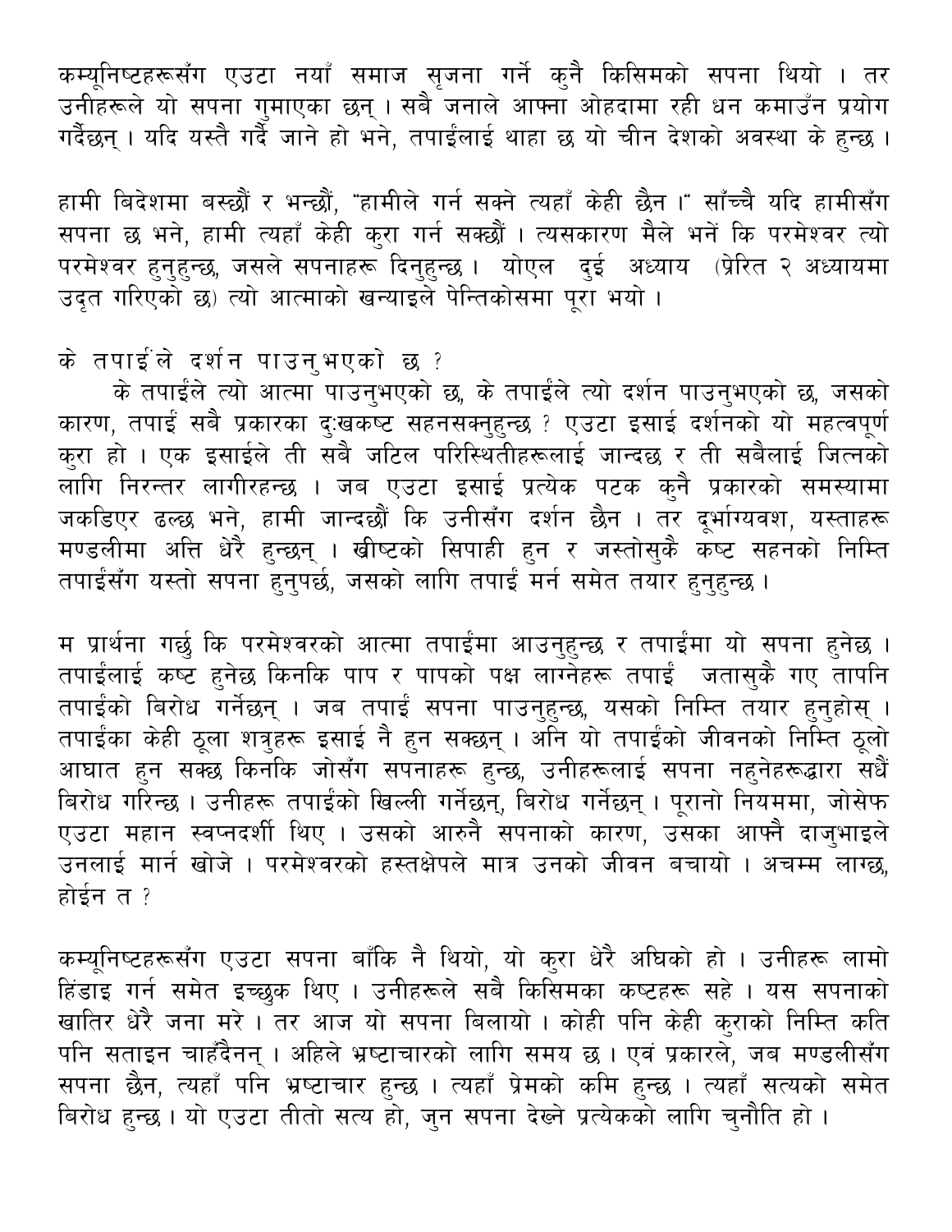कम्यूनिष्टहरूसँग एउटा नयाँ समाज सृजना गर्ने कुनै किसिमको सपना थियो । तर उनीहरूले यो सपना गुमाएका छन् । सबै जनाले आफ्ना ओहदामा रही धन कमाउँन प्रयोग गर्दैछन् । यदि यस्तै गर्दै जाने हो भने, तपाईंलाई थाहा छ यो चीन देशको अवस्था के हुन्छ ।

हामी बिदेशमा बस्छौं र भन्छौं, "हामीले गर्न सक्ने त्यहाँ केही छैन ।" साँच्चै यदि हामीसँग सपना छ भने, हामी त्यहाँ केही कुरा गर्न सक्छौं । त्यसकारण मैले भनें कि परमेश्वर त्यो परमेश्वर हुनुहुन्छ, जसले सपनाहरू दिनुहुन्छ । योएल दुई अध्याय (प्रेरित २ अध्यायमा उदृत गरिएको छ) त्यो आत्माको खन्याइले पेन्तिकोसमा पूरा भयो ।

## के तपाईंले दर्शन पाउनुभएको छ ?

के तपाईंले त्यो आत्मा पाउनुभएको छ, के तपाईंले त्यो दर्शन पाउनुभएको छ, जसको कारण, तपाईं सबै प्रकारका दुःखकष्ट सहनसक्नुहुन्छ ? एउटा इसाई दर्शनको यो महत्वपूर्ण कुरा हो । एक इसाईले ती सबै जटिल परिस्थितीहरूलाई जान्दछ र ती सबैलाई जित्नको लागि निरन्तर लागीरहन्छ । जब एउटा इसाई प्रत्येक पटक कुनै प्रकारको समस्यामा जकडिएर ढल्छ भने, हामी जान्दछौं कि उनीसँग दर्शन छैन । तर दूर्भाग्यवश, यस्ताहरू मण्डलीमा अत्ति धेरै हुन्छन् । खीष्टको सिपाही हुन र जस्तोसुकै कष्ट सहनको निम्ति तपाईंसँग यस्तो सपना हुनुपर्छ, जसको लागि तपाईं मर्न समेत तयार हुनुहुन्छ ।

म प्रार्थना गर्छु कि परमेश्वरको आत्मा तपाईंमा आउनुहुन्छ र तपाईंमा यो सपना हुनेछ । तपाईंलाई कष्ट हुनेछ किनकि पाप र पापको पक्ष लाग्नेहरू तपाईं जतासुकै गए तापनि तपाईंको बिरोध गर्नेछन् । जब तपाईं सपना पाउनुहुन्छ, यसको निम्ति तयार हुनुहोस् । तपाईंका केही ठूला शत्रुहरू इसाई नै हुन सक्छन् । अनि यो तपाईंको जीवनको निम्ति ठूलो आघात हुन सक्छ किनकि जोसँग सपनाहरू हुन्छ, उनीहरूलाई सपना नहुनेहरूद्धारा सधैं बिरोध गरिन्छ । उनीहरू तपाईंको खिल्ली गर्नेछन्, बिरोध गर्नेछन् । पूरानो नियममा, जोसेफ एउटा महान स्वप्नदर्शी थिए । उसको आरुनै सपनाको कारण, उसका आफ्नै दाजुभाइले उनलाई मार्न खोजे । परमेश्वरको हस्तक्षेपले मात्र उनको जीवन बचायो । अचम्म लाग्छ, होईन त ?

कम्यूनिष्टहरूसँग एउटा सपना बाँकि नै थियो, यो कुरा धेरै अघिको हो । उनीहरू लामो हिंडाइ गर्न समेत इच्छुक थिए । उनीहरूले सबै किसिमका कष्टहरू सहे । यस सपनाको खातिर धेरै जना मरे । तर आज यो सपना बिलायो । कोही पनि केही कुराको निम्ति कति पनि सताइन चाहँदैनन् । अहिले भ्रष्टाचारको लागि समय छ । एवं प्रकारले, जब मण्डलीसँग सपना छैन, त्यहाँ पनि भ्रष्टाचार हुन्छ । त्यहाँ प्रेमको कमि हुन्छ । त्यहाँ सत्यको समेत बिरोध हुन्छ । यो एउटा तीतो सत्य हो, जुन सपना देख्ने प्रत्येकको लागि चुनौति हो ।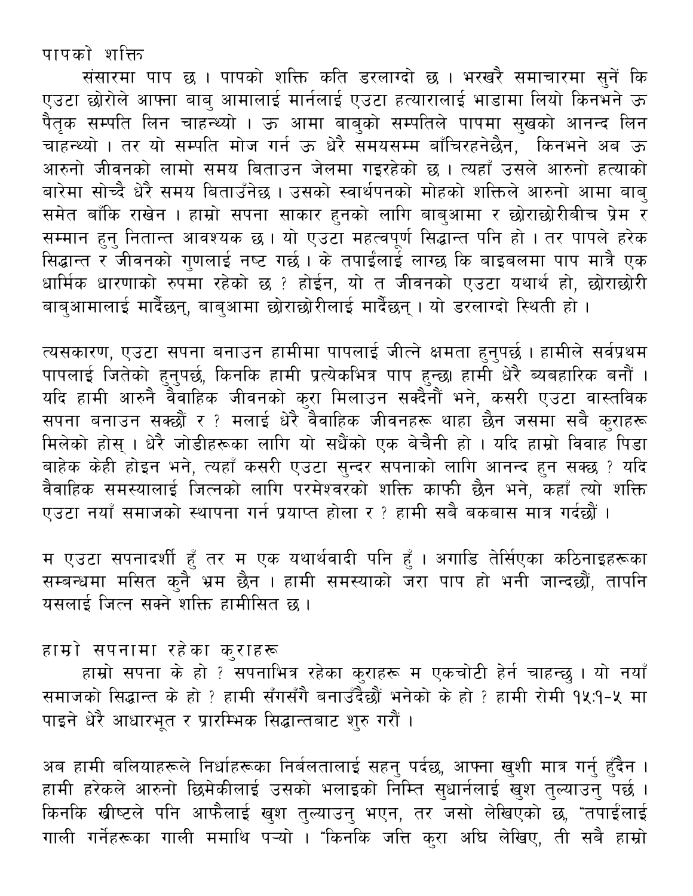## पापको शक्ति

संसारमा पाप छ । पापको शक्ति कति डरलाग्दो छ । भरखरै समाचारमा सुनें कि एउटा छोरोले आफ्ना बाबु आमालाई मार्नलाई एउटा हत्यारालाई भाडामा लियो किनभने ऊ पैतृक सम्पति लिन चाहन्थ्यो । ऊ आमा बाबुको सम्पतिले पापमा सुखको आनन्द लिन चाहन्थ्यो । तर यो सम्पति मोज गर्न ऊ धेरै समयसम्म बाँचिरहनेछैन, किनभने अब ऊ आफ्नो जीवनको लामो समय बिताउन जेलमा गइरहेको छ । त्यहाँ उसले आफ्नो हत्याको बारेमा सोच्दै धेरै समय बिताउँनेछ । उसको स्वार्थपनको मोहको शक्तिले आफ्नो आमा बाबु समेत बाँकि राखेन । हाम्रो सपना साकार हुनको लागि बाबुआमा र छोराछोरीबीच प्रेम र सम्मान हुनु नितान्त आवश्यक छ । यो एउटा महत्वपूर्ण सिद्धान्त पनि हो । तर पापले हरेक सिद्धान्त र जीवनको गुणलाई नष्ट गर्छ । के तपाईंलाई लाग्छ कि बाइबलमा पाप मात्रै एक धार्मिक धारणाको रुपमा रहेको छ ? होईन, यो त जीवनको एउटा यथार्थ हो, छोराछोरी बाबुआमालाई मार्दैछन्, बाबुआमा छोराछोरीलाई मार्दैछन् । यो डरलाग्दो स्थिती हो ।

त्यसकारण, एउटा सपना बनाउन हामीमा पापलाई जीत्ने क्षमता हुनुपर्छ । हामीले सर्वप्रथम पापलाई जितेको हुनुपर्छ, किनकि हामी प्रत्येकभित्र पाप हुन्छ। हामी धेरै व्यवहारिक बनौं । यदि हामी आफ्नै वैवाहिक जीवनको कुरा मिलाउन सक्दैनौं भने, कसरी एउटा वास्तविक सपना बनाउन सक्छौं र ? मलाई धेरै वैवाहिक जीवनहरू थाहा छैन जसमा सबै कुराहरू मिलेको होस् । धेरै जोडीहरूका लागि यो सधैंको एक बेचैनी हो । यदि हाम्रो विवाह पिडा बाहेक केही होइन भने, त्यहाँ कसरी एउटा सुन्दर सपनाको लागि आनन्द हुन सक्छ ? यदि वैवाहिक समस्यालाई जित्नको लागि परमेश्वरको शक्ति काफी छैन भने, कहाँ त्यो शक्ति एउटा नयाँ समाजको स्थापना गर्न प्रयाप्त होला र ? हामी सबै बकबास मात्र गर्दछौं ।

म एउटा सपनादर्शी हुँ तर म एक यथार्थवादी पनि हुँ । अगाडि तेर्सिएका कठिनाइहरूका सम्बन्धमा मसित कुनै भ्रम छैन । हामी समस्याको जरा पाप हो भनी जान्दछौं, तापनि यसलाई जित्न सक्ने शक्ति हामीसित छ ।

## हाम्रो सपनामा रहेका कुराहरू

हाम्रो सपना के हो ? सपनाभित्र रहेका कुराहरू म एकचोटी हेर्न चाहन्छु । यो नयाँ समाजको सिद्धान्त के हो ? हामी सँगसँगै बनाउँदैछौं भनेको के हो ? हामी रोमी १५:१-५ मा पाइने धेरै आधारभूत र प्रारम्भिक सिद्धान्तबाट शुरु गरौं ।

अब हामी बलियाहरूले निर्धाहरूका निर्बलतालाई सहनु पर्दछ, आफ्ना खुशी मात्र गर्नु हुँदैन । हामी हरेकले आफ्नो छिमेकीलाई उसको भलाइको निम्ति सुधार्नलाई खुश तुल्याउनु पर्छ । किनकि खीष्टले पनि आफैलाई खुश तुल्याउनु भएन, तर जसो लेखिएको छ, "तपाईंलाई गाली गर्नेहरूका गाली ममाथि पऱ्यो । "किनकि जत्ति कुरा अघि लेखिए, ती सबै हाम्रो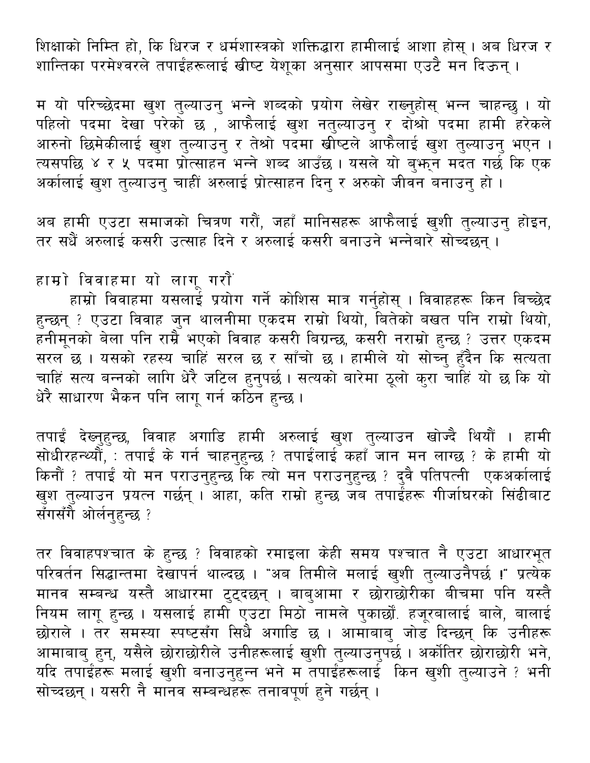शिक्षाको निम्ति हो, कि धिरज र धर्मशास्त्रको शक्तिद्धारा हामीलाई आशा होस् । अब धिरज र शान्तिका परमेश्वरले तपाईंहरूलाई ख्रीष्ट येशूका अनुसार आपसमा एउटै मन दिऊन् ।

म यो परिच्छेदमा खुश तुल्याउनु भन्ने शब्दको प्रयोग लेखेर राख्नुहोस् भन्न चाहन्छु । यो पहिलो पदमा देखा परेको छ , आफैलाई खुश नतुल्याउनु र दोश्रो पदमा हामी हरेकले आरुनो छिमेकीलाई खुश तुल्याउनु र तेश्रो पदमा ख्रीष्टले आफैलाई खुश तुल्याउनु भएन । त्यसपछि ४ र ५ पदमा प्रोत्साहन भन्ने शब्द आउँछ । यसले यो बुझ्न मदत गर्छ कि एक अर्कालाई खुश तुल्याउनु चाहीं अरुलाई प्रोत्साहन दिनु र अरुको जीवन बनाउनु हो ।

अब हामी एउटा समाजको चित्रण गरौं, जहाँ मानिसहरू आफैलाई खुशी तुल्याउनु होइन, तर सधैं अरुलाई कसरी उत्साह दिने र अरुलाई कसरी बनाउने भन्नेबारे सोच्दछन् ।

## हाम्रो विवाहमा यो लागू गरौं

हाम्रो विवाहमा यसलाई प्रयोग गर्ने कोशिस मात्र गर्नुहोस् । विवाहहरू किन बिच्छेद हुन्छन् ? एउटा विवाह जुन थालनीमा एकदम राम्रो थियो, बितेको बखत पनि राम्रो थियो, हनीमूनको बेला पनि राम्रै भएको विवाह कसरी बिग्रन्छ, कसरी नराम्रो हुन्छ ? उत्तर एकदम सरल छ । यसको रहस्य चाहिं सरल छ र साँचो छ । हामीले यो सोच्नु हुँदैन कि सत्यता चाहिं सत्य बन्नको लागि धेरै जटिल हुनुपर्छ । सत्यको बारेमा ठूलो कुरा चाहिं यो छ कि यो धेरै साधारण भैकन पनि लागू गर्न कठिन हुन्छ ।

तपाईं देख्नुहुन्छ, विवाह अगाडि हामी अरुलाई खुश तुल्याउन खोज्दै थियौं । हामी सोधीरहन्थ्यौं, : तपाईं के गर्न चाहनुहुन्छ ? तपाईंलाई कहाँ जान मन लाग्छ ? के हामी यो किनौं ? तपाईं यो मन पराउनुहुन्छ कि त्यो मन पराउनुहुन्छ ? दुवै पतिपत्नी एकअर्कालाई खुश तुल्याउन प्रयत्न गर्छन् । आहा, कति राम्रो हुन्छ जब तपाईंहरू गीर्जाघरको सिंढीबाट सँगसँगै ओर्लनुहुन्छ ?

तर विवाहपश्चात के हुन्छ ? विवाहको रमाइला केही समय पश्चात नै एउटा आधारभूत परिवर्तन सिद्धान्तमा देखापर्न थाल्दछ । "अब तिमीले मलाई खुशी तुल्याउनैपर्छ !" प्रत्येक मानव सम्बन्ध यस्तै आधारमा टुट्दछन् । बाबुआमा र छोराछोरीका बीचमा पनि यस्तै नियम लागू हुन्छ । यसलाई हामी एउटा मिठो नामले पुकार्छौं. हजूरबालाई बाले, बालाई छोराले । तर समस्या स्पष्टसँग सिधै अगाडि छ । आमाबाबु जोड दिन्छन् कि उनीहरू आमाबाबु हुन्, यसैले छोराछोरीले उनीहरूलाई खुशी तुल्याउनुपर्छ । अर्कोतिर छोराछोरी भने, यदि तपाईंहरू मलाई खुशी बनाउनुहुन्न भने म तपाईंहरूलाई किन खुशी तुल्याउने ? भनी सोच्दछन् । यसरी नै मानव सम्बन्धहरू तनावपूर्ण हुने गर्छन् ।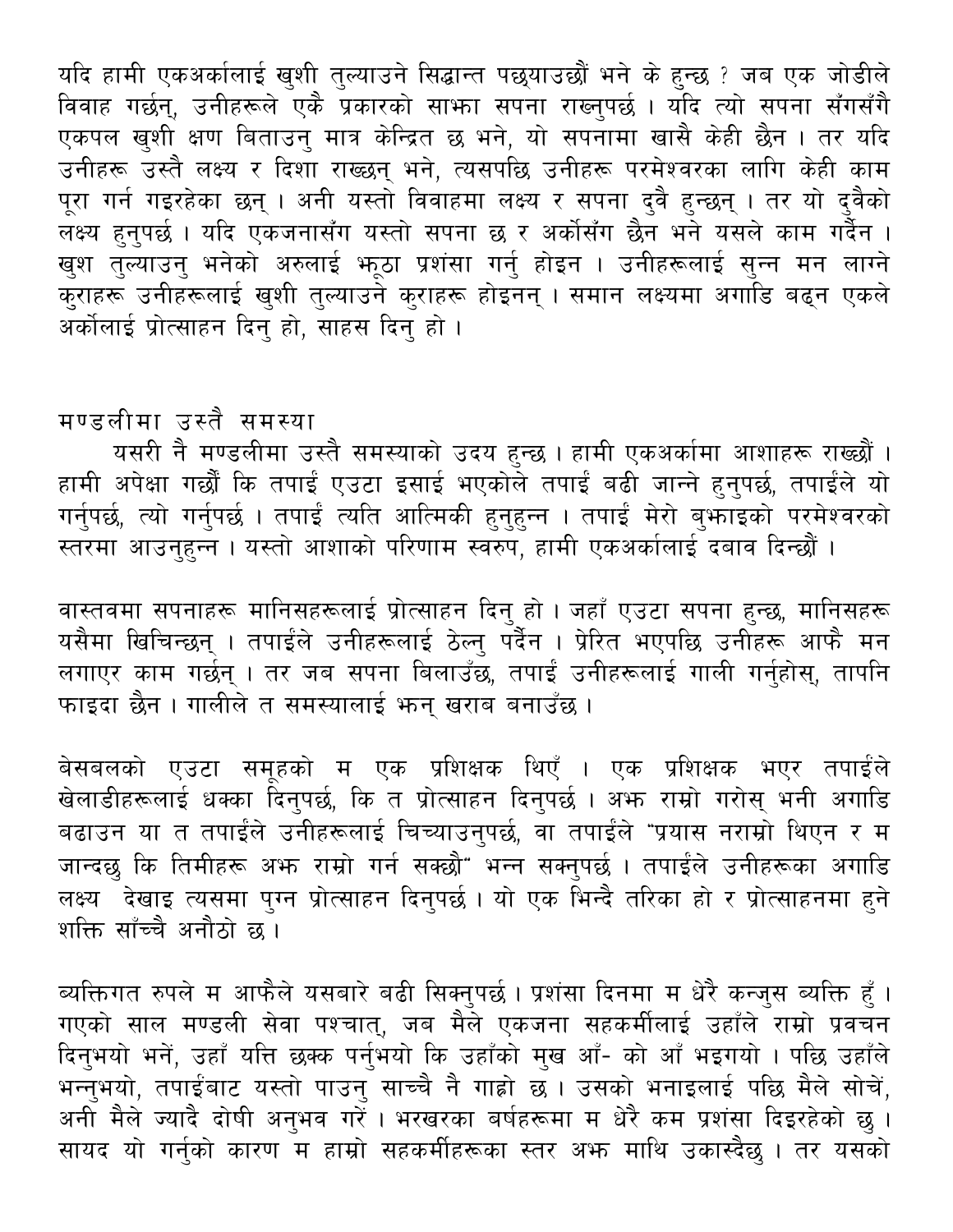यदि हामी एकअर्कालाई खुशी तुल्याउने सिद्धान्त पछ्याउछौं भने के हुन्छ ? जब एक जोडीले विवाह गर्छन्, उनीहरूले एकै प्रकारको साझा सपना राख्नुपर्छ । यदि त्यो सपना सँगसँगै एकपल खुशी क्षण बिताउनु मात्र केन्द्रित छ भने, यो सपनामा खासै केही छैन । तर यदि उनीहरू उस्तै लक्ष्य र दिशा राख्छन् भने, त्यसपछि उनीहरू परमेश्वरका लागि केही काम पूरा गर्न गइरहेका छन् । अनी यस्तो विवाहमा लक्ष्य र सपना दुवै हुन्छन् । तर यो दुवैको लक्ष्य हुनुपर्छ । यदि एकजनासँग यस्तो सपना छ र अर्कोसँग छैन भने यसले काम गर्दैन । खुश तुल्याउनु भनेको अरुलाई झूठा प्रशंसा गर्नु होइन । उनीहरूलाई सुन्न मन लाग्ने कुराहरू उनीहरूलाई खुशी तुल्याउने कुराहरू होइनन् । समान लक्ष्यमा अगाडि बढ्न एकले अर्कोलाई प्रोत्साहन दिनु हो, साहस दिनु हो ।

## मण्डलीमा उस्तै समस्या

यसरी नै मण्डलीमा उस्तै समस्याको उदय हुन्छ । हामी एकअर्कामा आशाहरू राख्छौं । हामी अपेक्षा गर्छौं कि तपाईं एउटा इसाई भएकोले तपाईं बढी जान्ने हुनुपर्छ, तपाईंले यो गर्नुपर्छ, त्यो गर्नुपर्छ । तपाईं त्यति आत्मिकी हुनुहुन्न । तपाईं मेरो बुझाइको परमेश्वरको स्तरमा आउनुहुन्न । यस्तो आशाको परिणाम स्वरुप, हामी एकअर्कालाई दबाव दिन्छौं ।

वास्तवमा सपनाहरू मानिसहरूलाई प्रोत्साहन दिनु हो । जहाँ एउटा सपना हुन्छ, मानिसहरू यसैमा खिचिन्छन् । तपाईंले उनीहरूलाई ठेल्नु पर्दैन । प्रेरित भएपछि उनीहरू आफै मन लगाएर काम गर्छन् । तर जब सपना बिलाउँछ, तपाईं उनीहरूलाई गाली गर्नुहोस्, तापनि फाइदा छैन । गालीले त समस्यालाई झन् खराब बनाउँछ ।

बेसबलको एउटा समूहको म एक प्रशिक्षक थिएँ । एक प्रशिक्षक भएर तपाईंले खेलाडीहरूलाई धक्का दिनुपर्छ, कि त प्रोत्साहन दिनुपर्छ । अझ राम्रो गरोस् भनी अगाडि बढाउन या त तपाईंले उनीहरूलाई चिच्याउनुपर्छ, वा तपाईंले "प्रयास नराम्रो थिएन र म जान्दछु कि तिमीहरू अझ राम्रो गर्न सक्छौ" भन्न सक्नुपर्छ । तपाईंले उनीहरूका अगाडि लक्ष्य देखाइ त्यसमा पुग्न प्रोत्साहन दिनुपर्छ । यो एक भिन्दै तरिका हो र प्रोत्साहनमा हुने शक्ति साँच्चै अनौठो छ ।

व्यक्तिगत रुपले म आफैले यसबारे बढी सिक्नुपर्छ । प्रशंसा दिनमा म धेरै कन्जुस व्यक्ति हुँ । गएको साल मण्डली सेवा पश्चात्, जब मैले एकजना सहकर्मीलाई उहाँले राम्रो प्रवचन दिनुभयो भनें, उहाँ यत्ति छक्क पर्नुभयो कि उहाँको मुख आँ- को आँ भइगयो । पछि उहाँले भन्नुभयो, तपाईंबाट यस्तो पाउनु साच्चै नै गाह्रो छ । उसको भनाइलाई पछि मैले सोचें, अनी मैले ज्यादै दोषी अनुभव गरें । भरखरका बर्षहरूमा म धेरै कम प्रशंसा दिइरहेको छु । सायद यो गर्नुको कारण म हाम्रो सहकर्मीहरूका स्तर अझ माथि उकास्दैछु । तर यसको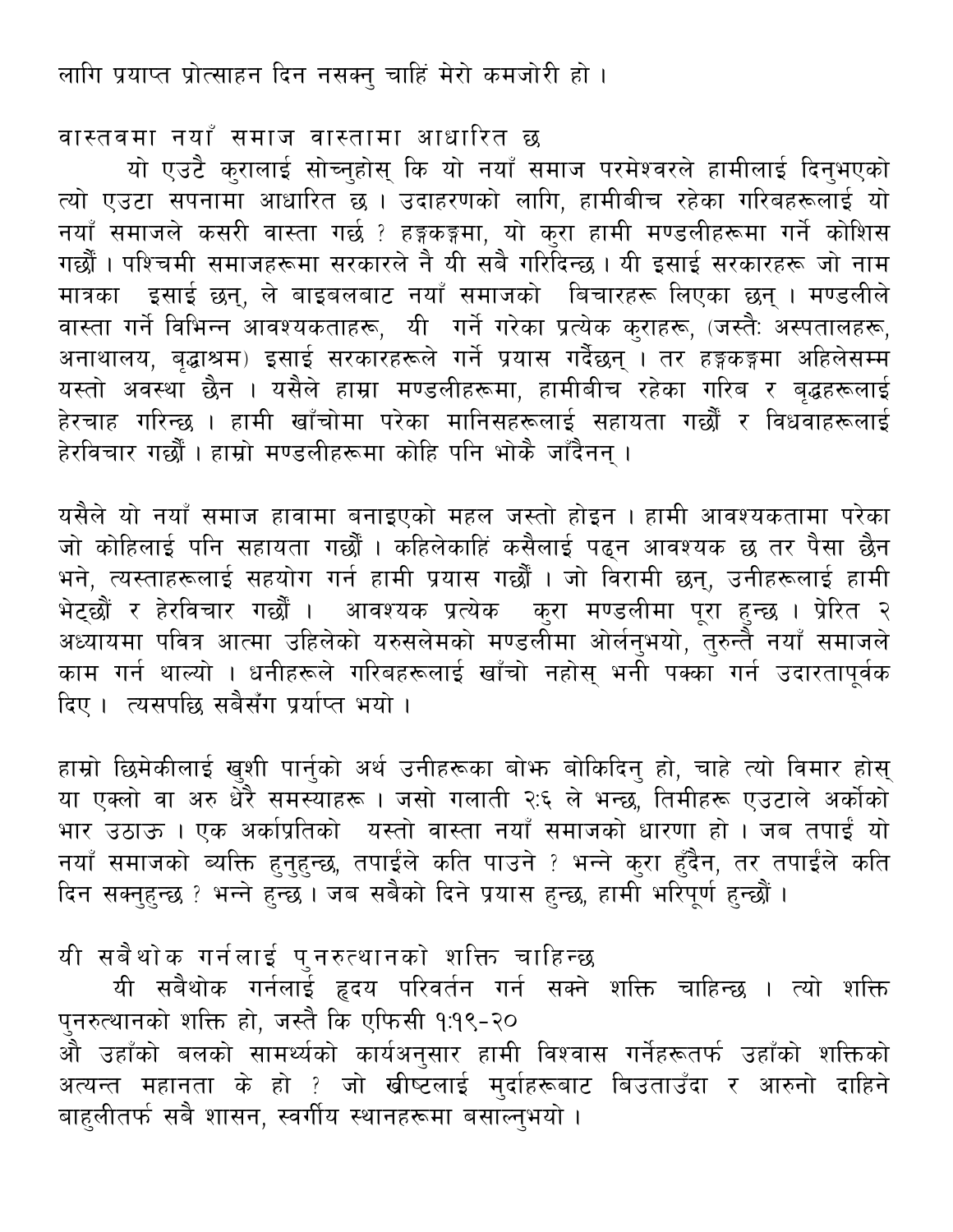लागि प्रयाप्त प्रोत्साहन दिन नसक्नु चाहिं मेरो कमजोरी हो ।

## वास्तवमा नयाँ समाज वास्तामा आधारित छ

यो एउटै कुरालाई सोच्नुहोस् कि यो नयाँ समाज परमेश्वरले हामीलाई दिनुभएको त्यो एउटा सपनामा आधारित छ । उदाहरणको लागि, हामीबीच रहेका गरिबहरूलाई यो नयाँ समाजले कसरी वास्ता गर्छ ? हङ्गकङ्गमा, यो कुरा हामी मण्डलीहरूमा गर्ने कोशिस गर्छौं । पश्चिमी समाजहरूमा सरकारले नै यी सबै गरिदिन्छ । यी इसाई सरकारहरू जो नाम मात्रका इसाई छन्, ले बाइबलबाट नयाँ समाजको बिचारहरू लिएका छन् । मण्डलीले वास्ता गर्ने विभिन्न आवश्यकताहरू, यी गर्ने गरेका प्रत्येक कुराहरू, (जस्तैः अस्पतालहरू, अनाथालय, बृद्धाश्रम) इसाई सरकारहरूले गर्ने प्रयास गर्दैछन् । तर हङ्गकङ्गमा अहिलेसम्म यस्तो अवस्था छैन । यसैले हाम्रा मण्डलीहरूमा, हामीबीच रहेका गरिब र बृद्धहरूलाई हेरचाह गरिन्छ । हामी खाँचोमा परेका मानिसहरूलाई सहायता गर्छौं र विधवाहरूलाई हेरविचार गर्छौं । हाम्रो मण्डलीहरूमा कोहि पनि भोकै जाँदैनन् ।

यसैले यो नयाँ समाज हावामा बनाइएको महल जस्तो होइन । हामी आवश्यकतामा परेका जो कोहिलाई पनि सहायता गर्छौं । कहिलेकाहिं कसैलाई पढ्न आवश्यक छ तर पैसा छैन भने, त्यस्ताहरूलाई सहयोग गर्न हामी प्रयास गर्छौं । जो विरामी छन्, उनीहरूलाई हामी भेट्छौं र हेरविचार गर्छौं । आवश्यक प्रत्येक कुरा मण्डलीमा पूरा हुन्छ । प्रेरित २ अध्यायमा पवित्र आत्मा उहिलेको यरुसलेमको मण्डलीमा ओर्लनुभयो, तुरुन्तै नयाँ समाजले काम गर्न थाल्यो । धनीहरूले गरिबहरूलाई खाँचो नहोस् भनी पक्का गर्न उदारतापूर्वक दिए । त्यसपछि सबैसँग प्रर्याप्त भयो ।

हाम्रो छिमेकीलाई खुशी पार्नुको अर्थ उनीहरूका बोझ बोकिदिनु हो, चाहे त्यो विमार होस् या एक्लो वा अरु धेरै समस्याहरू । जसो गलाती २:६ ले भन्छ, तिमीहरू एउटाले अर्कोको भार उठाऊ । एक अर्काप्रतिको यस्तो वास्ता नयाँ समाजको धारणा हो । जब तपाईं यो नयाँ समाजको व्यक्ति हुनुहुन्छ, तपाईंले कति पाउने ? भन्ने कुरा हुँदैन, तर तपाईंले कति दिन सक्नुहुन्छ ? भन्ने हुन्छ । जब सबैको दिने प्रयास हुन्छ, हामी भरिपूर्ण हुन्छौं ।

## यी सबैथोक गर्नलाई पुनरुत्थानको शक्ति चाहिन्छ

यी सबैथोक गर्नलाई हृदय परिवर्तन गर्न सक्ने शक्ति चाहिन्छ । त्यो शक्ति पुनरुत्थानको शक्ति हो, जस्तै कि एफिसी १:१९-२०
औ उहाँको बलको सामर्थ्यको कार्यअनुसार हामी विश्वास गर्नेहरूतर्फ उहाँको शक्तिको अत्यन्त महानता के हो ? जो खीष्टलाई मुर्दाहरूबाट बिउताउँदा र आरुनो दाहिने बाहुलीतर्फ सबै शासन, स्वर्गीय स्थानहरूमा बसाल्नुभयो ।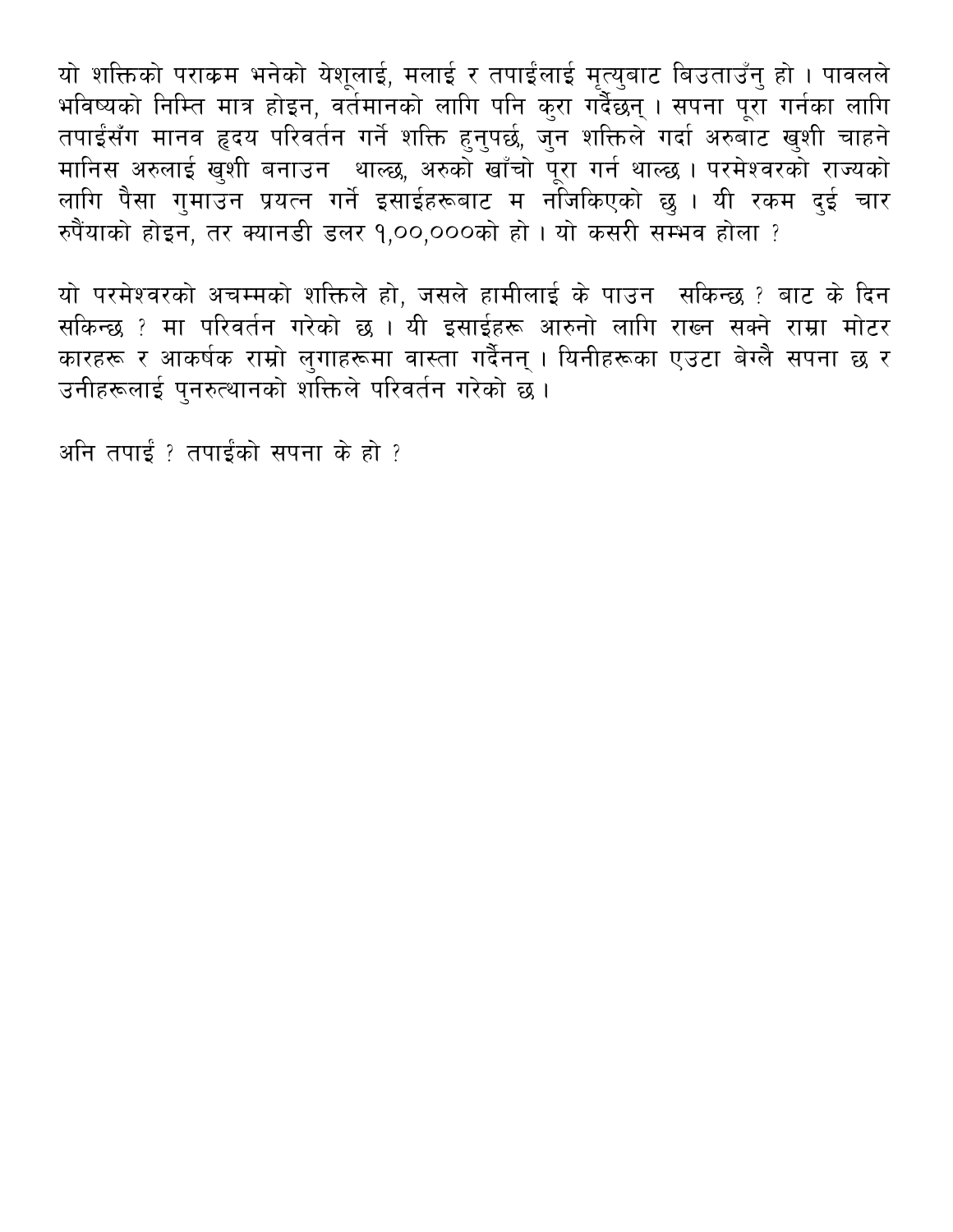यो शक्तिको पराक्रम भनेको येशूलाई, मलाई र तपाईंलाई मृत्युबाट बिउताउँनु हो । पावलले भविष्यको निम्ति मात्र होइन, वर्तमानको लागि पनि कुरा गर्दैछन् । सपना पूरा गर्नका लागि तपाईंसँग मानव हृदय परिवर्तन गर्ने शक्ति हुनुपर्छ, जुन शक्तिले गर्दा अरुबाट खुशी चाहने मानिस अरुलाई खुशी बनाउन  थाल्छ, अरुको खाँचो पूरा गर्न थाल्छ । परमेश्वरको राज्यको लागि पैसा गुमाउन प्रयत्न गर्ने इसाईहरूबाट म नजिकिएको छु । यी रकम दुई चार रुपैंयाको होइन, तर क्यानडी डलर १,००,०००को हो । यो कसरी सम्भव होला ?

यो परमेश्वरको अचम्मको शक्तिले हो, जसले हामीलाई के पाउन  सकिन्छ ? बाट के दिन सकिन्छ ? मा परिवर्तन गरेको छ । यी इसाईहरू आरुनो लागि राख्न सक्ने राम्रा मोटर कारहरू र आकर्षक राम्रो लुगाहरूमा वास्ता गर्दैनन् । यिनीहरूका एउटा बेग्लै सपना छ र उनीहरूलाई पुनरुत्थानको शक्तिले परिवर्तन गरेको छ ।

अनि तपाईं ? तपाईंको सपना के हो ?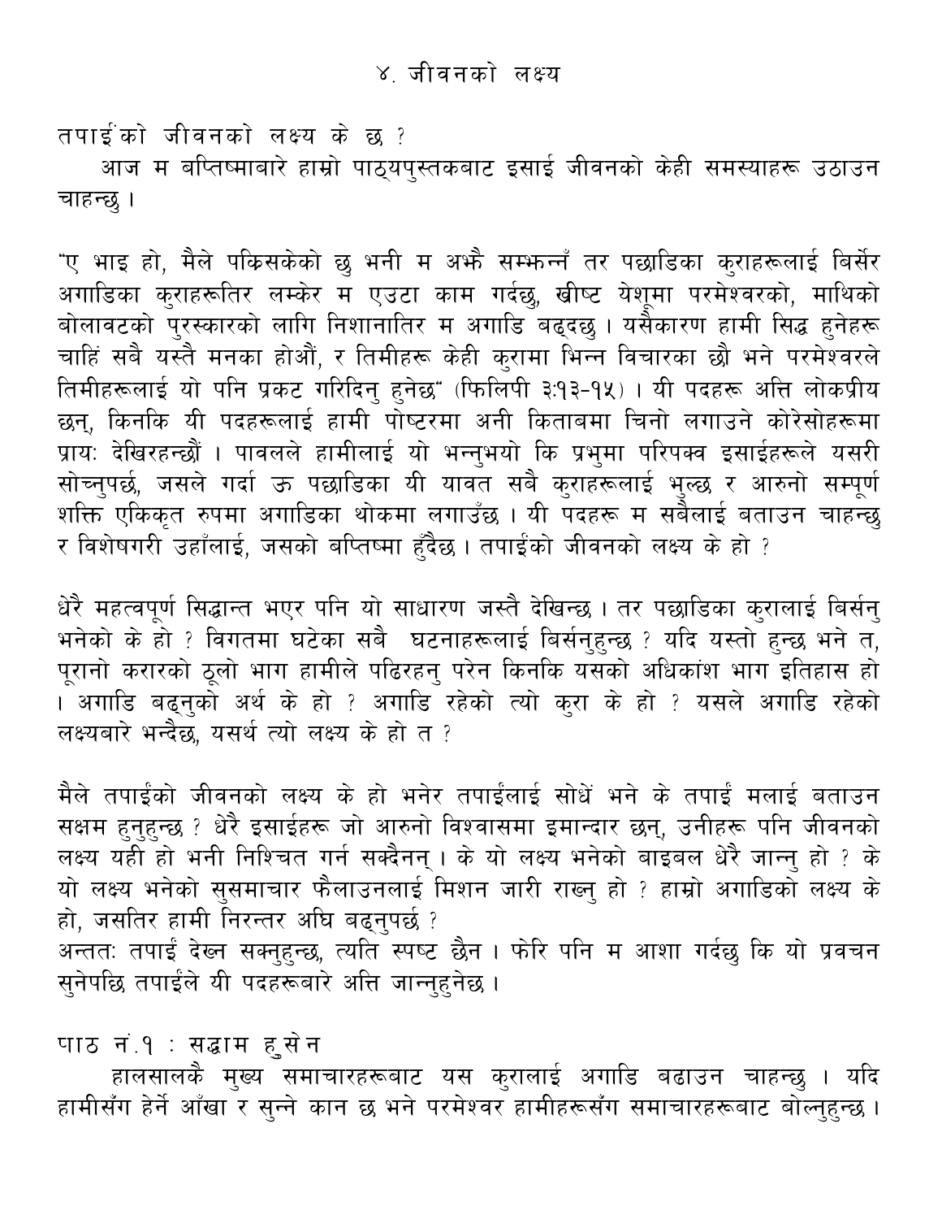# ४. जीवनको लक्ष्य

तपाईंको जीवनको लक्ष्य के छ ?

आज म बप्तिष्माबारे हाम्रो पाठ्यपुस्तकबाट इसाई जीवनको केही समस्याहरू उठाउन चाहन्छु ।

"ए भाइ हो, मैले पकिसकेको छु भनी म अझै सम्झन्नँ तर पछाडिका कुराहरूलाई बिर्सेर अगाडिका कुराहरूतिर लम्केर म एउटा काम गर्दछु, ख्रीष्ट येशूमा परमेश्वरको, माथिको बोलावटको पुरस्कारको लागि निशानातिर म अगाडि बढ्दछु । यसैकारण हामी सिद्ध हुनेहरू चाहिं सबै यस्तै मनका होऔं, र तिमीहरू केही कुरामा भिन्न विचारका छौ भने परमेश्वरले तिमीहरूलाई यो पनि प्रकट गरिदिनु हुनेछ" (फिलिपी ३:१३-१५) । यी पदहरू अत्ति लोकप्रीय छन्, किनकि यी पदहरूलाई हामी पोष्टरमा अनी किताबमा चिनो लगाउने कोरेसोहरूमा प्रायः देखिरहन्छौं । पावलले हामीलाई यो भन्नुभयो कि प्रभुमा परिपक्व इसाईहरूले यसरी सोच्नुपर्छ, जसले गर्दा ऊ पछाडिका यी यावत सबै कुराहरूलाई भुल्छ र आरुनो सम्पूर्ण शक्ति एकिकृत रुपमा अगाडिका थोकमा लगाउँछ । यी पदहरू म सबैलाई बताउन चाहन्छु र विशेषगरी उहाँलाई, जसको बप्तिष्मा हुँदैछ । तपाईंको जीवनको लक्ष्य के हो ?

धेरै महत्वपूर्ण सिद्धान्त भएर पनि यो साधारण जस्तै देखिन्छ । तर पछाडिका कुरालाई बिर्सनु भनेको के हो ? विगतमा घटेका सबै घटनाहरूलाई बिर्सनुहुन्छ ? यदि यस्तो हुन्छ भने त, पूरानो करारको ठूलो भाग हामीले पढिरहनु परेन किनकि यसको अधिकांश भाग इतिहास हो । अगाडि बढ्नुको अर्थ के हो ? अगाडि रहेको त्यो कुरा के हो ? यसले अगाडि रहेको लक्ष्यबारे भन्दैछ, यसर्थ त्यो लक्ष्य के हो त ?

मैले तपाईंको जीवनको लक्ष्य के हो भनेर तपाईंलाई सोधें भने के तपाईं मलाई बताउन सक्षम हुनुहुन्छ ? धेरै इसाईहरू जो आरुनो विश्वासमा इमान्दार छन्, उनीहरू पनि जीवनको लक्ष्य यही हो भनी निश्चित गर्न सक्दैनन् । के यो लक्ष्य भनेको बाइबल धेरै जान्नु हो ? के यो लक्ष्य भनेको सुसमाचार फैलाउनलाई मिशन जारी राख्नु हो ? हाम्रो अगाडिको लक्ष्य के हो, जसतिर हामी निरन्तर अघि बढ्नुपर्छ ?
अन्ततः तपाईं देख्न सक्नुहुन्छ, त्यति स्पष्ट छैन । फेरि पनि म आशा गर्दछु कि यो प्रवचन सुनेपछि तपाईंले यी पदहरूबारे अत्ति जान्नुहुनेछ ।

## पाठ नं.१ : सद्धाम हुसेन

हालसालकै मुख्य समाचारहरूबाट यस कुरालाई अगाडि बढाउन चाहन्छु । यदि हामीसँग हेर्ने आँखा र सुन्ने कान छ भने परमेश्वर हामीहरूसँग समाचारहरूबाट बोल्नुहुन्छ ।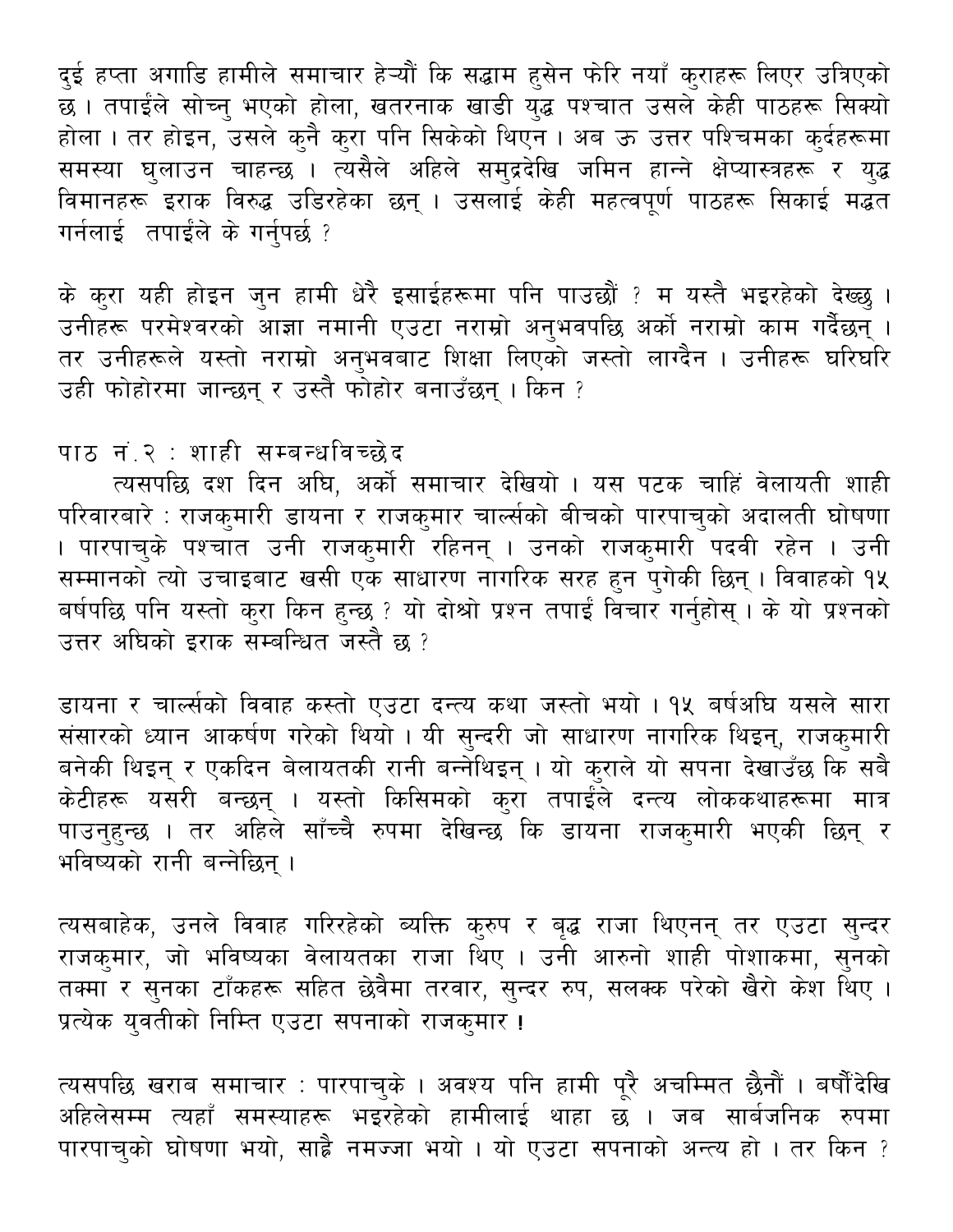दुई हप्ता अगाडि हामीले समाचार हेऱ्यौं कि सद्धाम हुसेन फेरि नयाँ कुराहरू लिएर उत्रिएको छ । तपाईंले सोच्नु भएको होला, खतरनाक खाडी युद्ध पश्चात उसले केही पाठहरू सिक्यो होला । तर होइन, उसले कुनै कुरा पनि सिकेको थिएन । अब ऊ उत्तर पश्चिमका कुर्दहरूमा समस्या घुलाउन चाहन्छ । त्यसैले अहिले समुद्रदेखि जमिन हान्ने क्षेप्यास्त्रहरू र युद्ध विमानहरू इराक विरुद्ध उडिरहेका छन् । उसलाई केही महत्वपूर्ण पाठहरू सिकाई मद्धत गर्नलाई  तपाईंले के गर्नुपर्छ ?

के कुरा यही होइन जुन हामी धेरै इसाईहरूमा पनि पाउछौं ? म यस्तै भइरहेको देख्छु । उनीहरू परमेश्वरको आज्ञा नमानी एउटा नराम्रो अनुभवपछि अर्को नराम्रो काम गर्दैछन् । तर उनीहरूले यस्तो नराम्रो अनुभवबाट शिक्षा लिएको जस्तो लाग्दैन । उनीहरू घरिघरि उही फोहोरमा जान्छन् र उस्तै फोहोर बनाउँछन् । किन ?

## पाठ नं.२ : शाही सम्बन्धविच्छेद

त्यसपछि दश दिन अघि, अर्को समाचार देखियो । यस पटक चाहिं वेलायती शाही परिवारबारे : राजकुमारी डायना र राजकुमार चार्ल्सको बीचको पारपाचुको अदालती घोषणा । पारपाचुके पश्चात उनी राजकुमारी रहिनन् । उनको राजकुमारी पदवी रहेन । उनी सम्मानको त्यो उचाइबाट खसी एक साधारण नागरिक सरह हुन पुगेकी छिन् । विवाहको १५ बर्षपछि पनि यस्तो कुरा किन हुन्छ ? यो दोश्रो प्रश्न तपाईं विचार गर्नुहोस् । के यो प्रश्नको उत्तर अघिको इराक सम्बन्धित जस्तै छ ?

डायना र चार्ल्सको विवाह कस्तो एउटा दन्त्य कथा जस्तो भयो । १५ बर्षअघि यसले सारा संसारको ध्यान आकर्षण गरेको थियो । यी सुन्दरी जो साधारण नागरिक थिइन्, राजकुमारी बनेकी थिइन् र एकदिन बेलायतकी रानी बन्नेथिइन् । यो कुराले यो सपना देखाउँछ कि सबै केटीहरू यसरी बन्छन् । यस्तो किसिमको कुरा तपाईंले दन्त्य लोककथाहरूमा मात्र पाउनुहुन्छ । तर अहिले साँच्चै रुपमा देखिन्छ कि डायना राजकुमारी भएकी छिन् र भविष्यको रानी बन्नेछिन् ।

त्यसबाहेक, उनले विवाह गरिरहेको व्यक्ति कुरुप र बृद्ध राजा थिएनन् तर एउटा सुन्दर राजकुमार, जो भविष्यका वेलायतका राजा थिए । उनी आरुनो शाही पोशाकमा, सुनको तक्मा र सुनका टाँकहरू सहित छेवैमा तरवार, सुन्दर रुप, सलक्क परेको खैरो केश थिए । प्रत्येक युवतीको निम्ति एउटा सपनाको राजकुमार !

त्यसपछि खराब समाचार : पारपाचुके । अवश्य पनि हामी पूरै अचम्मित छैनौं । बर्षौंदेखि अहिलेसम्म त्यहाँ समस्याहरू भइरहेको हामीलाई थाहा छ । जब सार्बजनिक रुपमा पारपाचुको घोषणा भयो, साह्रै नमज्जा भयो । यो एउटा सपनाको अन्त्य हो । तर किन ?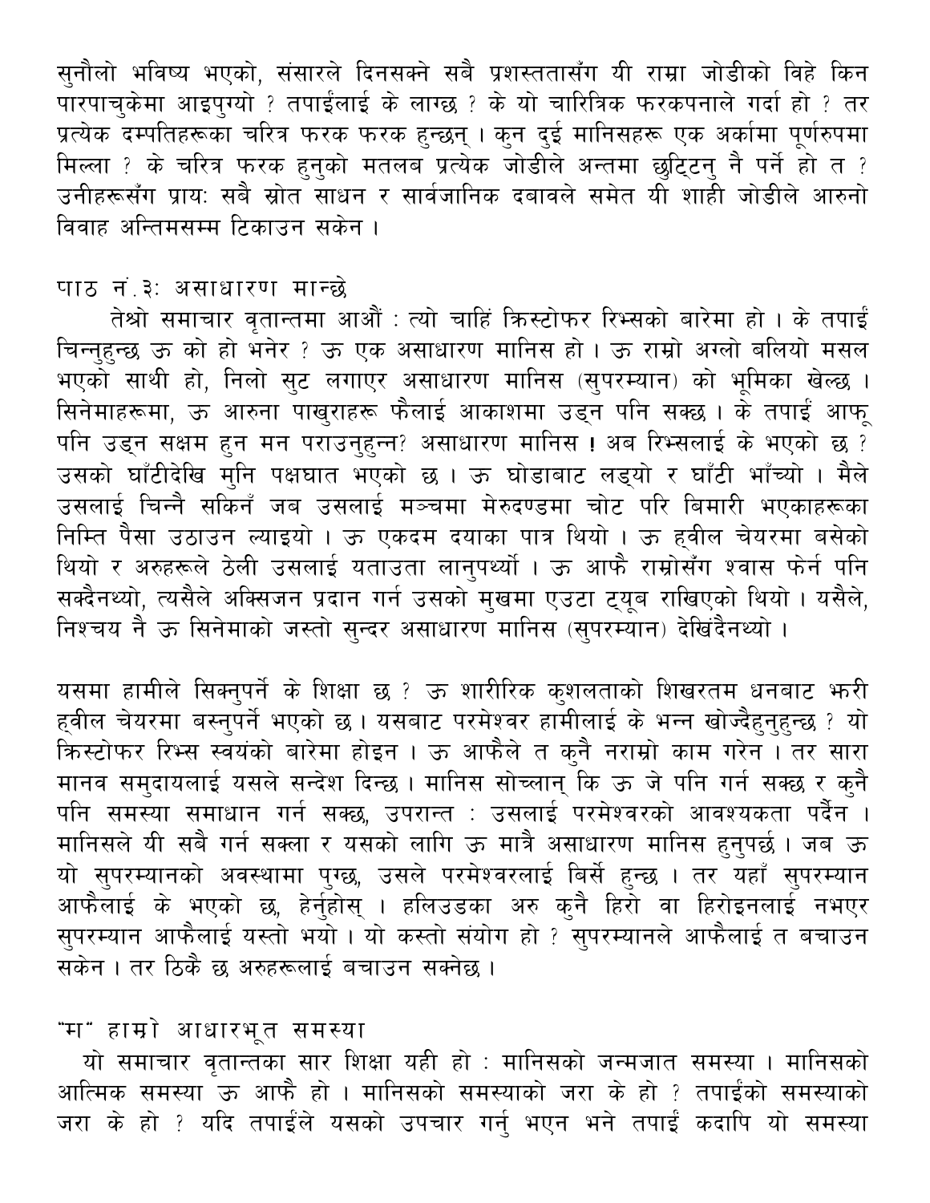सुनौलो भविष्य भएको, संसारले दिनसक्ने सबै प्रशस्ततासँग यी राम्रा जोडीको विहे किन पारपाचुकेमा आइपुग्यो ? तपाईंलाई के लाग्छ ? के यो चारित्रिक फरकपनाले गर्दा हो ? तर प्रत्येक दम्पतिहरूका चरित्र फरक फरक हुन्छन् । कुन दुई मानिसहरू एक अर्कामा पूर्णरुपमा मिल्ला ? के चरित्र फरक हुनुको मतलब प्रत्येक जोडीले अन्तमा छुटि्टनु नै पर्ने हो त ? उनीहरूसँग प्रायः सबै स्रोत साधन र सार्वजानिक दबावले समेत यी शाही जोडीले आरुनो विवाह अन्तिमसम्म टिकाउन सकेन ।

## पाठ नं.३: असाधारण मान्छे

तेश्रो समाचार वृतान्तमा आऔं : त्यो चाहिं क्रिस्टोफर रिभ्सको बारेमा हो । के तपाईं चिन्नुहुन्छ ऊ को हो भनेर ? ऊ एक असाधारण मानिस हो । ऊ राम्रो अग्लो बलियो मसल भएको साथी हो, निलो सुट लगाएर असाधारण मानिस (सुपरम्यान) को भूमिका खेल्छ । सिनेमाहरूमा, ऊ आरुना पाखुराहरू फैलाई आकाशमा उड्न पनि सक्छ । के तपाईं आफू पनि उड्न सक्षम हुन मन पराउनुहुन्न? असाधारण मानिस ! अब रिभ्सलाई के भएको छ ? उसको घाँटीदेखि मुनि पक्षघात भएको छ । ऊ घोडाबाट लड्यो र घाँटी भाँच्यो । मैले उसलाई चिन्नै सकिनँ जब उसलाई मञ्चमा मेरुदण्डमा चोट परि बिमारी भएकाहरूका निम्ति पैसा उठाउन ल्याइयो । ऊ एकदम दयाका पात्र थियो । ऊ ह्वील चेयरमा बसेको थियो र अरुहरूले ठेली उसलाई यताउता लानुपर्थ्यो । ऊ आफै राम्रोसँग श्वास फेर्न पनि सक्दैनथ्यो, त्यसैले अक्सिजन प्रदान गर्न उसको मुखमा एउटा ट्यूब राखिएको थियो । यसैले, निश्चय नै ऊ सिनेमाको जस्तो सुन्दर असाधारण मानिस (सुपरम्यान) देखिंदैनथ्यो ।

यसमा हामीले सिक्नुपर्ने के शिक्षा छ ? ऊ शारीरिक कुशलताको शिखरतम धनबाट झरी ह्वील चेयरमा बस्नुपर्ने भएको छ । यसबाट परमेश्वर हामीलाई के भन्न खोज्दैहुनुहुन्छ ? यो क्रिस्टोफर रिभ्स स्वयंको बारेमा होइन । ऊ आफैले त कुनै नराम्रो काम गरेन । तर सारा मानव समुदायलाई यसले सन्देश दिन्छ । मानिस सोच्लान् कि ऊ जे पनि गर्न सक्छ र कुनै पनि समस्या समाधान गर्न सक्छ, उपरान्त : उसलाई परमेश्वरको आवश्यकता पर्दैन । मानिसले यी सबै गर्न सक्ला र यसको लागि ऊ मात्रै असाधारण मानिस हुनुपर्छ । जब ऊ यो सुपरम्यानको अवस्थामा पुग्छ, उसले परमेश्वरलाई बिर्से हुन्छ । तर यहाँ सुपरम्यान आफैलाई के भएको छ, हेर्नुहोस् । हलिउडका अरु कुनै हिरो वा हिरोइनलाई नभएर सुपरम्यान आफैलाई यस्तो भयो । यो कस्तो संयोग हो ? सुपरम्यानले आफैलाई त बचाउन सकेन । तर ठिकै छ अरुहरूलाई बचाउन सक्नेछ ।

## "म" हाम्रो आधारभूत समस्या

यो समाचार वृतान्तका सार शिक्षा यही हो : मानिसको जन्मजात समस्या । मानिसको आत्मिक समस्या ऊ आफै हो । मानिसको समस्याको जरा के हो ? तपाईंको समस्याको जरा के हो ? यदि तपाईंले यसको उपचार गर्नु भएन भने तपाईं कदापि यो समस्या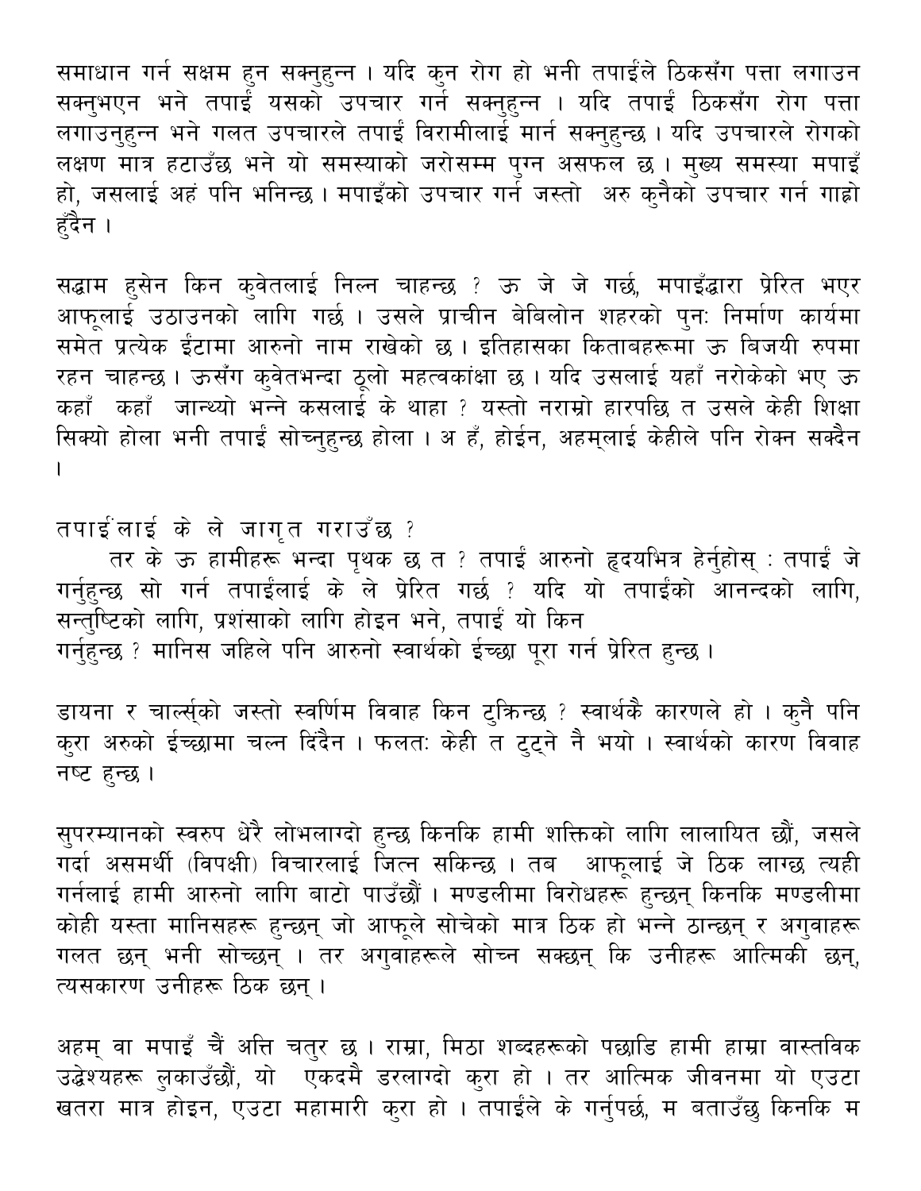समाधान गर्न सक्षम हुन सक्नुहुन्न । यदि कुन रोग हो भनी तपाईंले ठिकसँग पत्ता लगाउन सक्नुभएन भने तपाईं यसको उपचार गर्न सक्नुहुन्न । यदि तपाईं ठिकसँग रोग पत्ता लगाउनुहुन्न भने गलत उपचारले तपाईं बिरामीलाई मार्न सक्नुहुन्छ । यदि उपचारले रोगको लक्षण मात्र हटाउँछ भने यो समस्याको जरोसम्म पुग्न असफल छ । मुख्य समस्या मपाइँ हो, जसलाई अहं पनि भनिन्छ । मपाइँको उपचार गर्न जस्तो अरु कुनैको उपचार गर्न गाह्रो हुँदैन ।

सद्धाम हुसेन किन कुवेतलाई निल्न चाहन्छ ? ऊ जे जे गर्छ, मपाइँद्धारा प्रेरित भएर आफूलाई उठाउनको लागि गर्छ । उसले प्राचीन बेबिलोन शहरको पुनः निर्माण कार्यमा समेत प्रत्येक ईंटामा आरुनो नाम राखेको छ । इतिहासका किताबहरूमा ऊ बिजयी रुपमा रहन चाहन्छ । ऊसँग कुवेतभन्दा ठूलो महत्वकांक्षा छ । यदि उसलाई यहाँ नरोकेको भए ऊ कहाँ कहाँ जान्थ्यो भन्ने कसलाई के थाहा ? यस्तो नराम्रो हारपछि त उसले केही शिक्षा सिक्यो होला भनी तपाईं सोच्नुहुन्छ होला । अ हँ, होईन, अहम्‌लाई केहीले पनि रोक्न सक्दैन ।

तपाईंलाई के ले जागृत गराउँछ ?

तर के ऊ हामीहरू भन्दा पृथक छ त ? तपाईं आरुनो हृदयभित्र हेर्नुहोस् : तपाईं जे गर्नुहुन्छ सो गर्न तपाईंलाई के ले प्रेरित गर्छ ? यदि यो तपाईंको आनन्दको लागि, सन्तुष्टिको लागि, प्रशंसाको लागि होइन भने, तपाईं यो किन गर्नुहुन्छ ? मानिस जहिले पनि आरुनो स्वार्थको ईच्छा पूरा गर्न प्रेरित हुन्छ ।

डायना र चार्ल्सको जस्तो स्वर्णिम विवाह किन टुक्रिन्छ ? स्वार्थकै कारणले हो । कुनै पनि कुरा अरुको ईच्छामा चल्न दिंदैन । फलतः केही त टुट्ने नै भयो । स्वार्थको कारण विवाह नष्ट हुन्छ ।

सुपरम्यानको स्वरुप धेरै लोभलाग्दो हुन्छ किनकि हामी शक्तिको लागि लालायित छौं, जसले गर्दा असमर्थी (विपक्षी) विचारलाई जित्न सकिन्छ । तब आफूलाई जे ठिक लाग्छ त्यही गर्नलाई हामी आरुनो लागि बाटो पाउँछौं । मण्डलीमा विरोधहरू हुन्छन् किनकि मण्डलीमा कोही यस्ता मानिसहरू हुन्छन् जो आफूले सोचेको मात्र ठिक हो भन्ने ठान्छन् र अगुवाहरू गलत छन् भनी सोच्छन् । तर अगुवाहरूले सोच्न सक्छन् कि उनीहरू आत्मिकी छन्, त्यसकारण उनीहरू ठिक छन् ।

अहम् वा मपाइँ चैं अत्ति चतुर छ । राम्रा, मिठा शब्दहरूको पछाडि हामी हाम्रा वास्तविक उद्धेश्यहरू लुकाउँछौं, यो एकदमै डरलाग्दो कुरा हो । तर आत्मिक जीवनमा यो एउटा खतरा मात्र होइन, एउटा महामारी कुरा हो । तपाईंले के गर्नुपर्छ, म बताउँछु किनकि म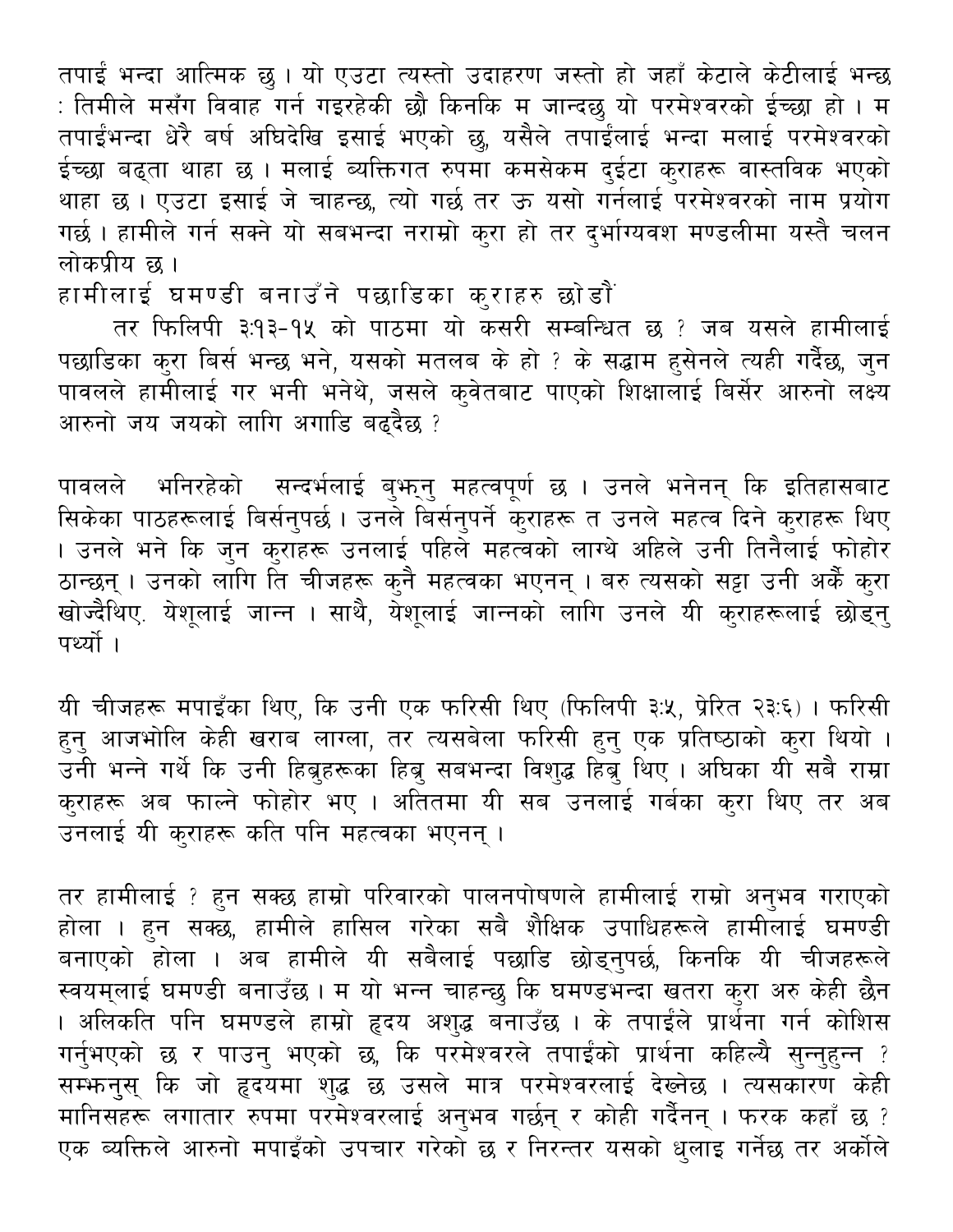तपाईं भन्दा आत्मिक छु । यो एउटा त्यस्तो उदाहरण जस्तो हो जहाँ केटाले केटीलाई भन्छ : तिमीले मसँग विवाह गर्न गइरहेकी छौ किनकि म जान्दछु यो परमेश्वरको ईच्छा हो । म तपाईंभन्दा धेरै बर्ष अघिदेखि इसाई भएको छु, यसैले तपाईंलाई भन्दा मलाई परमेश्वरको ईच्छा बढ्ता थाहा छ । मलाई व्यक्तिगत रुपमा कमसेकम दुईटा कुराहरू वास्तविक भएको थाहा छ । एउटा इसाई जे चाहन्छ, त्यो गर्छ तर ऊ यसो गर्नलाई परमेश्वरको नाम प्रयोग गर्छ । हामीले गर्न सक्ने यो सबभन्दा नराम्रो कुरा हो तर दुर्भाग्यवश मण्डलीमा यस्तै चलन लोकप्रीय छ ।

## हामीलाई घमण्डी बनाउँने पछाडिका कुराहरु छोडौं

तर फिलिपी ३:१३-१५ को पाठमा यो कसरी सम्बन्धित छ ? जब यसले हामीलाई पछाडिका कुरा बिर्स भन्छ भने, यसको मतलब के हो ? के सद्धाम हुसेनले त्यही गर्दैछ, जुन पावलले हामीलाई गर भनी भनेथे, जसले कुवेतबाट पाएको शिक्षालाई बिर्सेर आरुनो लक्ष्य आरुनो जय जयको लागि अगाडि बढ्दैछ ?

पावलले भनिरहेको सन्दर्भलाई बुझ्नु महत्वपूर्ण छ । उनले भनेनन् कि इतिहासबाट सिकेका पाठहरूलाई बिर्सनुपर्छ । उनले बिर्सनुपर्ने कुराहरू त उनले महत्व दिने कुराहरू थिए । उनले भने कि जुन कुराहरू उनलाई पहिले महत्वको लाग्थे अहिले उनी तिनैलाई फोहोर ठान्छन् । उनको लागि ति चीजहरू कुनै महत्वका भएनन् । बरु त्यसको सट्टा उनी अर्कै कुरा खोज्दैथिए. येशूलाई जान्न । साथै, येशूलाई जान्नको लागि उनले यी कुराहरूलाई छोड्नु पर्थ्यो ।

यी चीजहरू मपाइँका थिए, कि उनी एक फरिसी थिए (फिलिपी ३:५, प्रेरित २३:६) । फरिसी हुनु आजभोलि केही खराब लाग्ला, तर त्यसबेला फरिसी हुनु एक प्रतिष्ठाको कुरा थियो । उनी भन्ने गर्थे कि उनी हिब्रूहरूका हिब्रू सबभन्दा विशुद्ध हिब्रू थिए । अघिका यी सबै राम्रा कुराहरू अब फाल्ने फोहोर भए । अतितमा यी सब उनलाई गर्वका कुरा थिए तर अब उनलाई यी कुराहरू कति पनि महत्वका भएनन् ।

तर हामीलाई ? हुन सक्छ हाम्रो परिवारको पालनपोषणले हामीलाई राम्रो अनुभव गराएको होला । हुन सक्छ, हामीले हासिल गरेका सबै शैक्षिक उपाधिहरूले हामीलाई घमण्डी बनाएको होला । अब हामीले यी सबैलाई पछाडि छोड्नुपर्छ, किनकि यी चीजहरूले स्वयम्लाई घमण्डी बनाउँछ । म यो भन्न चाहन्छु कि घमण्डभन्दा खतरा कुरा अरु केही छैन । अलिकति पनि घमण्डले हाम्रो हृदय अशुद्ध बनाउँछ । के तपाईंले प्रार्थना गर्न कोशिस गर्नुभएको छ र पाउनु भएको छ, कि परमेश्वरले तपाईंको प्रार्थना कहिल्यै सुन्नुहुन्न ? सम्झनुस् कि जो हृदयमा शुद्ध छ उसले मात्र परमेश्वरलाई देख्नेछ । त्यसकारण केही मानिसहरू लगातार रुपमा परमेश्वरलाई अनुभव गर्छन् र कोही गर्दैनन् । फरक कहाँ छ ? एक व्यक्तिले आरुनो मपाइँको उपचार गरेको छ र निरन्तर यसको धुलाइ गर्नेछ तर अर्कोले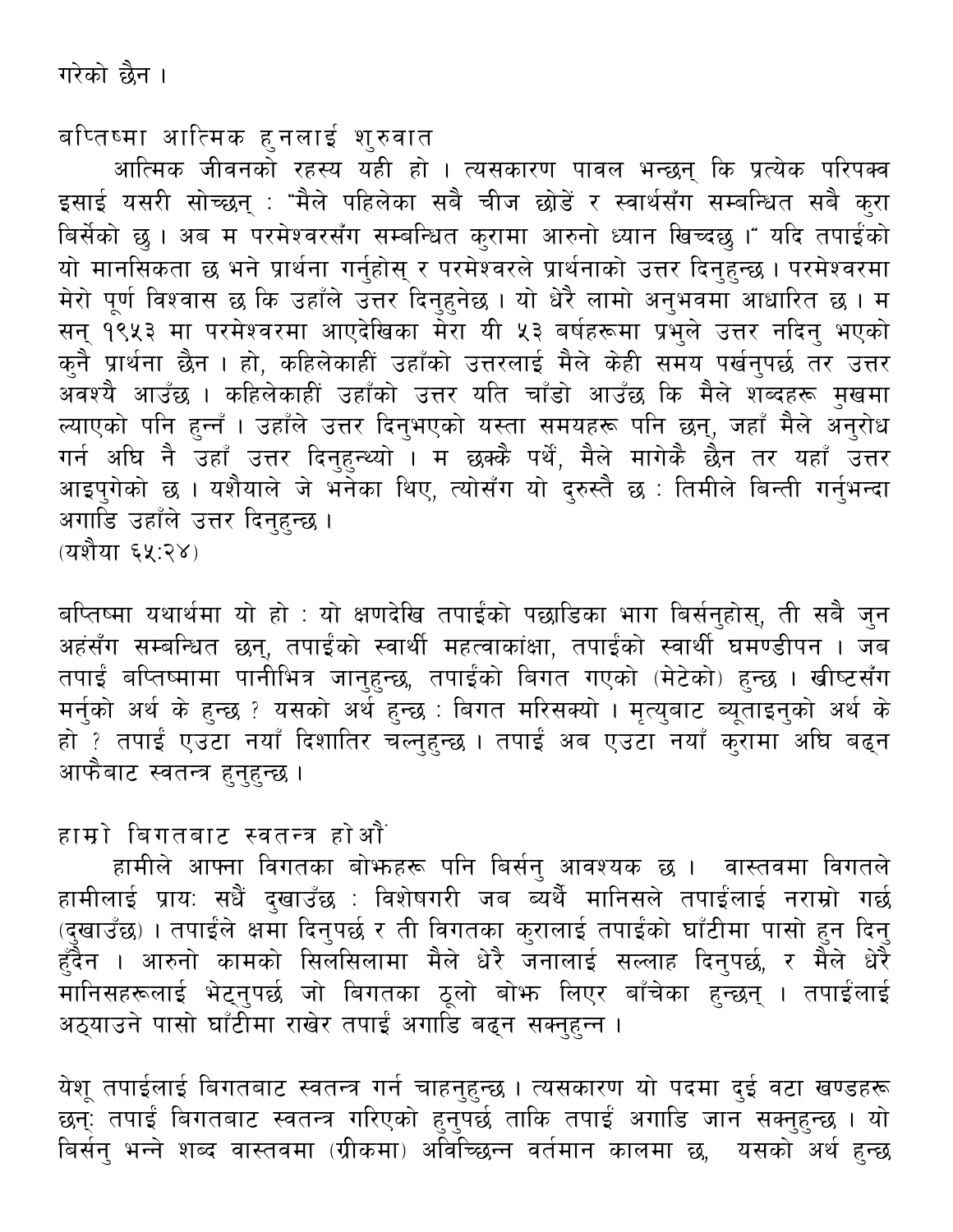गरेको छैन ।

## बप्तिष्मा आत्मिक हुनलाई शुरुवात

आत्मिक जीवनको रहस्य यही हो । त्यसकारण पावल भन्छन् कि प्रत्येक परिपक्व इसाई यसरी सोच्छन् : "मैले पहिलेका सबै चीज छोडें र स्वार्थसँग सम्बन्धित सबै कुरा बिर्सेको छु । अब म परमेश्वरसँग सम्बन्धित कुरामा आरुनो ध्यान खिच्दछु ।" यदि तपाईंको यो मानसिकता छ भने प्रार्थना गर्नुहोस् र परमेश्वरले प्रार्थनाको उत्तर दिनुहुन्छ । परमेश्वरमा मेरो पूर्ण विश्वास छ कि उहाँले उत्तर दिनुहुनेछ । यो धेरै लामो अनुभवमा आधारित छ । म सन् १९५३ मा परमेश्वरमा आएदेखिका मेरा यी ५३ बर्षहरूमा प्रभुले उत्तर नदिनु भएको कुनै प्रार्थना छैन । हो, कहिलेकाहीं उहाँको उत्तरलाई मैले केही समय पर्खनुपर्छ तर उत्तर अवश्यै आउँछ । कहिलेकाहीं उहाँको उत्तर यति चाँडो आउँछ कि मैले शब्दहरू मुखमा ल्याएको पनि हुन्नँ । उहाँले उत्तर दिनुभएको यस्ता समयहरू पनि छन्, जहाँ मैले अनुरोध गर्न अघि नै उहाँ उत्तर दिनुहुन्थ्यो । म छक्कै पर्थे, मैले मागेकै छैन तर यहाँ उत्तर आइपुगेको छ । यशैयाले जे भनेका थिए, त्योसँग यो दुरुस्तै छ : तिमीले बिन्ती गर्नुभन्दा अगाडि उहाँले उत्तर दिनुहुन्छ ।
(यशैया ६५:२४)

बप्तिष्मा यथार्थमा यो हो : यो क्षणदेखि तपाईंको पछाडिका भाग बिर्सनुहोस्, ती सबै जुन अहंसँग सम्बन्धित छन्, तपाईंको स्वार्थी महत्वाकांक्षा, तपाईंको स्वार्थी घमण्डीपन । जब तपाईं बप्तिष्मामा पानीभित्र जानुहुन्छ, तपाईंको बिगत गएको (मेटेको) हुन्छ । खीष्टसँग मर्नुको अर्थ के हुन्छ ? यसको अर्थ हुन्छ : बिगत मरिसक्यो । मृत्युबाट ब्यूताइनुको अर्थ के हो ? तपाईं एउटा नयाँ दिशातिर चल्नुहुन्छ । तपाईं अब एउटा नयाँ कुरामा अघि बढ्न आफैबाट स्वतन्त्र हुनुहुन्छ ।

## हाम्रो बिगतबाट स्वतन्त्र होऔं

हामीले आफ्ना बिगतका बोझहरू पनि बिर्सनु आवश्यक छ । वास्तवमा बिगतले हामीलाई प्रायः सधैं दुखाउँछ : विशेषगरी जब ब्यर्थै मानिसले तपाईंलाई नराम्रो गर्छ (दुखाउँछ) । तपाईंले क्षमा दिनुपर्छ र ती बिगतका कुरालाई तपाईंको घाँटीमा पासो हुन दिनु हुँदैन । आरुनो कामको सिलसिलामा मैले धेरै जनालाई सल्लाह दिनुपर्छ, र मैले धेरै मानिसहरूलाई भेट्नुपर्छ जो बिगतका ठूलो बोझ लिएर बाँचेका हुन्छन् । तपाईंलाई अठ्याउने पासो घाँटीमा राखेर तपाईं अगाडि बढ्न सक्नुहुन्न ।

येशू तपाईंलाई बिगतबाट स्वतन्त्र गर्न चाहनुहुन्छ । त्यसकारण यो पदमा दुई वटा खण्डहरू छन्: तपाईं बिगतबाट स्वतन्त्र गरिएको हुनुपर्छ ताकि तपाईं अगाडि जान सक्नुहुन्छ । यो बिर्सनु भन्ने शब्द वास्तवमा (ग्रीकमा) अविच्छिन्न वर्तमान कालमा छ, यसको अर्थ हुन्छ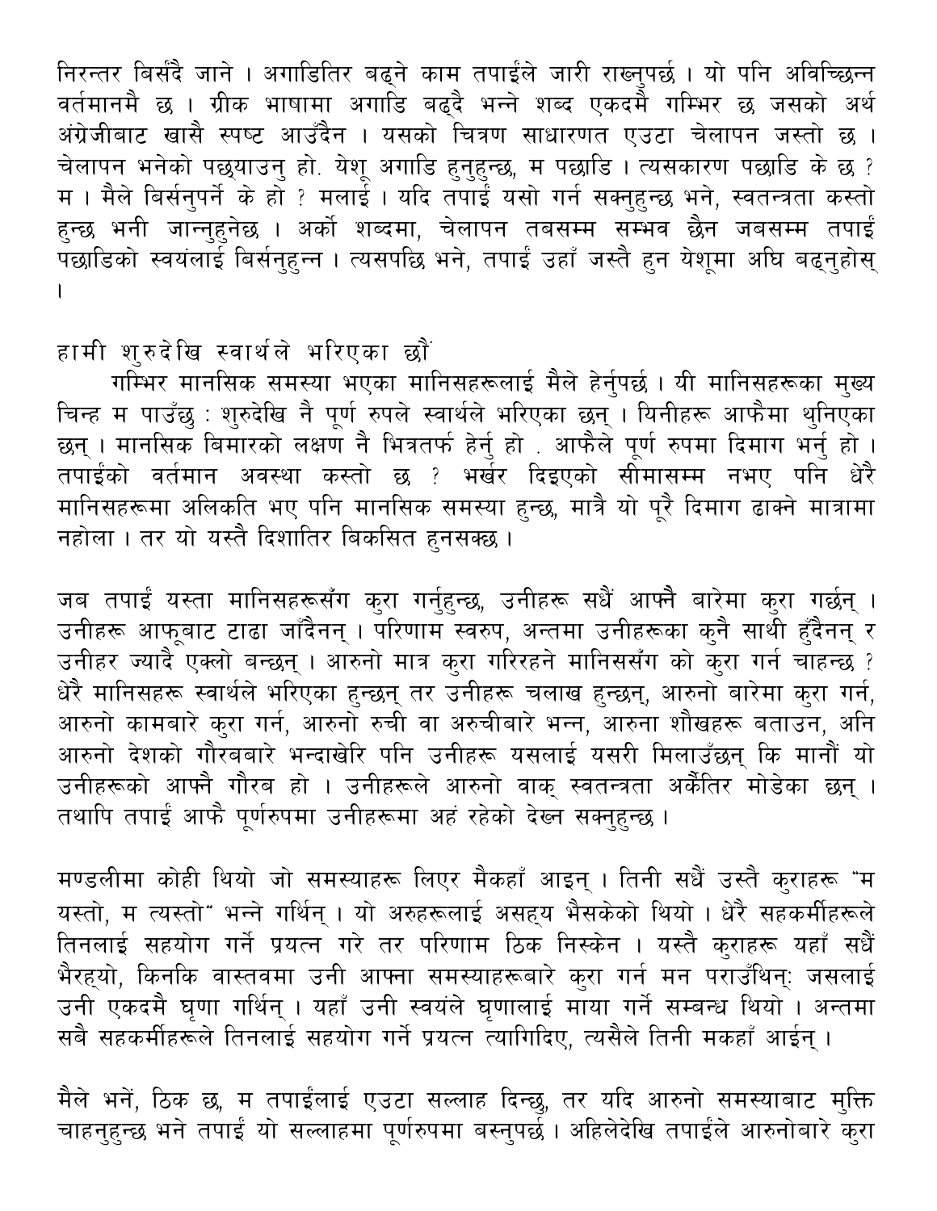निरन्तर बिर्सँदै जाने । अगाडितिर बढ्ने काम तपाईंले जारी राख्नुपर्छ । यो पनि अविच्छिन्न वर्तमानमै छ । ग्रीक भाषामा अगाडि बढ्दै भन्ने शब्द एकदमै गम्भिर छ जसको अर्थ अंग्रेजीबाट खासै स्पष्ट आउँदैन । यसको चित्रण साधारणत एउटा चेलापन जस्तो छ । चेलापन भनेको पछ्याउनु हो. येशू अगाडि हुनुहुन्छ, म पछाडि । त्यसकारण पछाडि के छ ? म । मैले बिर्सनुपर्ने के हो ? मलाई । यदि तपाईं यसो गर्न सक्नुहुन्छ भने, स्वतन्त्रता कस्तो हुन्छ भनी जान्नुहुनेछ । अर्को शब्दमा, चेलापन तबसम्म सम्भव छैन जबसम्म तपाईं पछाडिको स्वयंलाई बिर्सनुहुन्न । त्यसपछि भने, तपाईं उहाँ जस्तै हुन येशूमा अघि बढ्नुहोस् ।

## हामी शुरुदेखि स्वार्थले भरिएका छौं

गम्भिर मानसिक समस्या भएका मानिसहरूलाई मैले हेर्नुपर्छ । यी मानिसहरूका मुख्य चिन्ह म पाउँछु : शुरुदेखि नै पूर्ण रुपले स्वार्थले भरिएका छन् । यिनीहरू आफैमा थुनिएका छन् । मानसिक बिमारको लक्षण नै भित्रतर्फ हेर्नु हो . आफैले पूर्ण रुपमा दिमाग भर्नु हो । तपाईंको वर्तमान अवस्था कस्तो छ ? भर्खर दिइएको सीमासम्म नभए पनि धेरै मानिसहरूमा अलिकति भए पनि मानसिक समस्या हुन्छ, मात्रै यो पूरै दिमाग ढाक्ने मात्रामा नहोला । तर यो यस्तै दिशातिर बिकसित हुनसक्छ ।

जब तपाईं यस्ता मानिसहरूसँग कुरा गर्नुहुन्छ, उनीहरू सधैं आफ्नै बारेमा कुरा गर्छन् । उनीहरू आफूबाट टाढा जाँदैनन् । परिणाम स्वरुप, अन्तमा उनीहरूका कुनै साथी हुँदैनन् र उनीहर ज्यादै एक्लो बन्छन् । आरुनो मात्र कुरा गरिरहने मानिससँग को कुरा गर्न चाहन्छ ? धेरै मानिसहरू स्वार्थले भरिएका हुन्छन् तर उनीहरू चलाख हुन्छन्, आरुनो बारेमा कुरा गर्न, आरुनो कामबारे कुरा गर्न, आरुनो रुची वा अरुचीबारे भन्न, आरुना शौखहरू बताउन, अनि आरुनो देशको गौरबबारे भन्दाखेरि पनि उनीहरू यसलाई यसरी मिलाउँछन् कि मानौं यो उनीहरूको आफ्नै गौरब हो । उनीहरूले आरुनो वाक् स्वतन्त्रता अर्कैतिर मोडेका छन् । तथापि तपाईं आफै पूर्णरुपमा उनीहरूमा अहं रहेको देख्न सक्नुहुन्छ ।

मण्डलीमा कोही थियो जो समस्याहरू लिएर मैकहाँ आइन् । तिनी सधैं उस्तै कुराहरू "म यस्तो, म त्यस्तो" भन्ने गर्थिन् । यो अरुहरूलाई असह्य भैसकेको थियो । धेरै सहकर्मीहरूले तिनलाई सहयोग गर्ने प्रयत्न गरे तर परिणाम ठिक निस्केन । यस्तै कुराहरू यहाँ सधैं भैरह्यो, किनकि वास्तवमा उनी आफ्ना समस्याहरूबारे कुरा गर्न मन पराउँथिन्: जसलाई उनी एकदमै घृणा गर्थिन् । यहाँ उनी स्वयंले घृणालाई माया गर्ने सम्बन्ध थियो । अन्तमा सबै सहकर्मीहरूले तिनलाई सहयोग गर्ने प्रयत्न त्यागिदिए, त्यसैले तिनी मकहाँ आईन् ।

मैले भनें, ठिक छ, म तपाईंलाई एउटा सल्लाह दिन्छु, तर यदि आरुनो समस्याबाट मुक्ति चाहनुहुन्छ भने तपाईं यो सल्लाहमा पूर्णरुपमा बस्नुपर्छ । अहिलेदेखि तपाईंले आरुनोबारे कुरा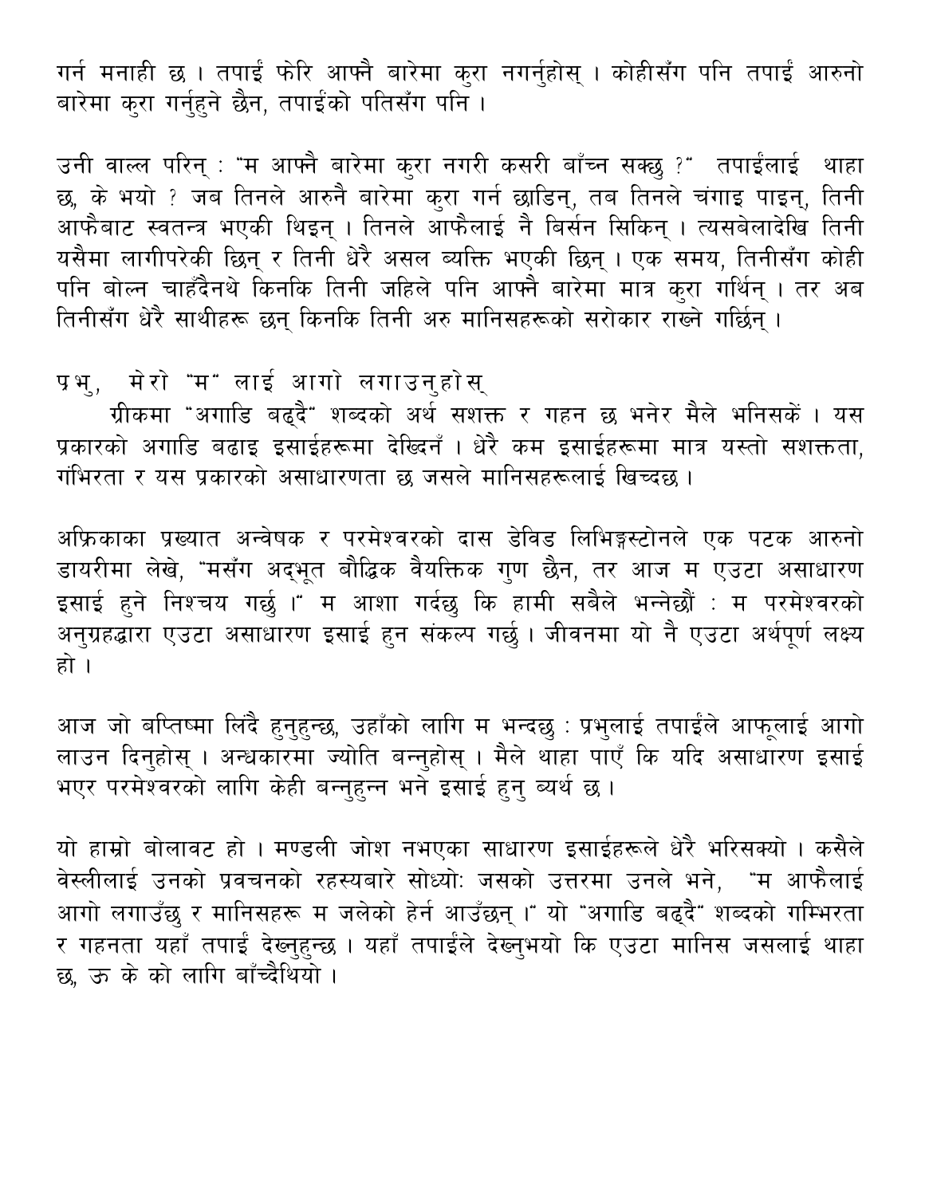गर्न मनाही छ । तपाईं फेरि आफ्नै बारेमा कुरा नगर्नुहोस् । कोहीसँग पनि तपाईं आरुनो बारेमा कुरा गर्नुहुने छैन, तपाईंको पतिसँग पनि ।

उनी वाल्ल परिन् : "म आफ्नै बारेमा कुरा नगरी कसरी बाँच्न सक्छु ?" तपाईंलाई थाहा छ, के भयो ? जब तिनले आरुनै बारेमा कुरा गर्न छाडिन्, तब तिनले चंगाइ पाइन्, तिनी आफैबाट स्वतन्त्र भएकी थिइन् । तिनले आफैलाई नै बिर्सन सिकिन् । त्यसबेलादेखि तिनी यसैमा लागीपरेकी छिन् र तिनी धेरै असल व्यक्ति भएकी छिन् । एक समय, तिनीसँग कोही पनि बोल्न चाहँदैनथे किनकि तिनी जहिले पनि आफ्नै बारेमा मात्र कुरा गर्थिन् । तर अब तिनीसँग धेरै साथीहरू छन् किनकि तिनी अरु मानिसहरूको सरोकार राख्ने गर्छिन् ।

## प्रभु, मेरो "म" लाई आगो लगाउनुहोस्

ग्रीकमा "अगाडि बढ्दै" शब्दको अर्थ सशक्त र गहन छ भनेर मैले भनिसकें । यस प्रकारको अगाडि बढाइ इसाईहरूमा देखिँदनँ । धेरै कम इसाईहरूमा मात्र यस्तो सशक्तता, गंभिरता र यस प्रकारको असाधारणता छ जसले मानिसहरूलाई खिच्दछ ।

अफ्रिकाका प्रख्यात अन्वेषक र परमेश्‍वरको दास डेविड लिभिङ्गस्टोनले एक पटक आरुनो डायरीमा लेखे, "मसँग अद्‌भूत बौद्धिक वैयक्तिक गुण छैन, तर आज म एउटा असाधारण इसाई हुने निश्‍चय गर्छु ।" म आशा गर्दछु कि हामी सबैले भन्नेछौं : म परमेश्‍वरको अनुग्रहद्धारा एउटा असाधारण इसाई हुन संकल्प गर्छु । जीवनमा यो नै एउटा अर्थपूर्ण लक्ष्य हो ।

आज जो बप्तिष्मा लिंदै हुनुहुन्छ, उहाँको लागि म भन्दछु : प्रभुलाई तपाईंले आफूलाई आगो लाउन दिनुहोस् । अन्धकारमा ज्योति बन्नुहोस् । मैले थाहा पाएँ कि यदि असाधारण इसाई भएर परमेश्‍वरको लागि केही बन्नुहुन्न भने इसाई हुनु ब्यर्थ छ ।

यो हाम्रो बोलावट हो । मण्डली जोश नभएका साधारण इसाईहरूले धेरै भरिसक्यो । कसैले वेस्लीलाई उनको प्रवचनको रहस्यबारे सोध्यो: जसको उत्तरमा उनले भने, "म आफैलाई आगो लगाउँछु र मानिसहरू म जलेको हेर्न आउँछन् ।" यो "अगाडि बढ्दै" शब्दको गम्भिरता र गहनता यहाँ तपाईं देख्नुहुन्छ । यहाँ तपाईंले देख्नुभयो कि एउटा मानिस जसलाई थाहा छ, ऊ के को लागि बाँच्दैथियो ।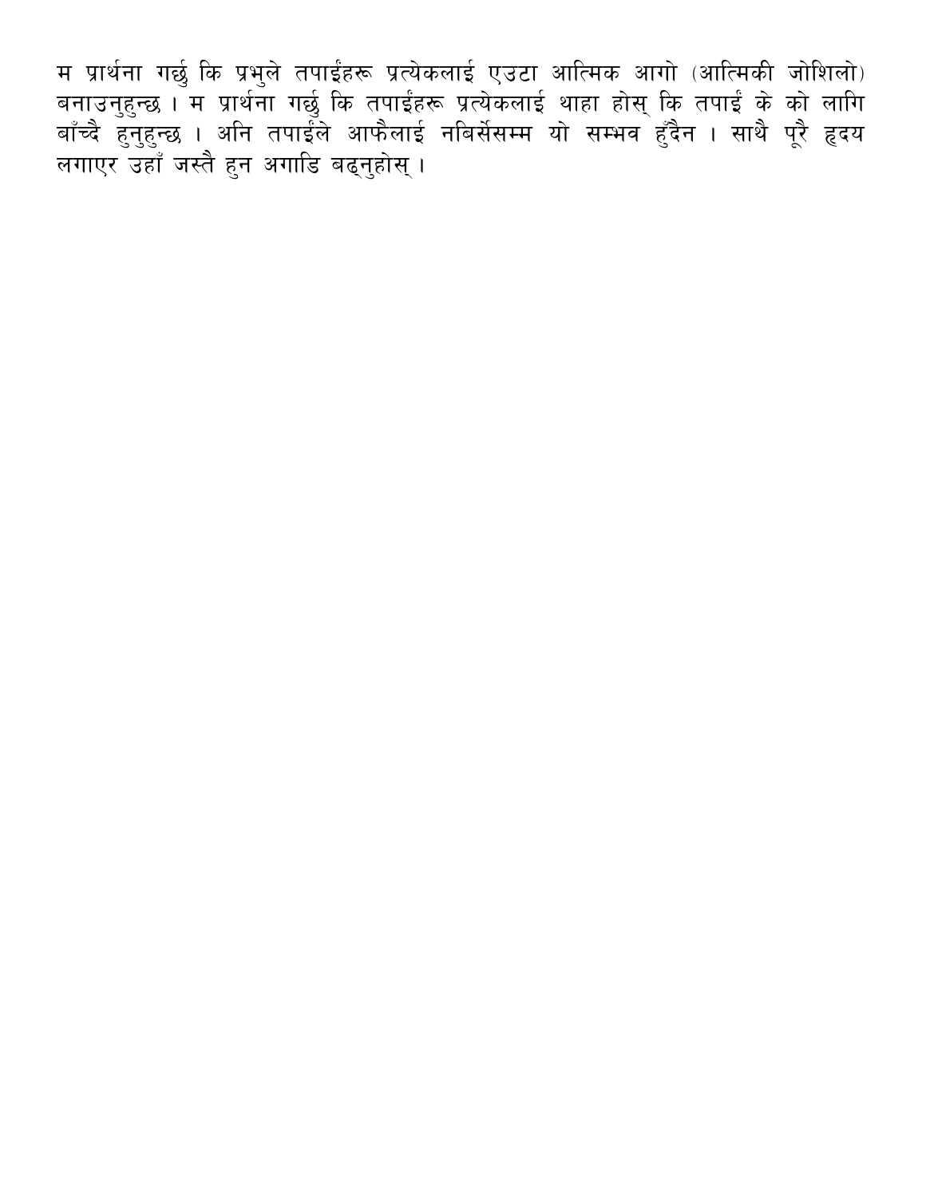म प्रार्थना गर्छु कि प्रभुले तपाईंहरू प्रत्येकलाई एउटा आत्मिक आगो (आत्मिकी जोशिलो) बनाउनुहुन्छ । म प्रार्थना गर्छु कि तपाईंहरू प्रत्येकलाई थाहा होस् कि तपाईं के को लागि बाँच्दै हुनुहुन्छ । अनि तपाईंले आफैलाई नबिर्सेसम्म यो सम्भव हुँदैन । साथै पूरै हृदय लगाएर उहाँ जस्तै हुन अगाडि बढ्नुहोस् ।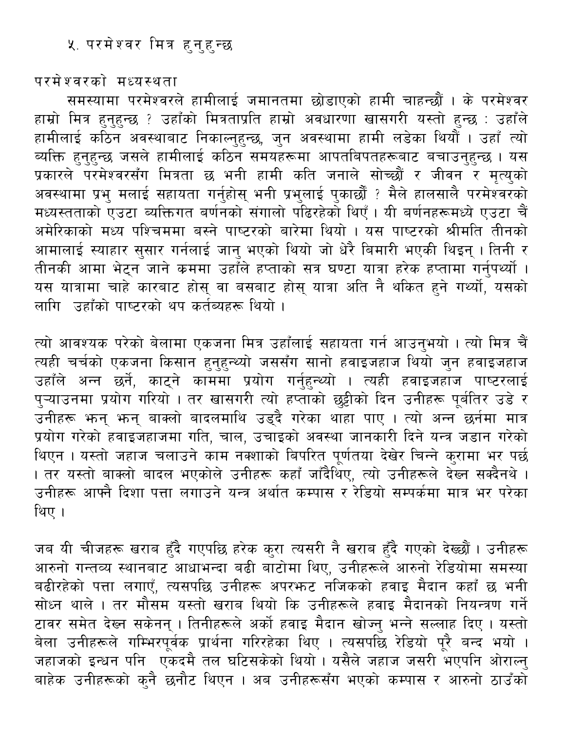## ५. परमेश्वर मित्र हुनुहुन्छ

### परमेश्वरको मध्यस्थता

समस्यामा परमेश्वरले हामीलाई जमानतमा छोडाएको हामी चाहन्छौं । के परमेश्वर हाम्रो मित्र हुनुहुन्छ ? उहाँको मित्रताप्रति हाम्रो अवधारणा खासगरी यस्तो हुन्छ : उहाँले हामीलाई कठिन अवस्थाबाट निकाल्नुहुन्छ, जुन अवस्थामा हामी लडेका थियौं । उहाँ त्यो व्यक्ति हुनुहुन्छ जसले हामीलाई कठिन समयहरूमा आपतबिपतहरूबाट बचाउनुहुन्छ । यस प्रकारले परमेश्वरसँग मित्रता छ भनी हामी कति जनाले सोच्छौं र जीवन र मृत्युको अवस्थामा प्रभु मलाई सहायता गर्नुहोस् भनी प्रभुलाई पुकाछौं ? मैले हालसालै परमेश्वरको मध्यस्तताको एउटा व्यक्तिगत बर्णनको संगालो पढिरहेको थिएँ । यी बर्णनहरूमध्ये एउटा चैं अमेरिकाको मध्य पश्चिममा बस्ने पाष्टरको बारेमा थियो । यस पाष्टरको श्रीमति तीनको आमालाई स्याहार सुसार गर्नलाई जानु भएको थियो जो धेरै बिमारी भएकी थिइन् । तिनी र तीनकी आमा भेट्न जाने क्रममा उहाँले हप्ताको सत्र घण्टा यात्रा हरेक हप्तामा गर्नुपर्थ्यो । यस यात्रामा चाहे कारबाट होस् वा बसबाट होस् यात्रा अति नै थकित हुने गर्थ्यो, यसको लागि उहाँको पाष्टरको थप कर्तब्यहरू थियो ।

त्यो आवश्यक परेको बेलामा एकजना मित्र उहाँलाई सहायता गर्न आउनुभयो । त्यो मित्र चैं त्यही चर्चको एकजना किसान हुनुहुन्थ्यो जससँग सानो हवाइजहाज थियो जुन हवाइजहाज उहाँले अन्न छर्ने, काट्ने काममा प्रयोग गर्नुहुन्थ्यो । त्यही हवाइजहाज पाष्टरलाई पुऱ्याउनमा प्रयोग गरियो । तर खासगरी त्यो हप्ताको छुट्टीको दिन उनीहरू पूर्वतिर उडे र उनीहरू झन् झन् बाक्लो बादलमाथि उड्दै गरेका थाहा पाए । त्यो अन्न छर्नमा मात्र प्रयोग गरेको हवाइजहाजमा गति, चाल, उचाइको अवस्था जानकारी दिने यन्त्र जडान गरेको थिएन । यस्तो जहाज चलाउने काम नक्शाको बिपरित पूर्णतया देखेर चिन्ने कुरामा भर पर्छ । तर यस्तो बाक्लो बादल भएकोले उनीहरू कहाँ जाँदैथिए, त्यो उनीहरूले देख्न सक्दैनथे । उनीहरू आफ्नै दिशा पत्ता लगाउने यन्त्र अर्थात कम्पास र रेडियो सम्पर्कमा मात्र भर परेका थिए ।

जब यी चीजहरू खराब हुँदै गएपछि हरेक कुरा त्यसरी नै खराब हुँदै गएको देख्छौं । उनीहरू आरुनो गन्तव्य स्थानबाट आधाभन्दा बढी बाटोमा थिए, उनीहरूले आरुनो रेडियोमा समस्या बढीरहेको पत्ता लगाएँ, त्यसपछि उनीहरू अपरझट नजिकको हवाइ मैदान कहाँ छ भनी सोध्न थाले । तर मौसम यस्तो खराब थियो कि उनीहरूले हवाइ मैदानको नियन्त्रण गर्ने टावर समेत देख्न सकेनन् । तिनीहरूले अर्को हवाइ मैदान खोज्नु भन्ने सल्लाह दिए । यस्तो बेला उनीहरूले गम्भिरपूर्वक प्रार्थना गरिरहेका थिए । त्यसपछि रेडियो पूरै बन्द भयो । जहाजको इन्धन पनि एकदमै तल घटिसकेको थियो । यसैले जहाज जसरी भएपनि ओराल्नु बाहेक उनीहरूको कुनै छनौट थिएन । अब उनीहरूसँग भएको कम्पास र आरुनो ठाउँको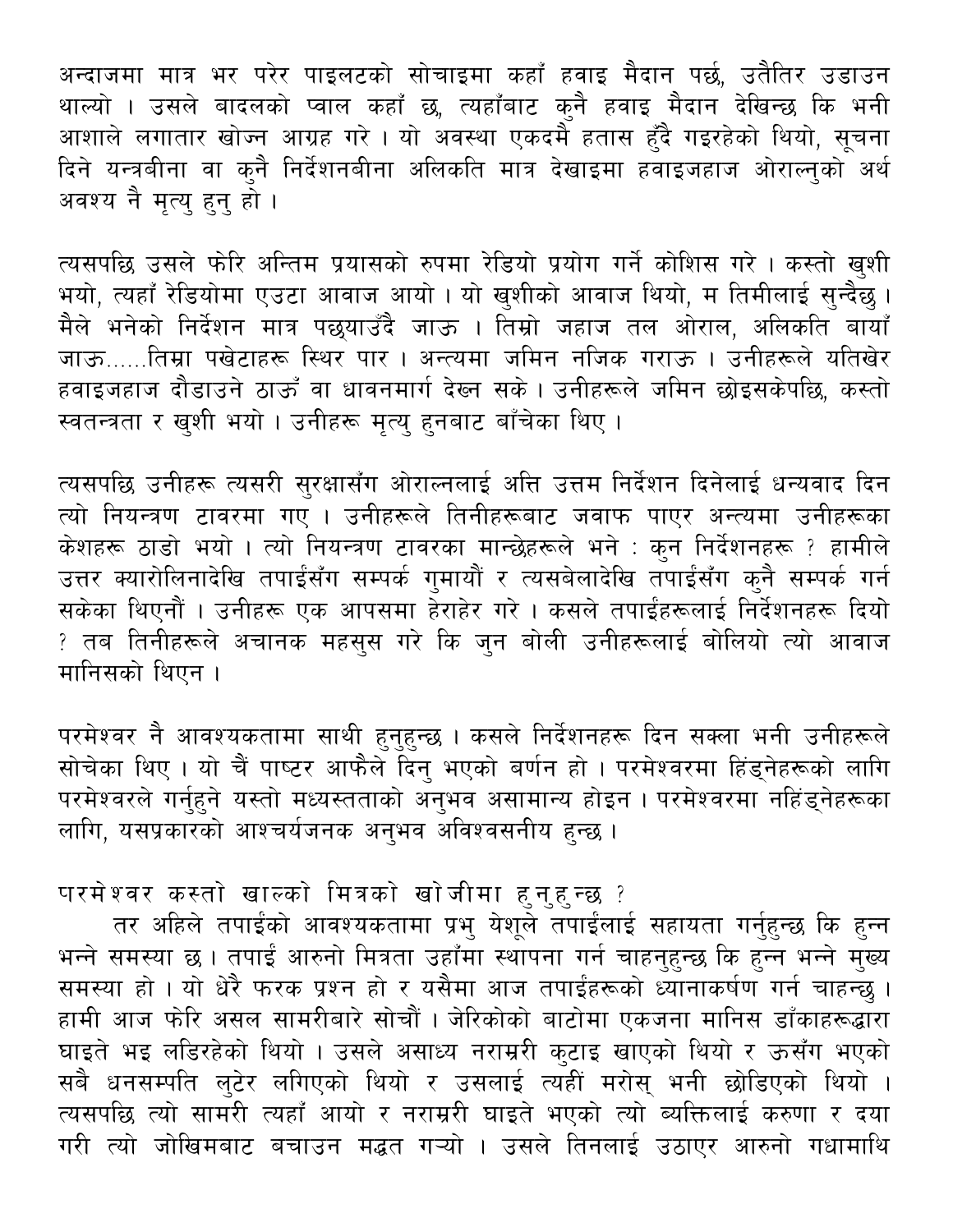अन्दाजमा मात्र भर परेर पाइलटको सोचाइमा कहाँ हवाइ मैदान पर्छ, उतैतिर उडाउन थाल्यो । उसले बादलको प्वाल कहाँ छ, त्यहाँबाट कुनै हवाइ मैदान देखिन्छ कि भनी आशाले लगातार खोज्न आग्रह गरे । यो अवस्था एकदमै हतास हुँदै गइरहेको थियो, सूचना दिने यन्त्रबीना वा कुनै निर्देशनबीना अलिकति मात्र देखाइमा हवाइजहाज ओराल्नुको अर्थ अवश्य नै मृत्यु हुनु हो ।

त्यसपछि उसले फेरि अन्तिम प्रयासको रुपमा रेडियो प्रयोग गर्ने कोशिस गरे । कस्तो खुशी भयो, त्यहाँ रेडियोमा एउटा आवाज आयो । यो खुशीको आवाज थियो, म तिमीलाई सुन्दैछु । मैले भनेको निर्देशन मात्र पछ्याउँदै जाऊ । तिम्रो जहाज तल ओराल, अलिकति बायाँ जाऊ……तिम्रा पखेटाहरू स्थिर पार । अन्त्यमा जमिन नजिक गराऊ । उनीहरूले यतिखेर हवाइजहाज दौडाउने ठाऊँ वा धावनमार्ग देख्न सके । उनीहरूले जमिन छोइसकेपछि, कस्तो स्वतन्त्रता र खुशी भयो । उनीहरू मृत्यु हुनबाट बाँचेका थिए ।

त्यसपछि उनीहरू त्यसरी सुरक्षासँग ओराल्नलाई अत्ति उत्तम निर्देशन दिनेलाई धन्यवाद दिन त्यो नियन्त्रण टावरमा गए । उनीहरूले तिनीहरूबाट जवाफ पाएर अन्त्यमा उनीहरूका केशहरू ठाडो भयो । त्यो नियन्त्रण टावरका मान्छेहरूले भने : कुन निर्देशनहरू ? हामीले उत्तर क्यारोलिनादेखि तपाईंसँग सम्पर्क गुमायौं र त्यसबेलादेखि तपाईंसँग कुनै सम्पर्क गर्न सकेका थिएनौं । उनीहरू एक आपसमा हेराहेर गरे । कसले तपाईंहरूलाई निर्देशनहरू दियो ? तब तिनीहरूले अचानक महसुस गरे कि जुन बोली उनीहरूलाई बोलियो त्यो आवाज मानिसको थिएन ।

परमेश्वर नै आवश्यकतामा साथी हुनुहुन्छ । कसले निर्देशनहरू दिन सक्ला भनी उनीहरूले सोचेका थिए । यो चैं पाष्टर आफैले दिनु भएको बर्णन हो । परमेश्वरमा हिंड्नेहरूको लागि परमेश्वरले गर्नुहुने यस्तो मध्यस्तताको अनुभव असामान्य होइन । परमेश्वरमा नहिंड्नेहरूका लागि, यसप्रकारको आश्चर्यजनक अनुभव अविश्वसनीय हुन्छ ।

परमेश्वर कस्तो खाल्को मित्रको खोजीमा हुनुहुन्छ ?

तर अहिले तपाईंको आवश्यकतामा प्रभु येशूले तपाईंलाई सहायता गर्नुहुन्छ कि हुन्न भन्ने समस्या छ । तपाईं आफ्नो मित्रता उहाँमा स्थापना गर्न चाहनुहुन्छ कि हुन्न भन्ने मुख्य समस्या हो । यो धेरै फरक प्रश्न हो र यसैमा आज तपाईंहरूको ध्यानाकर्षण गर्न चाहन्छु । हामी आज फेरि असल सामरीबारे सोचौं । जेरिकोको बाटोमा एकजना मानिस डाँकाहरूद्वारा घाइते भइ लडिरहेको थियो । उसले असाध्य नराम्ररी कुटाइ खाएको थियो र ऊसँग भएको सबै धनसम्पति लुटेर लगिएको थियो र उसलाई त्यहीं मरोस् भनी छोडिएको थियो । त्यसपछि त्यो सामरी त्यहाँ आयो र नराम्ररी घाइते भएको त्यो व्यक्तिलाई करुणा र दया गरी त्यो जोखिमबाट बचाउन मद्धत गऱ्यो । उसले तिनलाई उठाएर आफ्नो गधामाथि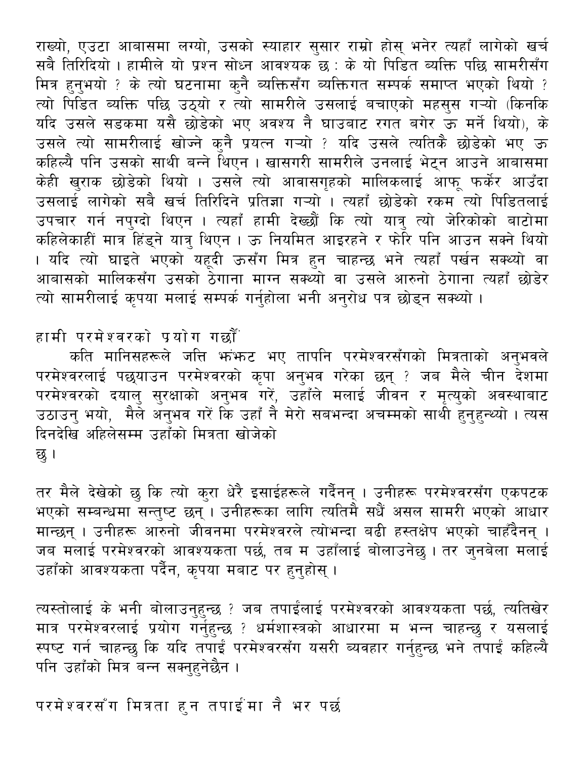राख्यो, एउटा आबासमा लग्यो, उसको स्याहार सुसार राम्रो होस् भनेर त्यहाँ लागेको खर्च सबै तिरिदियो । हामीले यो प्रश्न सोध्न आवश्यक छ : के यो पिडित ब्यक्ति पछि सामरीसँग मित्र हुनुभयो ? के त्यो घटनामा कुनै ब्यक्तिसँग ब्यक्तिगत सम्पर्क समाप्त भएको थियो ? त्यो पिडित ब्यक्ति पछि उठ्यो र त्यो सामरीले उसलाई बचाएको महसुस गऱ्यो (किनकि यदि उसले सडकमा यसै छोडेको भए अवश्य नै घाउबाट रगत बगेर ऊ मर्ने थियो), के उसले त्यो सामरीलाई खोज्ने कुनै प्रयत्न गऱ्यो ? यदि उसले त्यतिकै छोडेको भए ऊ कहिल्यै पनि उसको साथी बन्ने थिएन । खासगरी सामरीले उनलाई भेट्न आउने आबासमा केही खुराक छोडेको थियो । उसले त्यो आवासगृहको मालिकलाई आफू फर्केर आउँदा उसलाई लागेको सबै खर्च तिरिदिने प्रतिज्ञा गऱ्यो । त्यहाँ छोडेको रकम त्यो पिडितलाई उपचार गर्न नपुग्दो थिएन । त्यहाँ हामी देख्छौं कि त्यो यात्रु त्यो जेरिकोको बाटोमा कहिलेकाहीं मात्र हिंड्ने यात्रु थिएन । ऊ नियमित आइरहने र फेरि पनि आउन सक्ने थियो । यदि त्यो घाइते भएको यहूदी ऊसँग मित्र हुन चाहन्छ भने त्यहाँ पर्खन सक्थ्यो वा आबासको मालिकसँग उसको ठेगाना माग्न सक्थ्यो वा उसले आरुनो ठेगाना त्यहाँ छोडेर त्यो सामरीलाई कृपया मलाई सम्पर्क गर्नुहोला भनी अनुरोध पत्र छोड्न सक्थ्यो ।

## हामी परमेश्वरको प्रयोग गर्छौं

कति मानिसहरूले जत्ति झंझट भए तापनि परमेश्वरसँगको मित्रताको अनुभवले परमेश्वरलाई पछ्याउन परमेश्वरको कृपा अनुभव गरेका छन् ? जब मैले चीन देशमा परमेश्वरको दयालु सुरक्षाको अनुभव गरें, उहाँले मलाई जीवन र मृत्युको अवस्थाबाट उठाउनु भयो, मैले अनुभव गरें कि उहाँ नै मेरो सबभन्दा अचम्मको साथी हुनुहुन्थ्यो । त्यस दिनदेखि अहिलेसम्म उहाँको मित्रता खोजेको छु ।

तर मैले देखेको छु कि त्यो कुरा धेरै इसाईहरूले गर्दैनन् । उनीहरू परमेश्वरसँग एकपटक भएको सम्बन्धमा सन्तुष्ट छन् । उनीहरूका लागि त्यतिमै सधैं असल सामरी भएको आधार मान्छन् । उनीहरू आरुनो जीवनमा परमेश्वरले त्योभन्दा बढी हस्तक्षेप भएको चाहँदैनन् । जब मलाई परमेश्वरको आवश्यकता पर्छ, तब म उहाँलाई बोलाउनेछु । तर जुनबेला मलाई उहाँको आवश्यकता पर्दैन, कृपया मबाट पर हुनुहोस् ।

त्यस्तोलाई के भनी बोलाउनुहुन्छ ? जब तपाईंलाई परमेश्वरको आवश्यकता पर्छ, त्यतिखेर मात्र परमेश्वरलाई प्रयोग गर्नुहुन्छ ? धर्मशास्त्रको आधारमा म भन्न चाहन्छु र यसलाई स्पष्ट गर्न चाहन्छु कि यदि तपाईं परमेश्वरसँग यसरी ब्यवहार गर्नुहुन्छ भने तपाईं कहिल्यै पनि उहाँको मित्र बन्न सक्नुहुनेछैन ।

## परमेश्वरसँग मित्रता हुन तपाईंमा नै भर पर्छ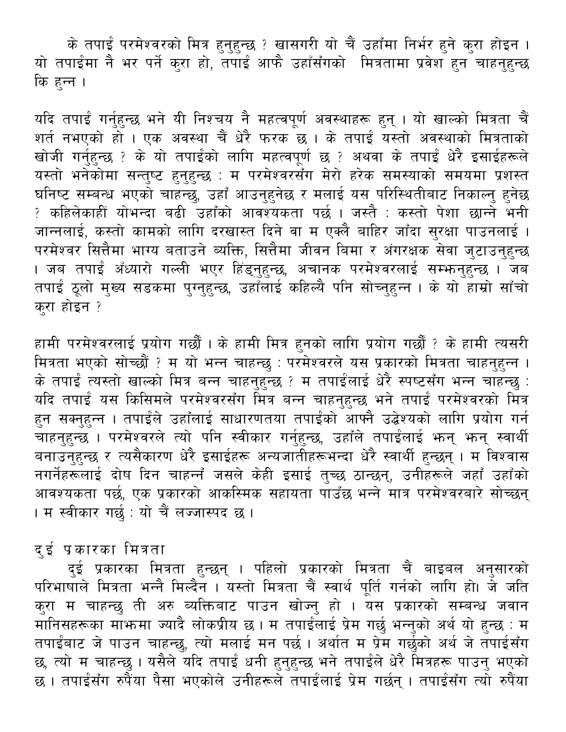के तपाईं परमेश्वरको मित्र हुनुहुन्छ ? खासगरी यो चैं उहाँमा निर्भर हुने कुरा होइन । यो तपाईंमा नै भर पर्ने कुरा हो, तपाईं आफै उहाँसँगको  मित्रतामा प्रवेश हुन चाहनुहुन्छ कि हुन्न ।

यदि तपाईं गर्नुहुन्छ भने यी निश्चय नै महत्वपूर्ण अवस्थाहरू हुन् । यो खाल्को मित्रता चैं शर्त नभएको हो । एक अवस्था चैं धेरै फरक छ । के तपाईं यस्तो अवस्थाको मित्रताको खोजी गर्नुहुन्छ ? के यो तपाईंको लागि महत्वपूर्ण छ ? अथवा के तपाईं धेरै इसाईहरूले यस्तो भनेकोमा सन्तुष्ट हुनुहुन्छ : म परमेश्वरसँग मेरो हरेक समस्याको समयमा प्रशस्त घनिष्ट सम्बन्ध भएको चाहन्छु, उहाँ आउनुहुनेछ र मलाई यस परिस्थितीबाट निकाल्नु हुनेछ ? कहिलेकाहीं योभन्दा बढी उहाँको आवश्यकता पर्छ । जस्तै : कस्तो पेशा छान्ने भनी जान्नलाई, कस्तो कामको लागि दरखास्त दिने वा म एक्लै बाहिर जाँदा सुरक्षा पाउनलाई । परमेश्वर सित्तैमा भाग्य बताउने ब्यक्ति, सित्तैमा जीवन बिमा र अंगरक्षक सेवा जुटाउनुहुन्छ । जब तपाईं अँध्यारो गल्ली भएर हिंड्नुहुन्छ, अचानक परमेश्वरलाई सम्झनुहुन्छ । जब तपाईं ठूलो मुख्य सडकमा पुग्नुहुन्छ, उहाँलाई कहिल्यै पनि सोच्नुहुन्न । के यो हाम्रो साँचो कुरा होइन ?

हामी परमेश्वरलाई प्रयोग गर्छौं । के हामी मित्र हुनको लागि प्रयोग गर्छौं ? के हामी त्यसरी मित्रता भएको सोच्छौं ? म यो भन्न चाहन्छु : परमेश्वरले यस प्रकारको मित्रता चाहनुहुन्न । के तपाईं त्यस्तो खाल्को मित्र बन्न चाहनुहुन्छ ? म तपाईंलाई धेरै स्पष्टसँग भन्न चाहन्छु : यदि तपाईं यस किसिमले परमेश्वरसँग मित्र बन्न चाहनुहुन्छ भने तपाईं परमेश्वरको मित्र हुन सक्नुहुन्न । तपाईंले उहाँलाई साधारणतया तपाईंको आफ्नै उद्धेश्यको लागि प्रयोग गर्न चाहनुहुन्छ । परमेश्वरले त्यो पनि स्वीकार गर्नुहुन्छ, उहाँले तपाईंलाई झन् झन् स्वार्थी बनाउनुहुन्छ र त्यसैकारण धेरै इसाईहरू अन्यजातीहरूभन्दा धेरै स्वार्थी हुन्छन् । म विश्वास नगर्नेहरूलाई दोष दिन चाहन्नँ जसले केही इसाई तुच्छ ठान्छन्, उनीहरूले जहाँ उहाँको आवश्यकता पर्छ, एक प्रकारको आकस्मिक सहायता पाउँछ भन्ने मात्र परमेश्वरबारे सोच्छन् । म स्वीकार गर्छु : यो चैं लज्जास्पद छ ।

## दुई प्रकारका मित्रता

दुई प्रकारका मित्रता हुन्छन् । पहिलो प्रकारको मित्रता चैं बाइबल अनुसारको परिभाषाले मित्रता भन्नै मिल्दैन । यस्तो मित्रता चैं स्वार्थ पूर्ति गर्नको लागि हो। जे जति कुरा म चाहन्छु ती अरु ब्यक्तिबाट पाउन खोज्नु हो । यस प्रकारको सम्बन्ध जवान मानिसहरूका माझमा ज्यादै लोकप्रीय छ । म तपाईंलाई प्रेम गर्छु भन्नुको अर्थ यो हुन्छ : म तपाईंबाट जे पाउन चाहन्छु, त्यो मलाई मन पर्छ । अर्थात म प्रेम गर्छुको अर्थ जे तपाईंसँग छ, त्यो म चाहन्छु । यसैले यदि तपाईं धनी हुनुहुन्छ भने तपाईंले धेरै मित्रहरू पाउनु भएको छ । तपाईंसँग रुपैंया पैसा भएकोले उनीहरूले तपाईंलाई प्रेम गर्छन् । तपाईंसँग त्यो रुपैंया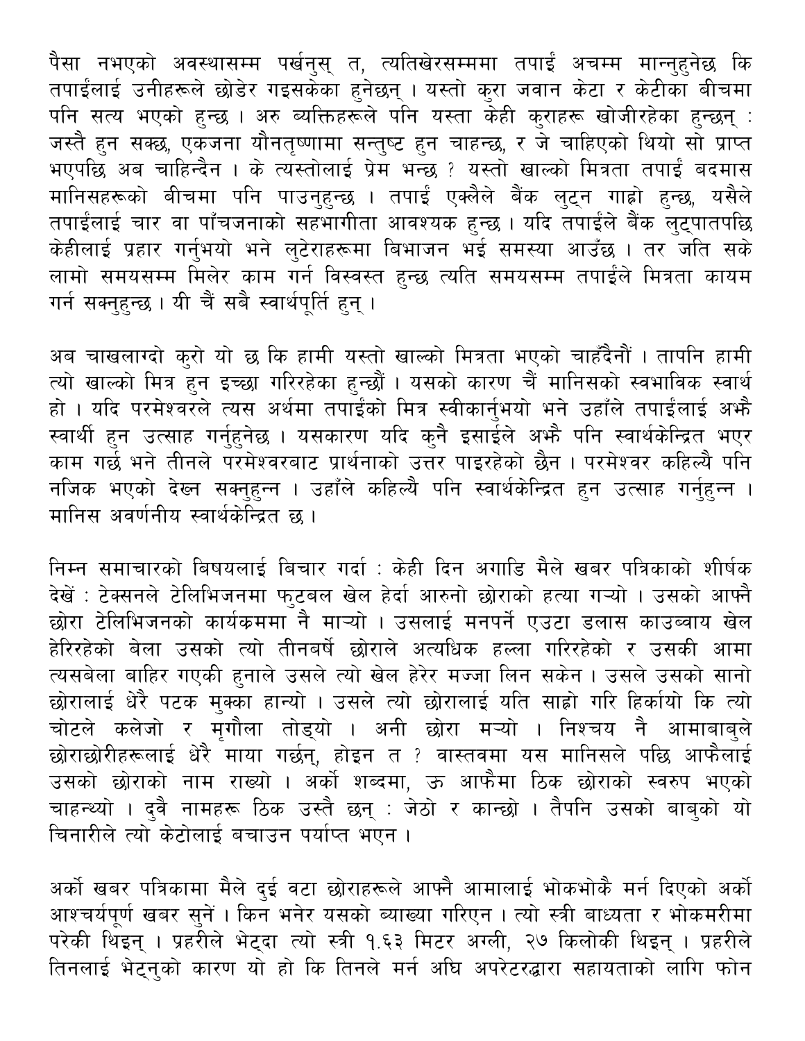पैसा नभएको अवस्थासम्म पर्खनुस् त, त्यतिखेरसम्ममा तपाईं अचम्म मान्नुहुनेछ कि तपाईंलाई उनीहरूले छोडेर गइसकेका हुनेछन् । यस्तो कुरा जवान केटा र केटीका बीचमा पनि सत्य भएको हुन्छ । अरु ब्यक्तिहरूले पनि यस्ता केही कुराहरू खोजीरहेका हुन्छन् : जस्तै हुन सक्छ, एकजना यौनतृष्णामा सन्तुष्ट हुन चाहन्छ, र जे चाहिएको थियो सो प्राप्त भएपछि अब चाहिन्दैन । के त्यस्तोलाई प्रेम भन्छ ? यस्तो खाल्को मित्रता तपाईं बदमास मानिसहरूको बीचमा पनि पाउनुहुन्छ । तपाईं एक्लैले बैंक लुट्न गाह्रो हुन्छ, यसैले तपाईंलाई चार वा पाँचजनाको सहभागीता आवश्यक हुन्छ । यदि तपाईंले बैंक लुट्पातपछि केहीलाई प्रहार गर्नुभयो भने लुटेराहरूमा बिभाजन भई समस्या आउँछ । तर जति सके लामो समयसम्म मिलेर काम गर्न विस्वस्त हुन्छ त्यति समयसम्म तपाईंले मित्रता कायम गर्न सक्नुहुन्छ । यी चैं सबै स्वार्थपूर्ति हुन् ।

अब चाखलाग्दो कुरो यो छ कि हामी यस्तो खाल्को मित्रता भएको चाहँदैनौं । तापनि हामी त्यो खाल्को मित्र हुन इच्छा गरिरहेका हुन्छौं । यसको कारण चैं मानिसको स्वभाविक स्वार्थ हो । यदि परमेश्वरले त्यस अर्थमा तपाईंको मित्र स्वीकार्नुभयो भने उहाँले तपाईंलाई अझै स्वार्थी हुन उत्साह गर्नुहुनेछ । यसकारण यदि कुनै इसाईले अझै पनि स्वार्थकेन्द्रित भएर काम गर्छ भने तीनले परमेश्वरबाट प्रार्थनाको उत्तर पाइरहेको छैन । परमेश्वर कहिल्यै पनि नजिक भएको देख्न सक्नुहुन्न । उहाँले कहिल्यै पनि स्वार्थकेन्द्रित हुन उत्साह गर्नुहुन्न । मानिस अवर्णनीय स्वार्थकेन्द्रित छ ।

निम्न समाचारको बिषयलाई बिचार गर्दा : केही दिन अगाडि मैले खबर पत्रिकाको शीर्षक देखें : टेक्सनले टेलिभिजनमा फुटबल खेल हेर्दा आरुनो छोराको हत्या गऱ्यो । उसको आफ्नै छोरा टेलिभिजनको कार्यक्रममा नै माऱ्यो । उसलाई मनपर्ने एउटा डलास काउब्वाय खेल हेरिरहेको बेला उसको त्यो तीनबर्षे छोराले अत्यधिक हल्ला गरिरहेको र उसकी आमा त्यसबेला बाहिर गएकी हुनाले उसले त्यो खेल हेरेर मज्जा लिन सकेन । उसले उसको सानो छोरालाई धेरै पटक मुक्का हान्यो । उसले त्यो छोरालाई यति साह्रो गरि हिर्कायो कि त्यो चोटले कलेजो र मृगौला तोड्यो । अनी छोरा मऱ्यो । निश्चय नै आमाबाबुले छोराछोरीहरूलाई धेरै माया गर्छन्, होइन त ? वास्तवमा यस मानिसले पछि आफैलाई उसको छोराको नाम राख्यो । अर्को शब्दमा, ऊ आफैमा ठिक छोराको स्वरुप भएको चाहन्थ्यो । दुवै नामहरू ठिक उस्तै छन् : जेठो र कान्छो । तैपनि उसको बाबुको यो चिनारीले त्यो केटोलाई बचाउन पर्याप्त भएन ।

अर्को खबर पत्रिकामा मैले दुई वटा छोराहरूले आफ्नै आमालाई भोकभोकै मर्न दिएको अर्को आश्चर्यपूर्ण खबर सुनें । किन भनेर यसको ब्याख्या गरिएन । त्यो स्त्री बाध्यता र भोकमरीमा परेकी थिइन् । प्रहरीले भेट्दा त्यो स्त्री १.६३ मिटर अग्ली, २७ किलोकी थिइन् । प्रहरीले तिनलाई भेट्नुको कारण यो हो कि तिनले मर्न अघि अपरेटरद्धारा सहायताको लागि फोन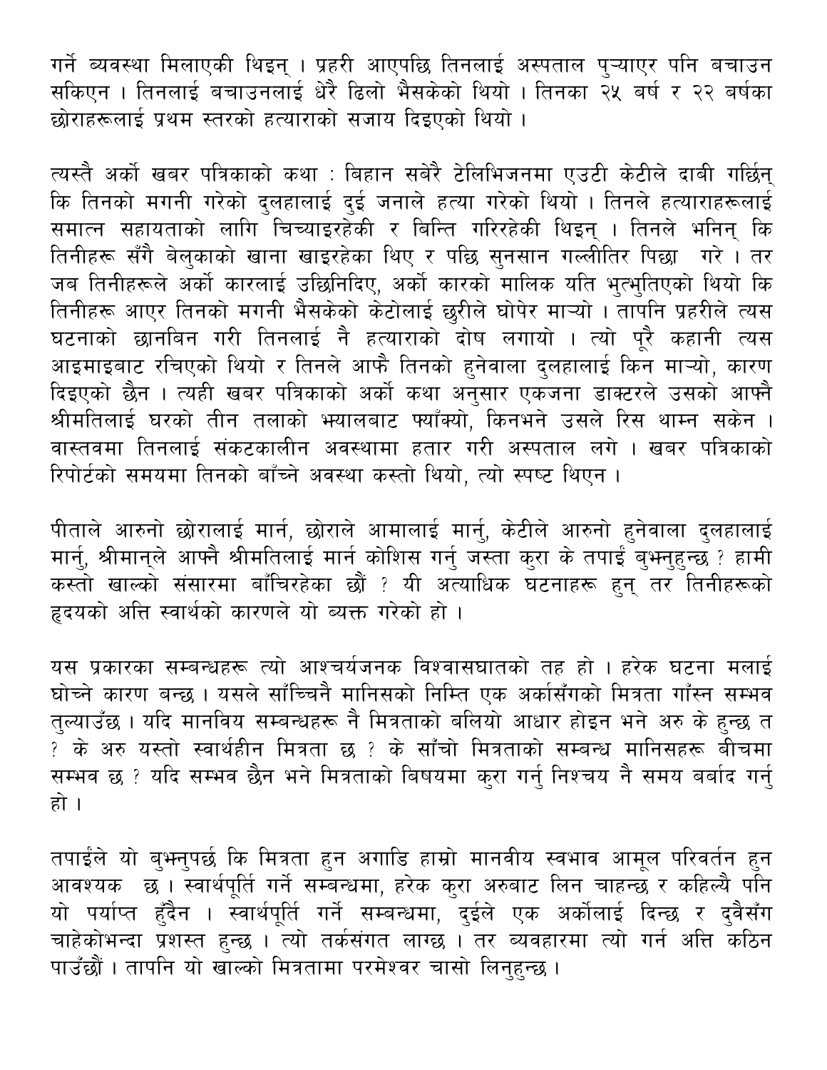गर्ने व्यवस्था मिलाएकी थिइन् । प्रहरी आएपछि तिनलाई अस्पताल पुऱ्याएर पनि बचाउन सकिएन । तिनलाई बचाउनलाई धेरै ढिलो भैसकेको थियो । तिनका २५ बर्ष र २२ बर्षका छोराहरूलाई प्रथम स्तरको हत्याराको सजाय दिइएको थियो ।

त्यस्तै अर्को खबर पत्रिकाको कथा : बिहान सबेरै टेलिभिजनमा एउटी केटीले दाबी गर्छिन् कि तिनको मगनी गरेको दुलहालाई दुई जनाले हत्या गरेको थियो । तिनले हत्याराहरूलाई समात्न सहायताको लागि चिच्याइरहेकी र बिन्ति गरिरहेकी थिइन् । तिनले भनिन् कि तिनीहरू सँगै बेलुकाको खाना खाइरहेका थिए र पछि सुनसान गल्लीतिर पिछा गरे । तर जब तिनीहरूले अर्को कारलाई उछिनिदिए, अर्को कारको मालिक यति भुत्भुतिएको थियो कि तिनीहरू आएर तिनको मगनी भैसकेको केटोलाई छुरीले घोपेर माऱ्यो । तापनि प्रहरीले त्यस घटनाको छानबिन गरी तिनलाई नै हत्याराको दोष लगायो । त्यो पूरै कहानी त्यस आइमाइबाट रचिएको थियो र तिनले आफै तिनको हुनेवाला दुलहालाई किन माऱ्यो, कारण दिइएको छैन । त्यही खबर पत्रिकाको अर्को कथा अनुसार एकजना डाक्टरले उसको आफ्नै श्रीमतिलाई घरको तीन तलाको झ्यालबाट फ्याँक्यो, किनभने उसले रिस थाम्न सकेन । वास्तवमा तिनलाई संकटकालीन अवस्थामा हतार गरी अस्पताल लगे । खबर पत्रिकाको रिपोर्टको समयमा तिनको बाँच्ने अवस्था कस्तो थियो, त्यो स्पष्ट थिएन ।

पीताले आरुनो छोरालाई मार्न, छोराले आमालाई मार्नु, केटीले आरुनो हुनेवाला दुलहालाई मार्नु, श्रीमान्‌ले आफ्नै श्रीमतिलाई मार्न कोशिस गर्नु जस्ता कुरा के तपाईं बुझ्नुहुन्छ ? हामी कस्तो खाल्को संसारमा बाँचिरहेका छौं ? यी अत्याधिक घटनाहरू हुन् तर तिनीहरूको हृदयको अत्ति स्वार्थको कारणले यो ब्यक्त गरेको हो ।

यस प्रकारका सम्बन्धहरू त्यो आश्चर्यजनक विश्वासघातको तह हो । हरेक घटना मलाई घोच्ने कारण बन्छ । यसले साँच्चिनै मानिसको निम्ति एक अर्कासँगको मित्रता गाँस्न सम्भव तुल्याउँछ । यदि मानविय सम्बन्धहरू नै मित्रताको बलियो आधार होइन भने अरु के हुन्छ त ? के अरु यस्तो स्वार्थहीन मित्रता छ ? के साँचो मित्रताको सम्बन्ध मानिसहरू बीचमा सम्भव छ ? यदि सम्भव छैन भने मित्रताको बिषयमा कुरा गर्नु निश्चय नै समय बर्बाद गर्नु हो ।

तपाईंले यो बुझ्नुपर्छ कि मित्रता हुन अगाडि हाम्रो मानवीय स्वभाव आमूल परिवर्तन हुन आवश्यक छ । स्वार्थपूर्ति गर्ने सम्बन्धमा, हरेक कुरा अरुबाट लिन चाहन्छ र कहिल्यै पनि यो पर्याप्त हुँदैन । स्वार्थपूर्ति गर्ने सम्बन्धमा, दुईले एक अर्कोलाई दिन्छ र दुवैसँग चाहेकोभन्दा प्रशस्त हुन्छ । त्यो तर्कसंगत लाग्छ । तर ब्यवहारमा त्यो गर्न अत्ति कठिन पाउँछौं । तापनि यो खाल्को मित्रतामा परमेश्वर चासो लिनुहुन्छ ।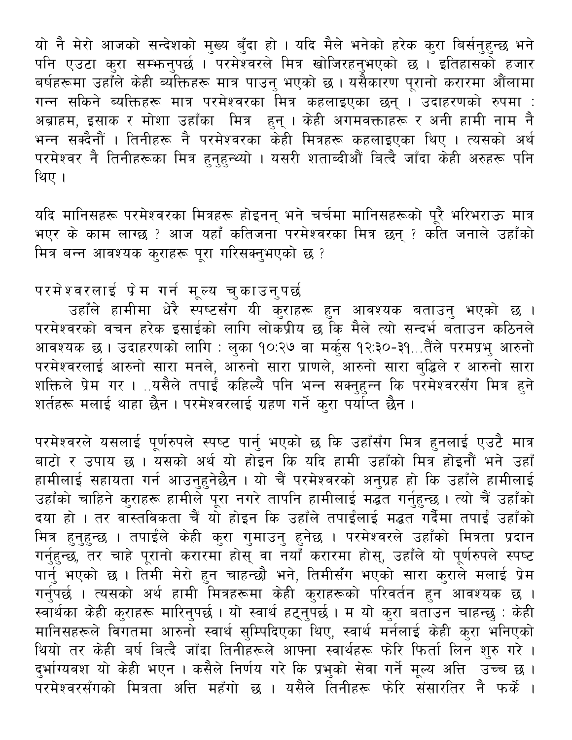यो नै मेरो आजको सन्देशको मुख्य बुँदा हो । यदि मैले भनेको हरेक कुरा बिर्सनुहुन्छ भने पनि एउटा कुरा सम्झनुपर्छ । परमेश्वरले मित्र खोजिरहनुभएको छ । इतिहासको हजार बर्षहरूमा उहाँले केही व्यक्तिहरू मात्र पाउनु भएको छ । यसैकारण पूरानो करारमा औंलामा गन्न सकिने व्यक्तिहरू मात्र परमेश्वरका मित्र कहलाइएका छन् । उदाहरणको रुपमा : अब्राहम, इसाक र मोशा उहाँका मित्र हुन् । केही अगमवक्ताहरू र अनी हामी नाम नै भन्न सक्दैनौं । तिनीहरू नै परमेश्वरका केही मित्रहरू कहलाइएका थिए । त्यसको अर्थ परमेश्वर नै तिनीहरूका मित्र हुनुहुन्थ्यो । यसरी शताब्दीऔं बित्दै जाँदा केही अरुहरू पनि थिए ।

यदि मानिसहरू परमेश्वरका मित्रहरू होइनन् भने चर्चमा मानिसहरूको पूरै भरिभराऊ मात्र भएर के काम लाग्छ ? आज यहाँ कतिजना परमेश्वरका मित्र छन् ? कति जनाले उहाँको मित्र बन्न आवश्यक कुराहरू पूरा गरिसक्नुभएको छ ?

## परमेश्वरलाई प्रेम गर्न मूल्य चुकाउनुपर्छ

उहाँले हामीमा धेरै स्पष्टसँग यी कुराहरू हुन आवश्यक बताउनु भएको छ । परमेश्वरको वचन हरेक इसाईको लागि लोकप्रीय छ कि मैले त्यो सन्दर्भ बताउन कठिनले आवश्यक छ । उदाहरणको लागि : लुका १०:२७ वा मर्कुस १२:३०-३१...तैंले परमप्रभु आरुनो परमेश्वरलाई आरुनो सारा मनले, आरुनो सारा प्राणले, आरुनो सारा बुद्धिले र आरुनो सारा शक्तिले प्रेम गर । ..यसैले तपाईं कहिल्यै पनि भन्न सक्नुहुन्न कि परमेश्वरसँग मित्र हुने शर्तहरू मलाई थाहा छैन । परमेश्वरलाई ग्रहण गर्ने कुरा पर्याप्त छैन ।

परमेश्वरले यसलाई पूर्णरुपले स्पष्ट पार्नु भएको छ कि उहाँसँग मित्र हुनलाई एउटै मात्र बाटो र उपाय छ । यसको अर्थ यो होइन कि यदि हामी उहाँको मित्र होइनौं भने उहाँ हामीलाई सहायता गर्न आउनुहुनेछैन । यो चैं परमेश्वरको अनुग्रह हो कि उहाँले हामीलाई उहाँको चाहिने कुराहरू हामीले पूरा नगरे तापनि हामीलाई मद्धत गर्नुहुन्छ । त्यो चैं उहाँको दया हो । तर वास्तविकता चैं यो होइन कि उहाँले तपाईंलाई मद्धत गर्दैमा तपाईं उहाँको मित्र हुनुहुन्छ । तपाईंले केही कुरा गुमाउनु हुनेछ । परमेश्वरले उहाँको मित्रता प्रदान गर्नुहुन्छ, तर चाहे पूरानो करारमा होस् वा नयाँ करारमा होस्, उहाँले यो पूर्णरुपले स्पष्ट पार्नु भएको छ । तिमी मेरो हुन चाहन्छौ भने, तिमीसँग भएको सारा कुराले मलाई प्रेम गर्नुपर्छ । त्यसको अर्थ हामी मित्रहरूमा केही कुराहरूको परिवर्तन हुन आवश्यक छ । स्वार्थका केही कुराहरू मारिनुपर्छ । यो स्वार्थ हट्नुपर्छ । म यो कुरा बताउन चाहन्छु : केही मानिसहरूले विगतमा आरुनो स्वार्थ सुम्पिदिएका थिए, स्वार्थ मर्नलाई केही कुरा भनिएको थियो तर केही बर्ष बित्दै जाँदा तिनीहरूले आफ्ना स्वार्थहरू फेरि फिर्ता लिन शुरु गरे । दुर्भाग्यवश यो केही भएन । कसैले निर्णय गरे कि प्रभुको सेवा गर्ने मूल्य अत्ति उच्च छ । परमेश्वरसँगको मित्रता अत्ति महँगो छ । यसैले तिनीहरू फेरि संसारतिर नै फर्के ।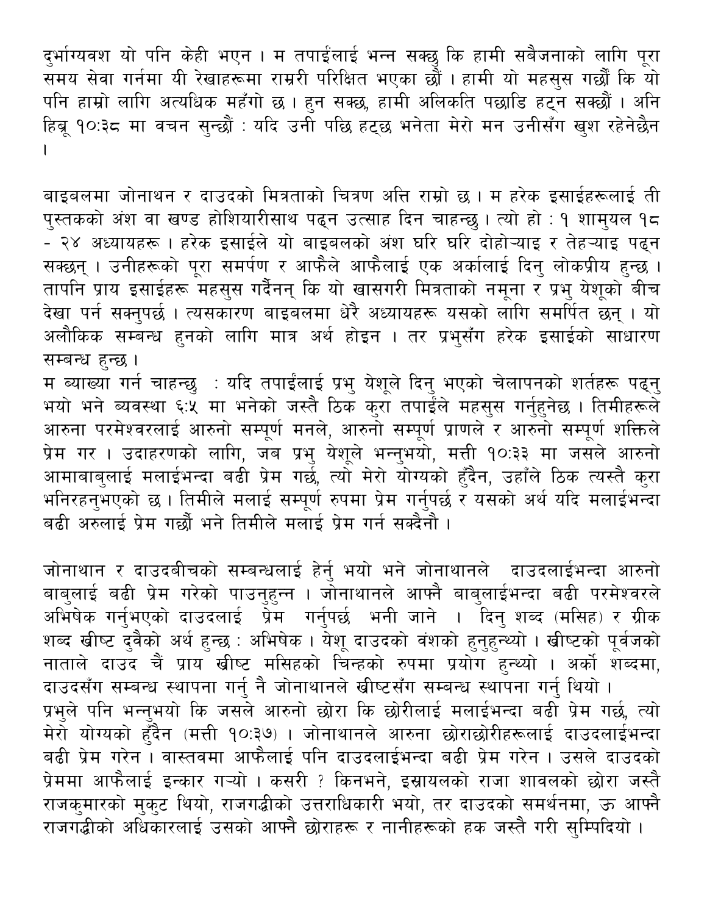दुर्भाग्यवश यो पनि केही भएन । म तपाईलाई भन्न सक्छु कि हामी सबैजनाको लागि पूरा समय सेवा गर्नमा यी रेखाहरूमा राम्ररी परिक्षित भएका छौं । हामी यो महसुस गर्छौं कि यो पनि हाम्रो लागि अत्यधिक महँगो छ । हुन सक्छ, हामी अलिकति पछाडि हट्न सक्छौं । अनि हिब्रू १०:३८ मा वचन सुन्छौं : यदि उनी पछि हट्छ भनेता मेरो मन उनीसँग खुश रहेनेछैन ।

बाइबलमा जोनाथन र दाउदको मित्रताको चित्रण अत्ति राम्रो छ । म हरेक इसाईहरूलाई ती पुस्तकको अंश वा खण्ड होशियारीसाथ पढ्न उत्साह दिन चाहन्छु । त्यो हो : १ शामुयल १८ - २४ अध्यायहरू । हरेक इसाईले यो बाइबलको अंश घरि घरि दोहोऱ्याइ र तेहऱ्याइ पढ्न सक्छन् । उनीहरूको पूरा समर्पण र आफैले आफैलाई एक अर्कालाई दिनु लोकप्रीय हुन्छ । तापनि प्राय इसाईहरू महसुस गर्दैनन् कि यो खासगरी मित्रताको नमूना र प्रभु येशूको बीच देखा पर्न सक्नुपर्छ । त्यसकारण बाइबलमा धेरै अध्यायहरू यसको लागि समर्पित छन् । यो अलौकिक सम्बन्ध हुनको लागि मात्र अर्थ होइन । तर प्रभुसँग हरेक इसाईको साधारण सम्बन्ध हुन्छ ।
म व्याख्या गर्न चाहन्छु : यदि तपाईलाई प्रभु येशूले दिनु भएको चेलापनको शर्तहरू पढ्नु भयो भने व्यवस्था ६:५ मा भनेको जस्तै ठिक कुरा तपाईले महसुस गर्नुहुनेछ । तिमीहरूले आरुना परमेश्वरलाई आरुनो सम्पूर्ण मनले, आरुनो सम्पूर्ण प्राणले र आरुनो सम्पूर्ण शक्तिले प्रेम गर । उदाहरणको लागि, जब प्रभु येशूले भन्नुभयो, मत्ती १०:३३ मा जसले आरुनो आमाबाबुलाई मलाईभन्दा बढी प्रेम गर्छ, त्यो मेरो योग्यको हुँदैन, उहाँले ठिक त्यस्तै कुरा भनिरहनुभएको छ । तिमीले मलाई सम्पूर्ण रुपमा प्रेम गर्नुपर्छ र यसको अर्थ यदि मलाईभन्दा बढी अरुलाई प्रेम गर्छौ भने तिमीले मलाई प्रेम गर्न सक्दैनौ ।

जोनाथान र दाउदबीचको सम्बन्धलाई हेर्नु भयो भने जोनाथानले दाउदलाईभन्दा आरुनो बाबुलाई बढी प्रेम गरेको पाउनुहुन्न । जोनाथानले आफ्नै बाबुलाईभन्दा बढी परमेश्वरले अभिषेक गर्नुभएको दाउदलाई प्रेम गर्नुपर्छ भनी जाने । दिनु शब्द (मसिह) र ग्रीक शब्द खीष्ट दुवैको अर्थ हुन्छ : अभिषेक । येशू दाउदको वंशको हुनुहुन्थ्यो । खीष्टको पूर्वजको नाताले दाउद चैं प्राय खीष्ट मसिहको चिन्हको रुपमा प्रयोग हुन्थ्यो । अर्को शब्दमा, दाउदसँग सम्बन्ध स्थापना गर्नु नै जोनाथानले खीष्टसँग सम्बन्ध स्थापना गर्नु थियो ।
प्रभुले पनि भन्नुभयो कि जसले आरुनो छोरा कि छोरीलाई मलाईभन्दा बढी प्रेम गर्छ, त्यो मेरो योग्यको हुँदैन (मत्ती १०:३७) । जोनाथानले आरुना छोराछोरीहरूलाई दाउदलाईभन्दा बढी प्रेम गरेन । वास्तवमा आफैलाई पनि दाउदलाईभन्दा बढी प्रेम गरेन । उसले दाउदको प्रेममा आफैलाई इन्कार गऱ्यो । कसरी ? किनभने, इस्रायलको राजा शावलको छोरा जस्तै राजकुमारको मुकुट थियो, राजगद्धीको उत्तराधिकारी भयो, तर दाउदको समर्थनमा, ऊ आफ्नै राजगद्धीको अधिकारलाई उसको आफ्नै छोराहरू र नानीहरूको हक जस्तै गरी सुम्पिदियो ।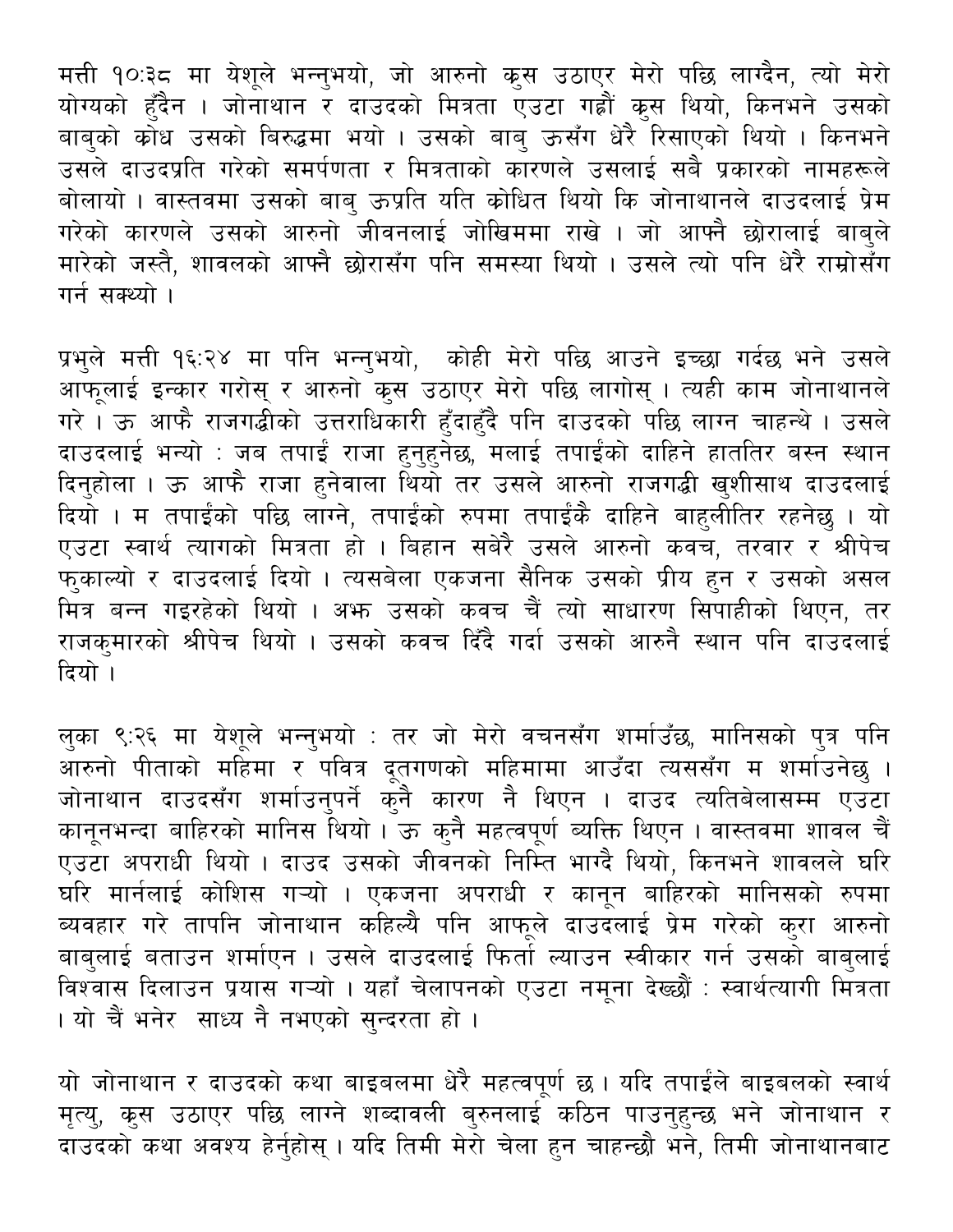मत्ती १०:३८ मा येशूले भन्नुभयो, जो आरुनो क्रुस उठाएर मेरो पछि लाग्दैन, त्यो मेरो योग्यको हुँदैन । जोनाथान र दाउदको मित्रता एउटा गह्रौं क्रुस थियो, किनभने उसको बाबुको क्रोध उसको बिरुद्धमा भयो । उसको बाबु ऊसँग धेरै रिसाएको थियो । किनभने उसले दाउदप्रति गरेको समर्पणता र मित्रताको कारणले उसलाई सबै प्रकारको नामहरूले बोलायो । वास्तवमा उसको बाबु ऊप्रति यति क्रोधित थियो कि जोनाथानले दाउदलाई प्रेम गरेको कारणले उसको आरुनो जीवनलाई जोखिममा राखे । जो आफ्नै छोरालाई बाबुले मारेको जस्तै, शावलको आफ्नै छोरासँग पनि समस्या थियो । उसले त्यो पनि धेरै राम्रोसँग गर्न सक्थ्यो ।

प्रभुले मत्ती १६:२४ मा पनि भन्नुभयो, कोही मेरो पछि आउने इच्छा गर्दछ भने उसले आफूलाई इन्कार गरोस् र आरुनो क्रुस उठाएर मेरो पछि लागोस् । त्यही काम जोनाथानले गरे । ऊ आफै राजगद्धीको उत्तराधिकारी हुँदाहुँदै पनि दाउदको पछि लाग्न चाहन्थे । उसले दाउदलाई भन्यो : जब तपाई राजा हुनुहुनेछ, मलाई तपाईंको दाहिने हाततिर बस्न स्थान दिनुहोला । ऊ आफै राजा हुनेवाला थियो तर उसले आरुनो राजगद्धी खुशीसाथ दाउदलाई दियो । म तपाईंको पछि लाग्ने, तपाईंको रुपमा तपाईंकै दाहिने बाहुलीतिर रहनेछु । यो एउटा स्वार्थ त्यागको मित्रता हो । बिहान सबेरै उसले आरुनो कवच, तरवार र श्रीपेच फुकाल्यो र दाउदलाई दियो । त्यसबेला एकजना सैनिक उसको प्रीय हुन र उसको असल मित्र बन्न गइरहेको थियो । अझ उसको कवच चैं त्यो साधारण सिपाहीको थिएन, तर राजकुमारको श्रीपेच थियो । उसको कवच दिँदै गर्दा उसको आरुनै स्थान पनि दाउदलाई दियो ।

लुका ९:२६ मा येशूले भन्नुभयो : तर जो मेरो वचनसँग शर्माउँछ, मानिसको पुत्र पनि आरुनो पीताको महिमा र पवित्र दूतगणको महिमामा आउँदा त्ससँग म शर्माउनेछु । जोनाथान दाउदसँग शर्माउनुपर्ने कुनै कारण नै थिएन । दाउद त्यतिबेलासम्म एउटा कानूनभन्दा बाहिरको मानिस थियो । ऊ कुनै महत्वपूर्ण व्यक्ति थिएन । वास्तवमा शावल चैं एउटा अपराधी थियो । दाउद उसको जीवनको निम्ति भाग्दै थियो, किनभने शावलले घरि घरि मार्नलाई कोशिस गर्‍यो । एकजना अपराधी र कानून बाहिरको मानिसको रुपमा व्यवहार गरे तापनि जोनाथान कहिल्यै पनि आफूले दाउदलाई प्रेम गरेको कुरा आरुनो बाबुलाई बताउन शर्माएन । उसले दाउदलाई फिर्ता ल्याउन स्वीकार गर्न उसको बाबुलाई विश्वास दिलाउन प्रयास गर्‍यो । यहाँ चेलापनको एउटा नमूना देख्छौं : स्वार्थत्यागी मित्रता । यो चैं भनेर साध्य नै नभएको सुन्दरता हो ।

यो जोनाथान र दाउदको कथा बाइबलमा धेरै महत्वपूर्ण छ । यदि तपाईंले बाइबलको स्वार्थ मृत्यु, क्रुस उठाएर पछि लाग्ने शब्दावली बुरुनलाई कठिन पाउनुहुन्छ भने जोनाथान र दाउदको कथा अवश्य हेर्नुहोस् । यदि तिमी मेरो चेला हुन चाहन्छौ भने, तिमी जोनाथानबाट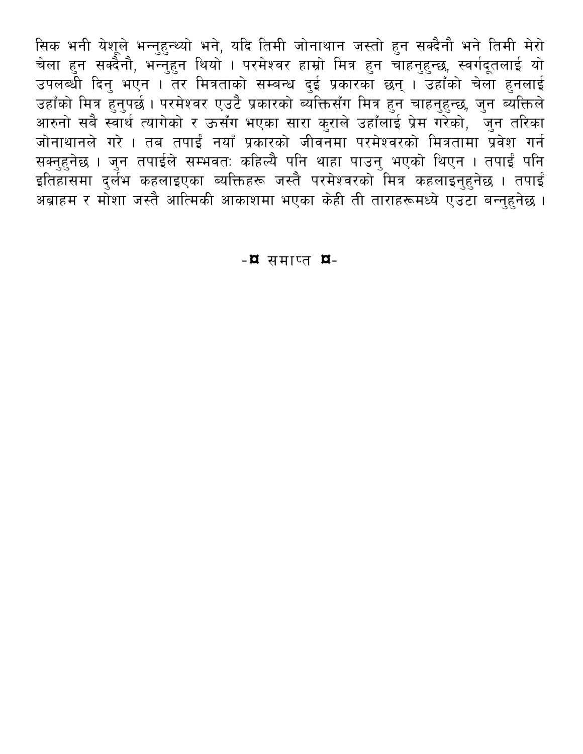सिक भनी येशूले भन्नुहुन्थ्यो भने, यदि तिमी जोनाथान जस्तो हुन सक्दैनौ भने तिमी मेरो चेला हुन सक्दैनौ, भन्नुहुन थियो । परमेश्वर हाम्रो मित्र हुन चाहनुहुन्छ, स्वर्गदूतलाई यो उपलब्धी दिनु भएन । तर मित्रताको सम्बन्ध दुई प्रकारका छन् । उहाँको चेला हुनलाई उहाँको मित्र हुनुपर्छ । परमेश्वर एउटै प्रकारको व्यक्तिसँग मित्र हुन चाहनुहुन्छ, जुन व्यक्तिले आरुनो सबै स्वार्थ त्यागेको र ऊसँग भएका सारा कुराले उहाँलाई प्रेम गरेको, जुन तरिका जोनाथानले गरे । तब तपाईं नयाँ प्रकारको जीवनमा परमेश्वरको मित्रतामा प्रवेश गर्न सक्नुहुनेछ । जुन तपाईले सम्भवतः कहिल्यै पनि थाहा पाउनु भएको थिएन । तपाईं पनि इतिहासमा दुर्लभ कहलाइएका व्यक्तिहरू जस्तै परमेश्वरको मित्र कहलाइनुहुनेछ । तपाईं अब्राहम र मोशा जस्तै आत्मिकी आकाशमा भएका केही ती ताराहरूमध्ये एउटा बन्नुहुनेछ ।

-¤ समाप्त ¤-